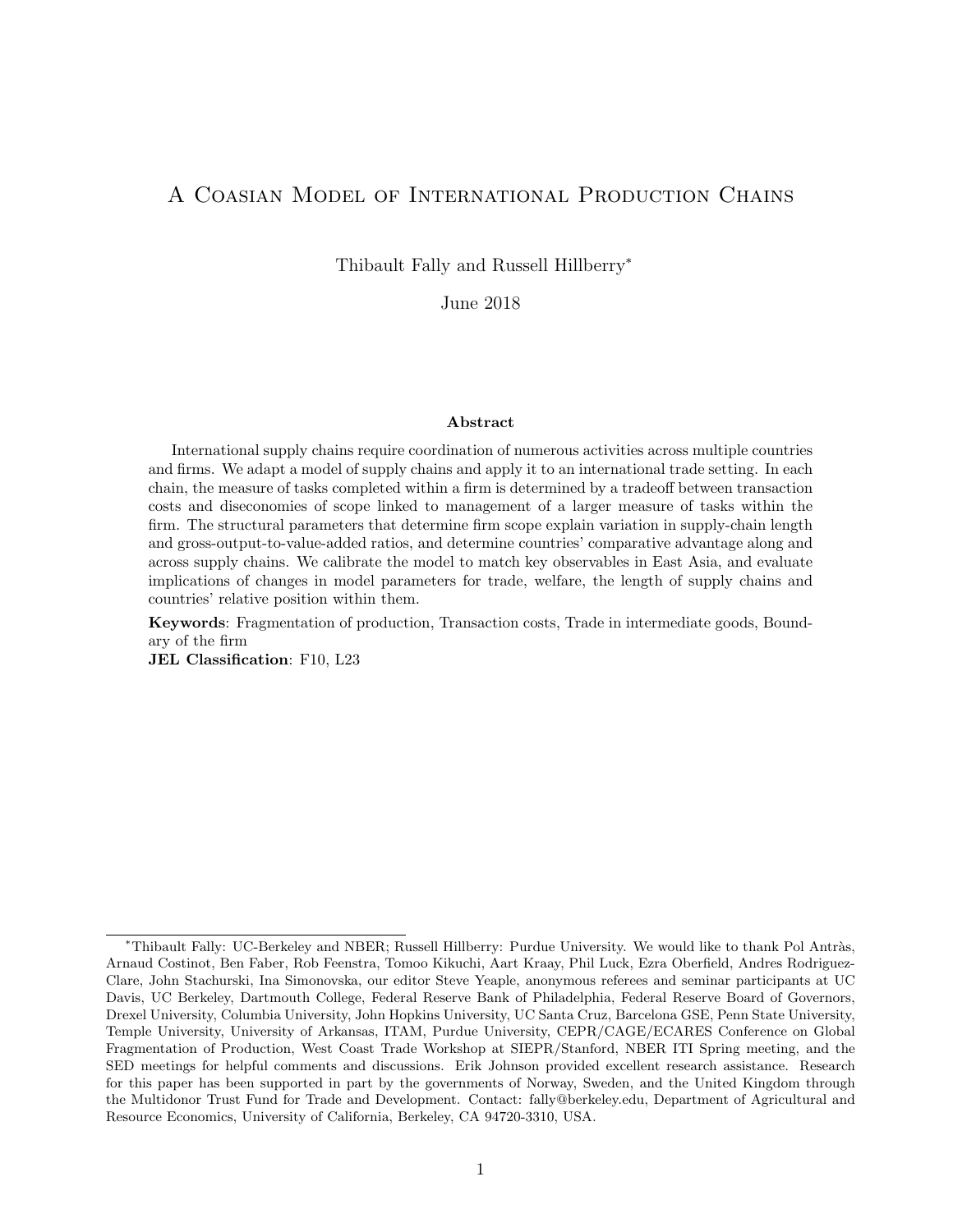# A Coasian Model of International Production Chains

Thibault Fally and Russell Hillberry*

June 2018

## Abstract

International supply chains require coordination of numerous activities across multiple countries and firms. We adapt a model of supply chains and apply it to an international trade setting. In each chain, the measure of tasks completed within a firm is determined by a tradeoff between transaction costs and diseconomies of scope linked to management of a larger measure of tasks within the firm. The structural parameters that determine firm scope explain variation in supply-chain length and gross-output-to-value-added ratios, and determine countries' comparative advantage along and across supply chains. We calibrate the model to match key observables in East Asia, and evaluate implications of changes in model parameters for trade, welfare, the length of supply chains and countries' relative position within them.

**Keywords**: Fragmentation of production, Transaction costs, Trade in intermediate goods, Boundary of the firm

**JEL Classification**: F10, L23

---

*Thibault Fally: UC-Berkeley and NBER; Russell Hillberry: Purdue University. We would like to thank Pol Antràs, Arnaud Costinot, Ben Faber, Rob Feenstra, Tomoo Kikuchi, Aart Kraay, Phil Luck, Ezra Oberfield, Andres Rodriguez-Clare, John Stachurski, Ina Simonovska, our editor Steve Yeaple, anonymous referees and seminar participants at UC Davis, UC Berkeley, Dartmouth College, Federal Reserve Bank of Philadelphia, Federal Reserve Board of Governors, Drexel University, Columbia University, John Hopkins University, UC Santa Cruz, Barcelona GSE, Penn State University, Temple University, University of Arkansas, ITAM, Purdue University, CEPR/CAGE/ECARES Conference on Global Fragmentation of Production, West Coast Trade Workshop at SIEPR/Stanford, NBER ITI Spring meeting, and the SED meetings for helpful comments and discussions. Erik Johnson provided excellent research assistance. Research for this paper has been supported in part by the governments of Norway, Sweden, and the United Kingdom through the Multidonor Trust Fund for Trade and Development. Contact: fally@berkeley.edu, Department of Agricultural and Resource Economics, University of California, Berkeley, CA 94720-3310, USA.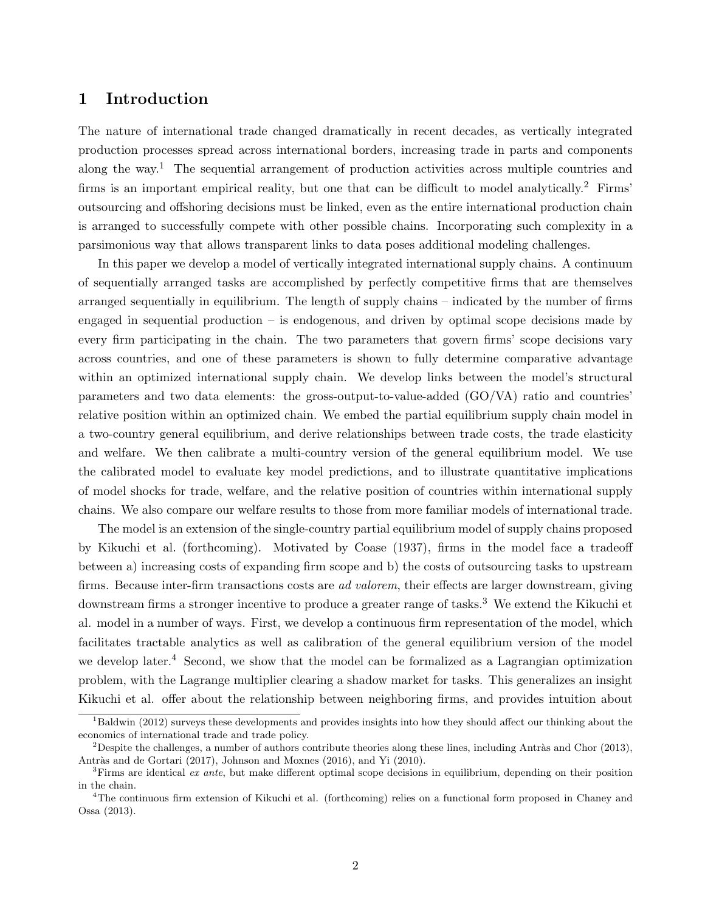# 1 Introduction

The nature of international trade changed dramatically in recent decades, as vertically integrated production processes spread across international borders, increasing trade in parts and components along the way.[1] The sequential arrangement of production activities across multiple countries and firms is an important empirical reality, but one that can be difficult to model analytically.[2] Firms' outsourcing and offshoring decisions must be linked, even as the entire international production chain is arranged to successfully compete with other possible chains. Incorporating such complexity in a parsimonious way that allows transparent links to data poses additional modeling challenges.

In this paper we develop a model of vertically integrated international supply chains. A continuum of sequentially arranged tasks are accomplished by perfectly competitive firms that are themselves arranged sequentially in equilibrium. The length of supply chains – indicated by the number of firms engaged in sequential production – is endogenous, and driven by optimal scope decisions made by every firm participating in the chain. The two parameters that govern firms' scope decisions vary across countries, and one of these parameters is shown to fully determine comparative advantage within an optimized international supply chain. We develop links between the model's structural parameters and two data elements: the gross-output-to-value-added (GO/VA) ratio and countries' relative position within an optimized chain. We embed the partial equilibrium supply chain model in a two-country general equilibrium, and derive relationships between trade costs, the trade elasticity and welfare. We then calibrate a multi-country version of the general equilibrium model. We use the calibrated model to evaluate key model predictions, and to illustrate quantitative implications of model shocks for trade, welfare, and the relative position of countries within international supply chains. We also compare our welfare results to those from more familiar models of international trade.

The model is an extension of the single-country partial equilibrium model of supply chains proposed by Kikuchi et al. (forthcoming). Motivated by Coase (1937), firms in the model face a tradeoff between a) increasing costs of expanding firm scope and b) the costs of outsourcing tasks to upstream firms. Because inter-firm transactions costs are *ad valorem*, their effects are larger downstream, giving downstream firms a stronger incentive to produce a greater range of tasks.[3] We extend the Kikuchi et al. model in a number of ways. First, we develop a continuous firm representation of the model, which facilitates tractable analytics as well as calibration of the general equilibrium version of the model we develop later.[4] Second, we show that the model can be formalized as a Lagrangian optimization problem, with the Lagrange multiplier clearing a shadow market for tasks. This generalizes an insight Kikuchi et al. offer about the relationship between neighboring firms, and provides intuition about

---

[1] Baldwin (2012) surveys these developments and provides insights into how they should affect our thinking about the economics of international trade and trade policy.

[2] Despite the challenges, a number of authors contribute theories along these lines, including Antràs and Chor (2013), Antràs and de Gortari (2017), Johnson and Moxnes (2016), and Yi (2010).

[3] Firms are identical *ex ante*, but make different optimal scope decisions in equilibrium, depending on their position in the chain.

[4] The continuous firm extension of Kikuchi et al. (forthcoming) relies on a functional form proposed in Chaney and Ossa (2013).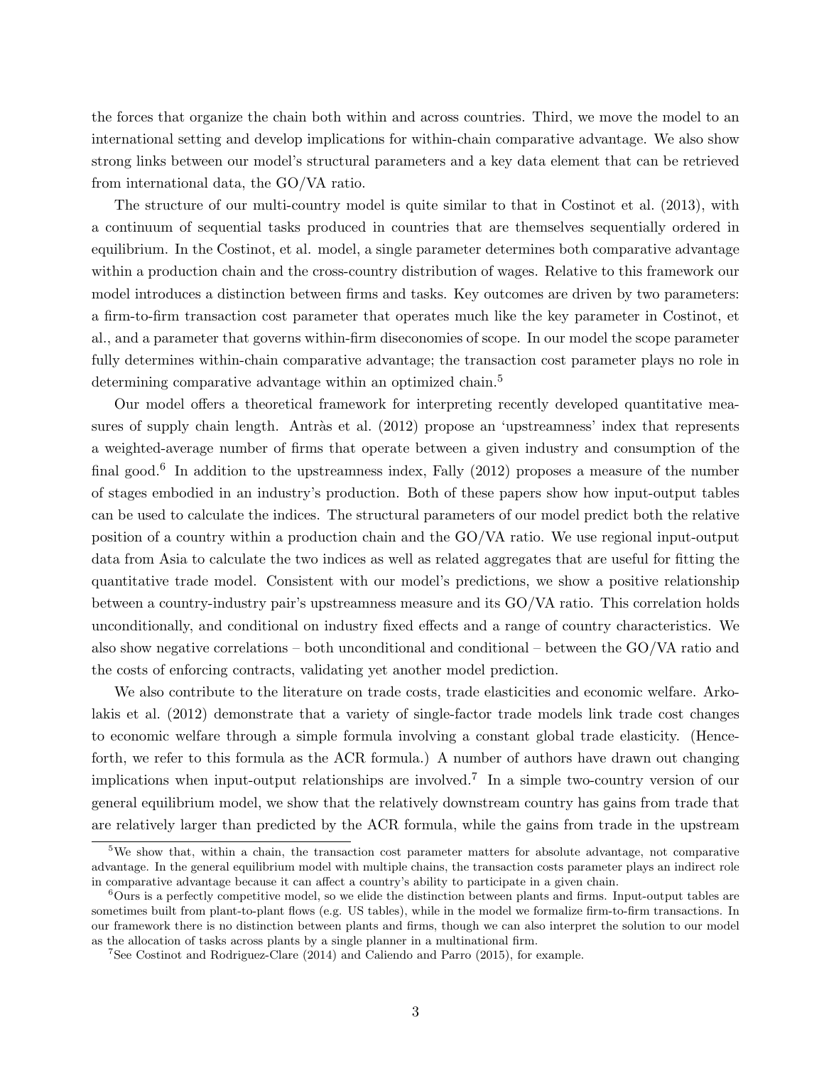the forces that organize the chain both within and across countries. Third, we move the model to an international setting and develop implications for within-chain comparative advantage. We also show strong links between our model's structural parameters and a key data element that can be retrieved from international data, the GO/VA ratio.

The structure of our multi-country model is quite similar to that in Costinot et al. (2013), with a continuum of sequential tasks produced in countries that are themselves sequentially ordered in equilibrium. In the Costinot, et al. model, a single parameter determines both comparative advantage within a production chain and the cross-country distribution of wages. Relative to this framework our model introduces a distinction between firms and tasks. Key outcomes are driven by two parameters: a firm-to-firm transaction cost parameter that operates much like the key parameter in Costinot, et al., and a parameter that governs within-firm diseconomies of scope. In our model the scope parameter fully determines within-chain comparative advantage; the transaction cost parameter plays no role in determining comparative advantage within an optimized chain.[5]

Our model offers a theoretical framework for interpreting recently developed quantitative measures of supply chain length. Antràs et al. (2012) propose an 'upstreamness' index that represents a weighted-average number of firms that operate between a given industry and consumption of the final good.[6] In addition to the upstreamness index, Fally (2012) proposes a measure of the number of stages embodied in an industry's production. Both of these papers show how input-output tables can be used to calculate the indices. The structural parameters of our model predict both the relative position of a country within a production chain and the GO/VA ratio. We use regional input-output data from Asia to calculate the two indices as well as related aggregates that are useful for fitting the quantitative trade model. Consistent with our model's predictions, we show a positive relationship between a country-industry pair's upstreamness measure and its GO/VA ratio. This correlation holds unconditionally, and conditional on industry fixed effects and a range of country characteristics. We also show negative correlations – both unconditional and conditional – between the GO/VA ratio and the costs of enforcing contracts, validating yet another model prediction.

We also contribute to the literature on trade costs, trade elasticities and economic welfare. Arkolakis et al. (2012) demonstrate that a variety of single-factor trade models link trade cost changes to economic welfare through a simple formula involving a constant global trade elasticity. (Henceforth, we refer to this formula as the ACR formula.) A number of authors have drawn out changing implications when input-output relationships are involved.[7] In a simple two-country version of our general equilibrium model, we show that the relatively downstream country has gains from trade that are relatively larger than predicted by the ACR formula, while the gains from trade in the upstream

---

[5] We show that, within a chain, the transaction cost parameter matters for absolute advantage, not comparative advantage. In the general equilibrium model with multiple chains, the transaction costs parameter plays an indirect role in comparative advantage because it can affect a country's ability to participate in a given chain.

[6] Ours is a perfectly competitive model, so we elide the distinction between plants and firms. Input-output tables are sometimes built from plant-to-plant flows (e.g. US tables), while in the model we formalize firm-to-firm transactions. In our framework there is no distinction between plants and firms, though we can also interpret the solution to our model as the allocation of tasks across plants by a single planner in a multinational firm.

[7] See Costinot and Rodriguez-Clare (2014) and Caliendo and Parro (2015), for example.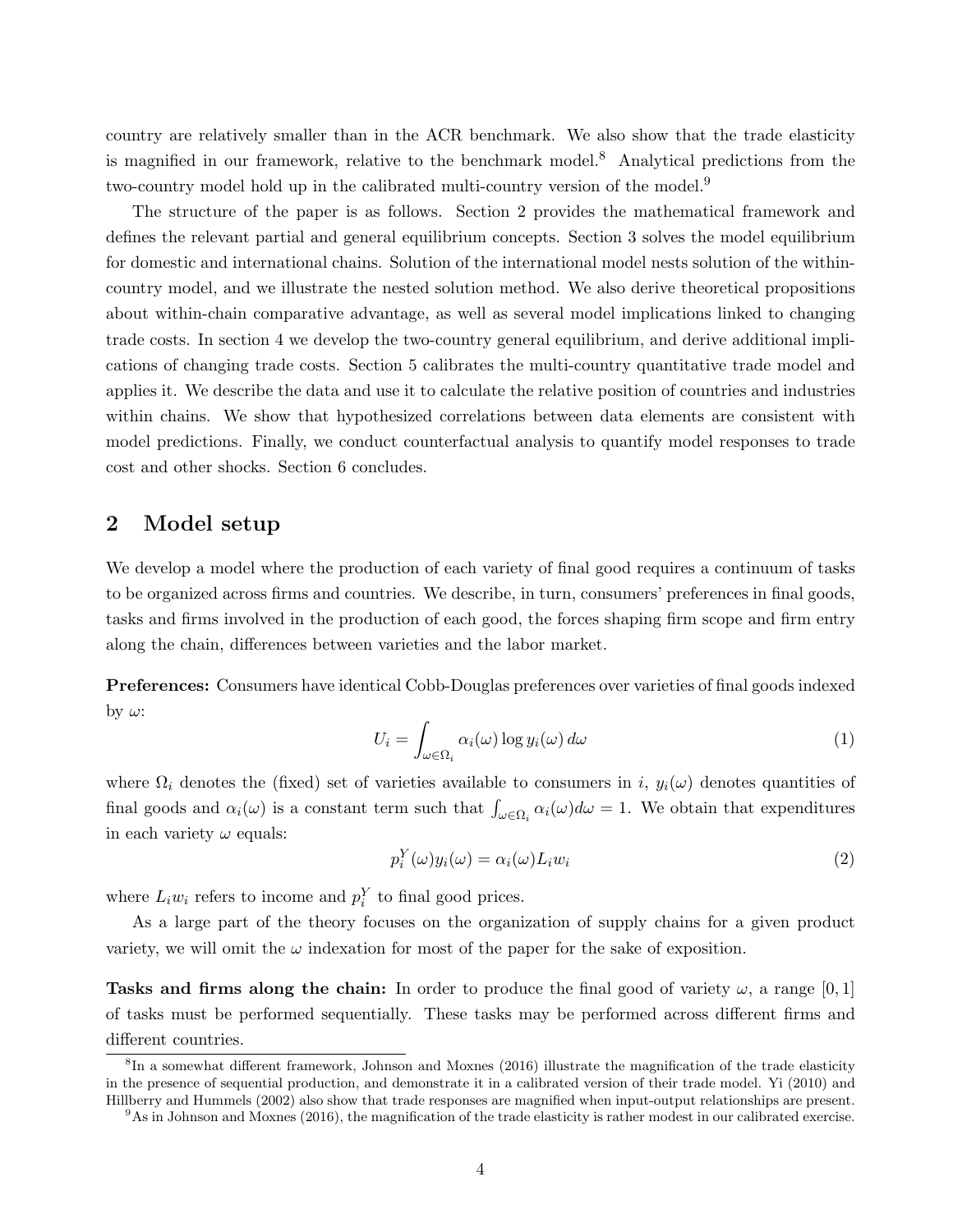country are relatively smaller than in the ACR benchmark. We also show that the trade elasticity is magnified in our framework, relative to the benchmark model.[8] Analytical predictions from the two-country model hold up in the calibrated multi-country version of the model.[9]

The structure of the paper is as follows. Section 2 provides the mathematical framework and defines the relevant partial and general equilibrium concepts. Section 3 solves the model equilibrium for domestic and international chains. Solution of the international model nests solution of the within-country model, and we illustrate the nested solution method. We also derive theoretical propositions about within-chain comparative advantage, as well as several model implications linked to changing trade costs. In section 4 we develop the two-country general equilibrium, and derive additional implications of changing trade costs. Section 5 calibrates the multi-country quantitative trade model and applies it. We describe the data and use it to calculate the relative position of countries and industries within chains. We show that hypothesized correlations between data elements are consistent with model predictions. Finally, we conduct counterfactual analysis to quantify model responses to trade cost and other shocks. Section 6 concludes.

## 2 Model setup

We develop a model where the production of each variety of final good requires a continuum of tasks to be organized across firms and countries. We describe, in turn, consumers' preferences in final goods, tasks and firms involved in the production of each good, the forces shaping firm scope and firm entry along the chain, differences between varieties and the labor market.

**Preferences:** Consumers have identical Cobb-Douglas preferences over varieties of final goods indexed by $\omega$:

$$U_i = \int_{\omega \in \Omega_i} \alpha_i(\omega) \log y_i(\omega)\, d\omega \tag{1}$$

where $\Omega_i$ denotes the (fixed) set of varieties available to consumers in $i$, $y_i(\omega)$ denotes quantities of final goods and $\alpha_i(\omega)$ is a constant term such that $\int_{\omega \in \Omega_i} \alpha_i(\omega) d\omega = 1$. We obtain that expenditures in each variety $\omega$ equals:

$$p_i^Y(\omega) y_i(\omega) = \alpha_i(\omega) L_i w_i \tag{2}$$

where $L_i w_i$ refers to income and $p_i^Y$ to final good prices.

As a large part of the theory focuses on the organization of supply chains for a given product variety, we will omit the $\omega$ indexation for most of the paper for the sake of exposition.

**Tasks and firms along the chain:** In order to produce the final good of variety $\omega$, a range $[0, 1]$ of tasks must be performed sequentially. These tasks may be performed across different firms and different countries.

[8] In a somewhat different framework, Johnson and Moxnes (2016) illustrate the magnification of the trade elasticity in the presence of sequential production, and demonstrate it in a calibrated version of their trade model. Yi (2010) and Hillberry and Hummels (2002) also show that trade responses are magnified when input-output relationships are present.

[9] As in Johnson and Moxnes (2016), the magnification of the trade elasticity is rather modest in our calibrated exercise.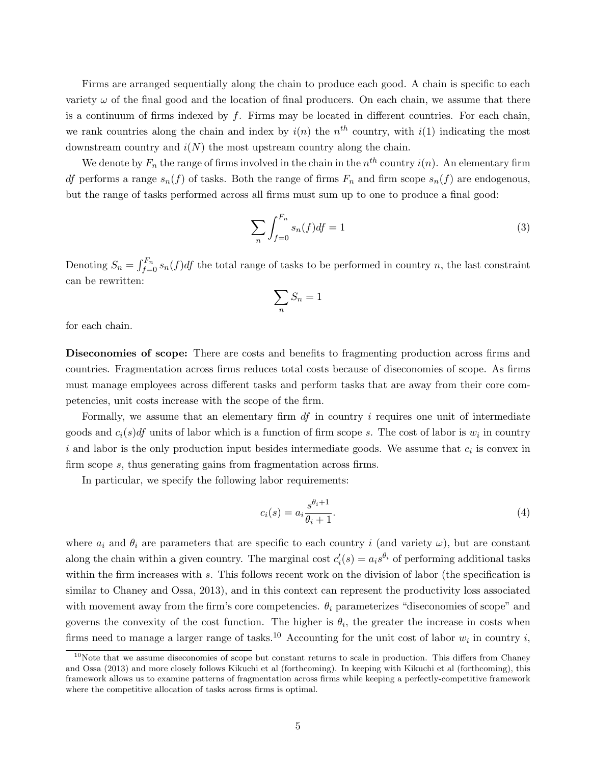Firms are arranged sequentially along the chain to produce each good. A chain is specific to each variety $\omega$ of the final good and the location of final producers. On each chain, we assume that there is a continuum of firms indexed by $f$. Firms may be located in different countries. For each chain, we rank countries along the chain and index by $i(n)$ the $n^{th}$ country, with $i(1)$ indicating the most downstream country and $i(N)$ the most upstream country along the chain.

We denote by $F_n$ the range of firms involved in the chain in the $n^{th}$ country $i(n)$. An elementary firm $df$ performs a range $s_n(f)$ of tasks. Both the range of firms $F_n$ and firm scope $s_n(f)$ are endogenous, but the range of tasks performed across all firms must sum up to one to produce a final good:

$$\sum_n \int_{f=0}^{F_n} s_n(f) df = 1 \tag{3}$$

Denoting $S_n = \int_{f=0}^{F_n} s_n(f)df$ the total range of tasks to be performed in country $n$, the last constraint can be rewritten:

$$\sum_n S_n = 1$$

for each chain.

**Diseconomies of scope:** There are costs and benefits to fragmenting production across firms and countries. Fragmentation across firms reduces total costs because of diseconomies of scope. As firms must manage employees across different tasks and perform tasks that are away from their core competencies, unit costs increase with the scope of the firm.

Formally, we assume that an elementary firm $df$ in country $i$ requires one unit of intermediate goods and $c_i(s)df$ units of labor which is a function of firm scope $s$. The cost of labor is $w_i$ in country $i$ and labor is the only production input besides intermediate goods. We assume that $c_i$ is convex in firm scope $s$, thus generating gains from fragmentation across firms.

In particular, we specify the following labor requirements:

$$c_i(s) = a_i \frac{s^{\theta_i+1}}{\theta_i + 1}. \tag{4}$$

where $a_i$ and $\theta_i$ are parameters that are specific to each country $i$ (and variety $\omega$), but are constant along the chain within a given country. The marginal cost $c_i'(s) = a_i s^{\theta_i}$ of performing additional tasks within the firm increases with $s$. This follows recent work on the division of labor (the specification is similar to Chaney and Ossa, 2013), and in this context can represent the productivity loss associated with movement away from the firm's core competencies. $\theta_i$ parameterizes "diseconomies of scope" and governs the convexity of the cost function. The higher is $\theta_i$, the greater the increase in costs when firms need to manage a larger range of tasks.[10] Accounting for the unit cost of labor $w_i$ in country $i$,

[10] Note that we assume diseconomies of scope but constant returns to scale in production. This differs from Chaney and Ossa (2013) and more closely follows Kikuchi et al (forthcoming). In keeping with Kikuchi et al (forthcoming), this framework allows us to examine patterns of fragmentation across firms while keeping a perfectly-competitive framework where the competitive allocation of tasks across firms is optimal.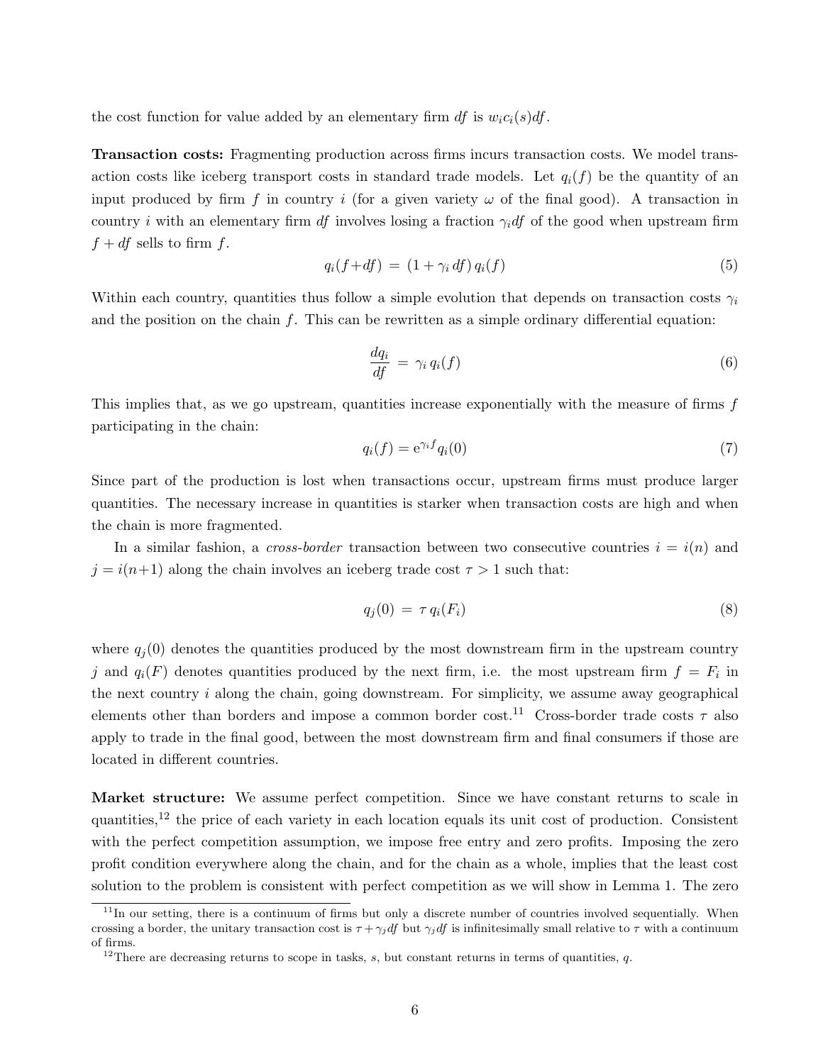the cost function for value added by an elementary firm $df$ is $w_i c_i(s) df$.

**Transaction costs:** Fragmenting production across firms incurs transaction costs. We model transaction costs like iceberg transport costs in standard trade models. Let $q_i(f)$ be the quantity of an input produced by firm $f$ in country $i$ (for a given variety $\omega$ of the final good). A transaction in country $i$ with an elementary firm $df$ involves losing a fraction $\gamma_i df$ of the good when upstream firm $f + df$ sells to firm $f$.

$$q_i(f+df) \;=\; (1 + \gamma_i \, df) \, q_i(f) \tag{5}$$

Within each country, quantities thus follow a simple evolution that depends on transaction costs $\gamma_i$ and the position on the chain $f$. This can be rewritten as a simple ordinary differential equation:

$$\frac{dq_i}{df} \;=\; \gamma_i \, q_i(f) \tag{6}$$

This implies that, as we go upstream, quantities increase exponentially with the measure of firms $f$ participating in the chain:

$$q_i(f) = \mathrm{e}^{\gamma_i f} q_i(0) \tag{7}$$

Since part of the production is lost when transactions occur, upstream firms must produce larger quantities. The necessary increase in quantities is starker when transaction costs are high and when the chain is more fragmented.

In a similar fashion, a *cross-border* transaction between two consecutive countries $i = i(n)$ and $j = i(n+1)$ along the chain involves an iceberg trade cost $\tau > 1$ such that:

$$q_j(0) \;=\; \tau \, q_i(F_i) \tag{8}$$

where $q_j(0)$ denotes the quantities produced by the most downstream firm in the upstream country $j$ and $q_i(F)$ denotes quantities produced by the next firm, i.e. the most upstream firm $f = F_i$ in the next country $i$ along the chain, going downstream. For simplicity, we assume away geographical elements other than borders and impose a common border cost.[11] Cross-border trade costs $\tau$ also apply to trade in the final good, between the most downstream firm and final consumers if those are located in different countries.

**Market structure:** We assume perfect competition. Since we have constant returns to scale in quantities,[12] the price of each variety in each location equals its unit cost of production. Consistent with the perfect competition assumption, we impose free entry and zero profits. Imposing the zero profit condition everywhere along the chain, and for the chain as a whole, implies that the least cost solution to the problem is consistent with perfect competition as we will show in Lemma 1. The zero

[11] In our setting, there is a continuum of firms but only a discrete number of countries involved sequentially. When crossing a border, the unitary transaction cost is $\tau + \gamma_j df$ but $\gamma_j df$ is infinitesimally small relative to $\tau$ with a continuum of firms.

[12] There are decreasing returns to scope in tasks, $s$, but constant returns in terms of quantities, $q$.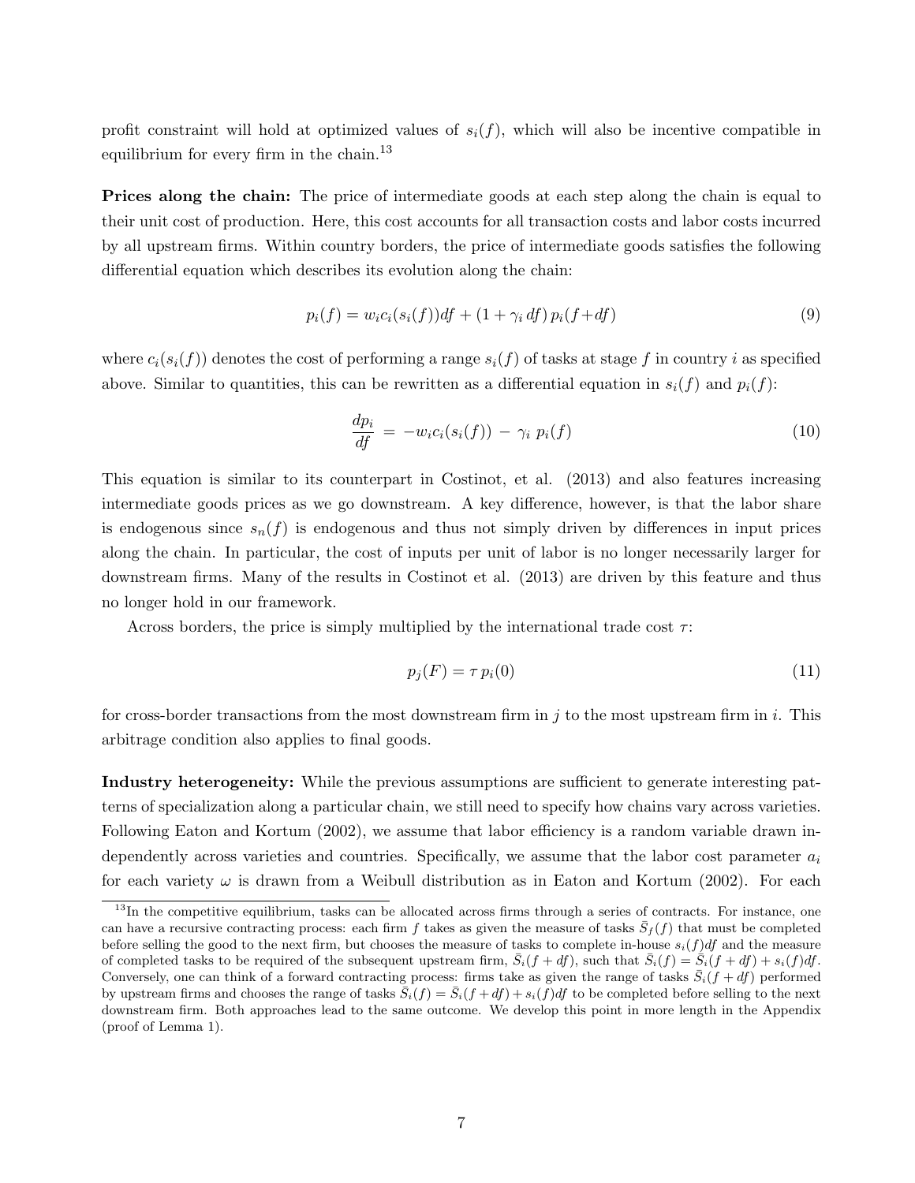profit constraint will hold at optimized values of $s_i(f)$, which will also be incentive compatible in equilibrium for every firm in the chain.[13]

**Prices along the chain:** The price of intermediate goods at each step along the chain is equal to their unit cost of production. Here, this cost accounts for all transaction costs and labor costs incurred by all upstream firms. Within country borders, the price of intermediate goods satisfies the following differential equation which describes its evolution along the chain:

$$p_i(f) = w_i c_i(s_i(f))df + (1 + \gamma_i\, df)\, p_i(f+df) \tag{9}$$

where $c_i(s_i(f))$ denotes the cost of performing a range $s_i(f)$ of tasks at stage $f$ in country $i$ as specified above. Similar to quantities, this can be rewritten as a differential equation in $s_i(f)$ and $p_i(f)$:

$$\frac{dp_i}{df} \;=\; -w_i c_i(s_i(f)) \;-\; \gamma_i\; p_i(f) \tag{10}$$

This equation is similar to its counterpart in Costinot, et al. (2013) and also features increasing intermediate goods prices as we go downstream. A key difference, however, is that the labor share is endogenous since $s_n(f)$ is endogenous and thus not simply driven by differences in input prices along the chain. In particular, the cost of inputs per unit of labor is no longer necessarily larger for downstream firms. Many of the results in Costinot et al. (2013) are driven by this feature and thus no longer hold in our framework.

Across borders, the price is simply multiplied by the international trade cost $\tau$:

$$p_j(F) = \tau\, p_i(0) \tag{11}$$

for cross-border transactions from the most downstream firm in $j$ to the most upstream firm in $i$. This arbitrage condition also applies to final goods.

**Industry heterogeneity:** While the previous assumptions are sufficient to generate interesting patterns of specialization along a particular chain, we still need to specify how chains vary across varieties. Following Eaton and Kortum (2002), we assume that labor efficiency is a random variable drawn independently across varieties and countries. Specifically, we assume that the labor cost parameter $a_i$ for each variety $\omega$ is drawn from a Weibull distribution as in Eaton and Kortum (2002). For each

[13] In the competitive equilibrium, tasks can be allocated across firms through a series of contracts. For instance, one can have a recursive contracting process: each firm $f$ takes as given the measure of tasks $\bar{S}_f(f)$ that must be completed before selling the good to the next firm, but chooses the measure of tasks to complete in-house $s_i(f)df$ and the measure of completed tasks to be required of the subsequent upstream firm, $\bar{S}_i(f+df)$, such that $\bar{S}_i(f) = \bar{S}_i(f+df) + s_i(f)df$. Conversely, one can think of a forward contracting process: firms take as given the range of tasks $\bar{S}_i(f+df)$ performed by upstream firms and chooses the range of tasks $\bar{S}_i(f) = \bar{S}_i(f+df) + s_i(f)df$ to be completed before selling to the next downstream firm. Both approaches lead to the same outcome. We develop this point in more length in the Appendix (proof of Lemma 1).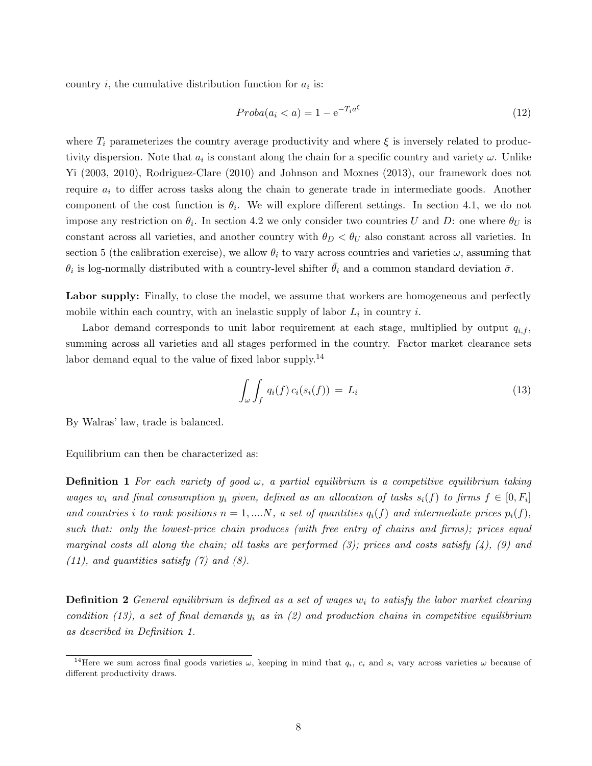country $i$, the cumulative distribution function for $a_i$ is:

$$Proba(a_i < a) = 1 - \mathrm{e}^{-T_i a^{\xi}} \tag{12}$$

where $T_i$ parameterizes the country average productivity and where $\xi$ is inversely related to productivity dispersion. Note that $a_i$ is constant along the chain for a specific country and variety $\omega$. Unlike Yi (2003, 2010), Rodriguez-Clare (2010) and Johnson and Moxnes (2013), our framework does not require $a_i$ to differ across tasks along the chain to generate trade in intermediate goods. Another component of the cost function is $\theta_i$. We will explore different settings. In section 4.1, we do not impose any restriction on $\theta_i$. In section 4.2 we only consider two countries $U$ and $D$: one where $\theta_U$ is constant across all varieties, and another country with $\theta_D < \theta_U$ also constant across all varieties. In section 5 (the calibration exercise), we allow $\theta_i$ to vary across countries and varieties $\omega$, assuming that $\theta_i$ is log-normally distributed with a country-level shifter $\bar{\theta}_i$ and a common standard deviation $\bar{\sigma}$.

**Labor supply:** Finally, to close the model, we assume that workers are homogeneous and perfectly mobile within each country, with an inelastic supply of labor $L_i$ in country $i$.

Labor demand corresponds to unit labor requirement at each stage, multiplied by output $q_{i,f}$, summing across all varieties and all stages performed in the country. Factor market clearance sets labor demand equal to the value of fixed labor supply.[14]

$$\int_{\omega} \int_{f} q_i(f)\, c_i(s_i(f)) \;=\; L_i \tag{13}$$

By Walras' law, trade is balanced.

Equilibrium can then be characterized as:

**Definition 1** *For each variety of good $\omega$, a partial equilibrium is a competitive equilibrium taking wages $w_i$ and final consumption $y_i$ given, defined as an allocation of tasks $s_i(f)$ to firms $f \in [0, F_i]$ and countries $i$ to rank positions $n = 1, ....N$, a set of quantities $q_i(f)$ and intermediate prices $p_i(f)$, such that: only the lowest-price chain produces (with free entry of chains and firms); prices equal marginal costs all along the chain; all tasks are performed (3); prices and costs satisfy (4), (9) and (11), and quantities satisfy (7) and (8).*

**Definition 2** *General equilibrium is defined as a set of wages $w_i$ to satisfy the labor market clearing condition (13), a set of final demands $y_i$ as in (2) and production chains in competitive equilibrium as described in Definition 1.*

[14] Here we sum across final goods varieties $\omega$, keeping in mind that $q_i$, $c_i$ and $s_i$ vary across varieties $\omega$ because of different productivity draws.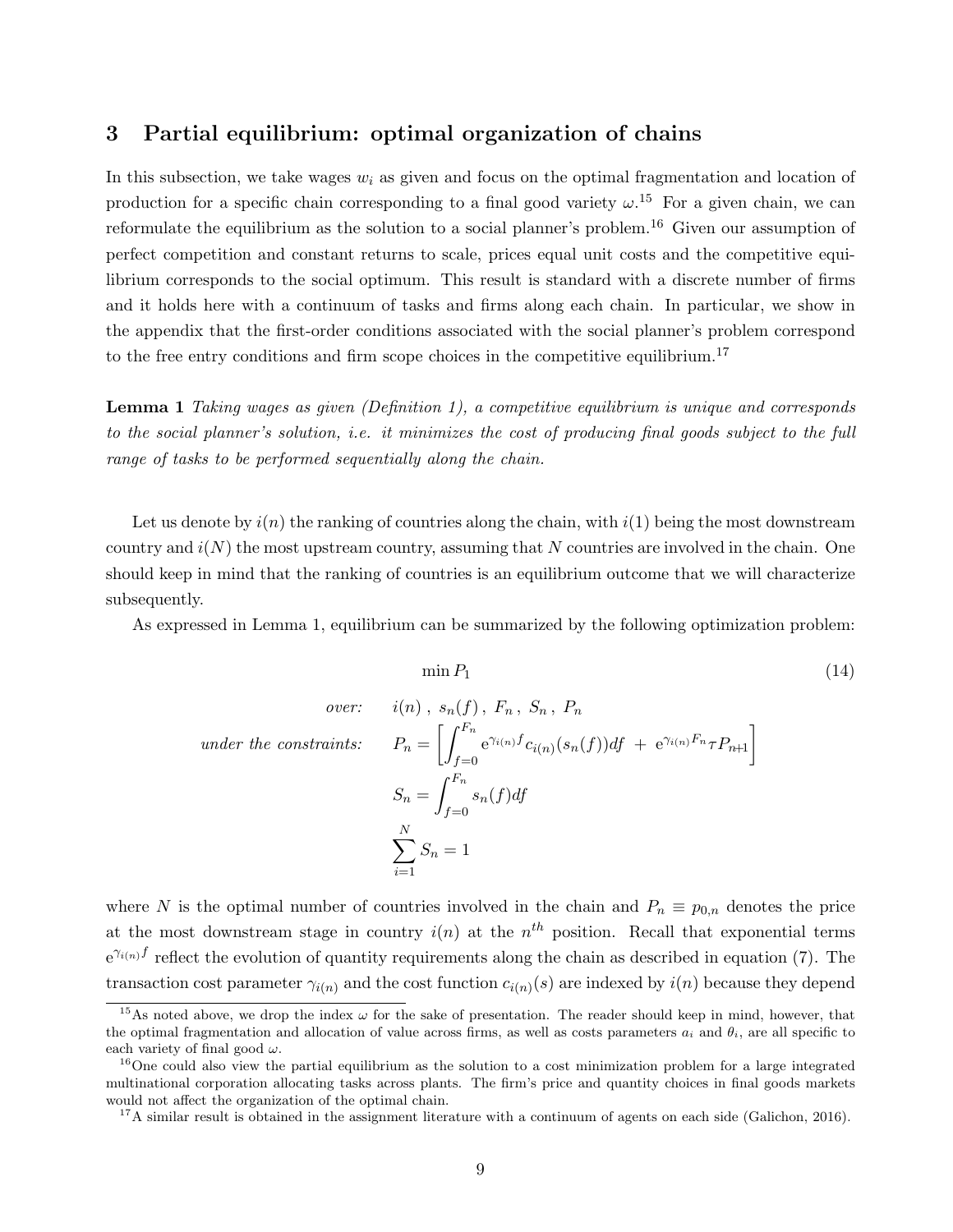## 3 Partial equilibrium: optimal organization of chains

In this subsection, we take wages $w_i$ as given and focus on the optimal fragmentation and location of production for a specific chain corresponding to a final good variety $\omega$.[15] For a given chain, we can reformulate the equilibrium as the solution to a social planner's problem.[16] Given our assumption of perfect competition and constant returns to scale, prices equal unit costs and the competitive equilibrium corresponds to the social optimum. This result is standard with a discrete number of firms and it holds here with a continuum of tasks and firms along each chain. In particular, we show in the appendix that the first-order conditions associated with the social planner's problem correspond to the free entry conditions and firm scope choices in the competitive equilibrium.[17]

**Lemma 1** *Taking wages as given (Definition 1), a competitive equilibrium is unique and corresponds to the social planner's solution, i.e. it minimizes the cost of producing final goods subject to the full range of tasks to be performed sequentially along the chain.*

Let us denote by $i(n)$ the ranking of countries along the chain, with $i(1)$ being the most downstream country and $i(N)$ the most upstream country, assuming that $N$ countries are involved in the chain. One should keep in mind that the ranking of countries is an equilibrium outcome that we will characterize subsequently.

As expressed in Lemma 1, equilibrium can be summarized by the following optimization problem:

$$\min P_1 \tag{14}$$

$$\begin{aligned}
&\textit{over:} \quad && i(n)\ ,\ s_n(f)\ ,\ F_n\ ,\ S_n\ ,\ P_n \\
&\textit{under the constraints:} \quad && P_n = \left[ \int_{f=0}^{F_n} \mathrm{e}^{\gamma_{i(n)} f} c_{i(n)}(s_n(f)) df \ + \ \mathrm{e}^{\gamma_{i(n)} F_n} \tau P_{n+1} \right] \\
& && S_n = \int_{f=0}^{F_n} s_n(f) df \\
& && \sum_{i=1}^{N} S_n = 1
\end{aligned}$$

where $N$ is the optimal number of countries involved in the chain and $P_n \equiv p_{0,n}$ denotes the price at the most downstream stage in country $i(n)$ at the $n^{th}$ position. Recall that exponential terms $\mathrm{e}^{\gamma_{i(n)} f}$ reflect the evolution of quantity requirements along the chain as described in equation (7). The transaction cost parameter $\gamma_{i(n)}$ and the cost function $c_{i(n)}(s)$ are indexed by $i(n)$ because they depend

[15] As noted above, we drop the index $\omega$ for the sake of presentation. The reader should keep in mind, however, that the optimal fragmentation and allocation of value across firms, as well as costs parameters $a_i$ and $\theta_i$, are all specific to each variety of final good $\omega$.

[16] One could also view the partial equilibrium as the solution to a cost minimization problem for a large integrated multinational corporation allocating tasks across plants. The firm's price and quantity choices in final goods markets would not affect the organization of the optimal chain.

[17] A similar result is obtained in the assignment literature with a continuum of agents on each side (Galichon, 2016).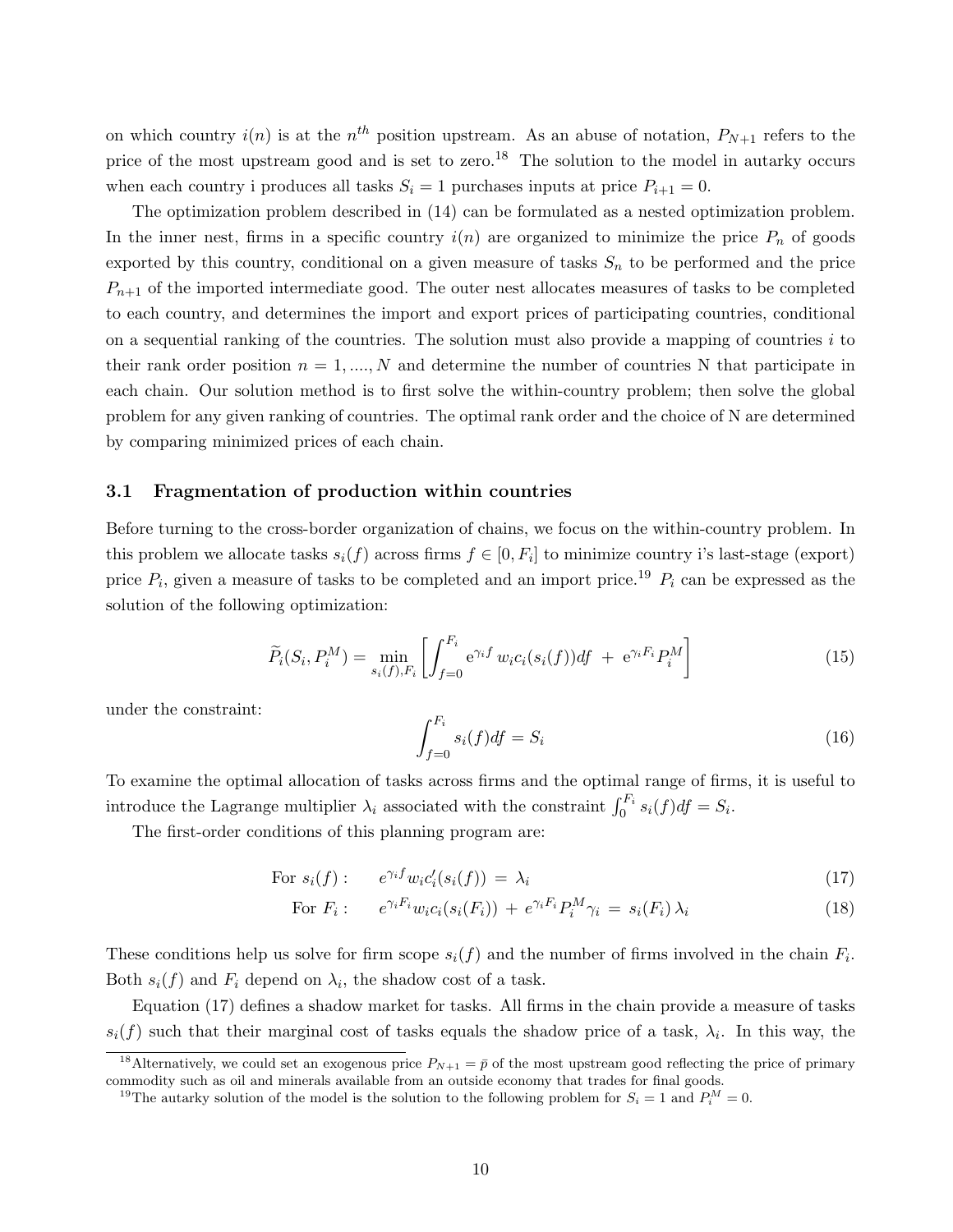on which country $i(n)$ is at the $n^{th}$ position upstream. As an abuse of notation, $P_{N+1}$ refers to the price of the most upstream good and is set to zero.[18] The solution to the model in autarky occurs when each country i produces all tasks $S_i = 1$ purchases inputs at price $P_{i+1} = 0$.

The optimization problem described in (14) can be formulated as a nested optimization problem. In the inner nest, firms in a specific country $i(n)$ are organized to minimize the price $P_n$ of goods exported by this country, conditional on a given measure of tasks $S_n$ to be performed and the price $P_{n+1}$ of the imported intermediate good. The outer nest allocates measures of tasks to be completed to each country, and determines the import and export prices of participating countries, conditional on a sequential ranking of the countries. The solution must also provide a mapping of countries $i$ to their rank order position $n = 1, ...., N$ and determine the number of countries N that participate in each chain. Our solution method is to first solve the within-country problem; then solve the global problem for any given ranking of countries. The optimal rank order and the choice of N are determined by comparing minimized prices of each chain.

### 3.1 Fragmentation of production within countries

Before turning to the cross-border organization of chains, we focus on the within-country problem. In this problem we allocate tasks $s_i(f)$ across firms $f \in [0, F_i]$ to minimize country i's last-stage (export) price $P_i$, given a measure of tasks to be completed and an import price.[19] $P_i$ can be expressed as the solution of the following optimization:

$$\widetilde{P}_i(S_i, P_i^M) = \min_{s_i(f), F_i} \left[ \int_{f=0}^{F_i} \mathrm{e}^{\gamma_i f}\, w_i c_i(s_i(f)) df \;+\; \mathrm{e}^{\gamma_i F_i} P_i^M \right] \tag{15}$$

under the constraint:

$$\int_{f=0}^{F_i} s_i(f) df = S_i \tag{16}$$

To examine the optimal allocation of tasks across firms and the optimal range of firms, it is useful to introduce the Lagrange multiplier $\lambda_i$ associated with the constraint $\int_0^{F_i} s_i(f) df = S_i$.

The first-order conditions of this planning program are:

$$\text{For } s_i(f): \quad e^{\gamma_i f} w_i c_i'(s_i(f)) \;=\; \lambda_i \tag{17}$$

$$\text{For } F_i: \quad e^{\gamma_i F_i} w_i c_i(s_i(F_i)) \;+\; e^{\gamma_i F_i} P_i^M \gamma_i \;=\; s_i(F_i)\, \lambda_i \tag{18}$$

These conditions help us solve for firm scope $s_i(f)$ and the number of firms involved in the chain $F_i$. Both $s_i(f)$ and $F_i$ depend on $\lambda_i$, the shadow cost of a task.

Equation (17) defines a shadow market for tasks. All firms in the chain provide a measure of tasks $s_i(f)$ such that their marginal cost of tasks equals the shadow price of a task, $\lambda_i$. In this way, the

[18] Alternatively, we could set an exogenous price $P_{N+1} = \bar{p}$ of the most upstream good reflecting the price of primary commodity such as oil and minerals available from an outside economy that trades for final goods.

[19] The autarky solution of the model is the solution to the following problem for $S_i = 1$ and $P_i^M = 0$.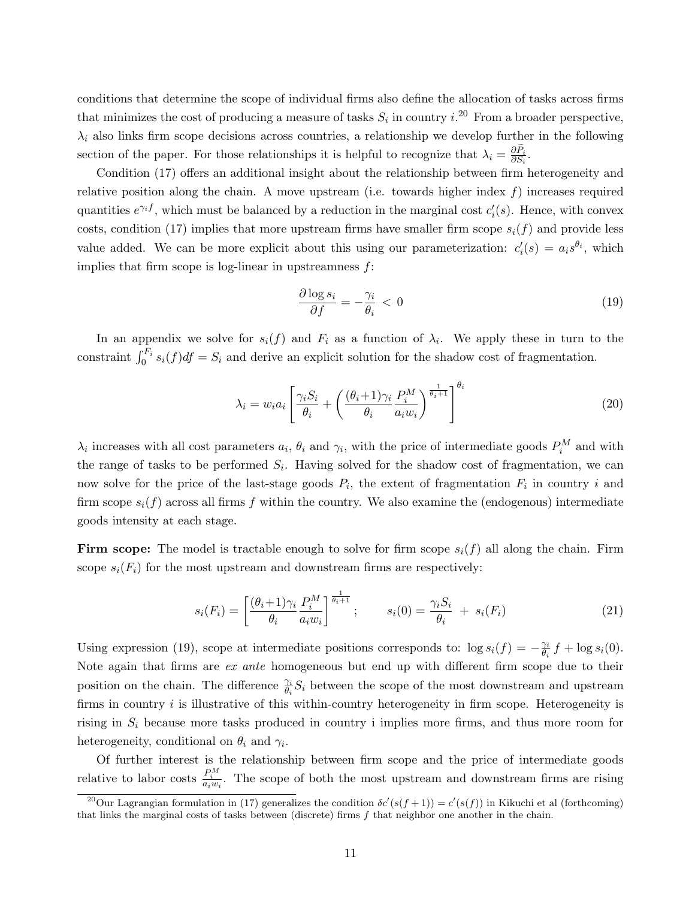conditions that determine the scope of individual firms also define the allocation of tasks across firms that minimizes the cost of producing a measure of tasks $S_i$ in country $i$.[20] From a broader perspective, $\lambda_i$ also links firm scope decisions across countries, a relationship we develop further in the following section of the paper. For those relationships it is helpful to recognize that $\lambda_i = \frac{\partial \tilde{P}_i}{\partial S_i}$.

Condition (17) offers an additional insight about the relationship between firm heterogeneity and relative position along the chain. A move upstream (i.e. towards higher index $f$) increases required quantities $e^{\gamma_i f}$, which must be balanced by a reduction in the marginal cost $c_i'(s)$. Hence, with convex costs, condition (17) implies that more upstream firms have smaller firm scope $s_i(f)$ and provide less value added. We can be more explicit about this using our parameterization: $c_i'(s) = a_i s^{\theta_i}$, which implies that firm scope is log-linear in upstreamness $f$:

$$\frac{\partial \log s_i}{\partial f} = -\frac{\gamma_i}{\theta_i} < 0 \tag{19}$$

In an appendix we solve for $s_i(f)$ and $F_i$ as a function of $\lambda_i$. We apply these in turn to the constraint $\int_0^{F_i} s_i(f)df = S_i$ and derive an explicit solution for the shadow cost of fragmentation.

$$\lambda_i = w_i a_i \left[ \frac{\gamma_i S_i}{\theta_i} + \left( \frac{(\theta_i+1)\gamma_i}{\theta_i} \frac{P_i^M}{a_i w_i} \right)^{\frac{1}{\theta_i+1}} \right]^{\theta_i} \tag{20}$$

$\lambda_i$ increases with all cost parameters $a_i$, $\theta_i$ and $\gamma_i$, with the price of intermediate goods $P_i^M$ and with the range of tasks to be performed $S_i$. Having solved for the shadow cost of fragmentation, we can now solve for the price of the last-stage goods $P_i$, the extent of fragmentation $F_i$ in country $i$ and firm scope $s_i(f)$ across all firms $f$ within the country. We also examine the (endogenous) intermediate goods intensity at each stage.

**Firm scope:** The model is tractable enough to solve for firm scope $s_i(f)$ all along the chain. Firm scope $s_i(F_i)$ for the most upstream and downstream firms are respectively:

$$s_i(F_i) = \left[ \frac{(\theta_i+1)\gamma_i}{\theta_i} \frac{P_i^M}{a_i w_i} \right]^{\frac{1}{\theta_i+1}} ; \qquad s_i(0) = \frac{\gamma_i S_i}{\theta_i} + s_i(F_i) \tag{21}$$

Using expression (19), scope at intermediate positions corresponds to: $\log s_i(f) = -\frac{\gamma_i}{\theta_i} f + \log s_i(0)$. Note again that firms are *ex ante* homogeneous but end up with different firm scope due to their position on the chain. The difference $\frac{\gamma_i}{\theta_i} S_i$ between the scope of the most downstream and upstream firms in country $i$ is illustrative of this within-country heterogeneity in firm scope. Heterogeneity is rising in $S_i$ because more tasks produced in country i implies more firms, and thus more room for heterogeneity, conditional on $\theta_i$ and $\gamma_i$.

Of further interest is the relationship between firm scope and the price of intermediate goods relative to labor costs $\frac{P_i^M}{a_i w_i}$. The scope of both the most upstream and downstream firms are rising

[20] Our Lagrangian formulation in (17) generalizes the condition $\delta c'(s(f+1)) = c'(s(f))$ in Kikuchi et al (forthcoming) that links the marginal costs of tasks between (discrete) firms $f$ that neighbor one another in the chain.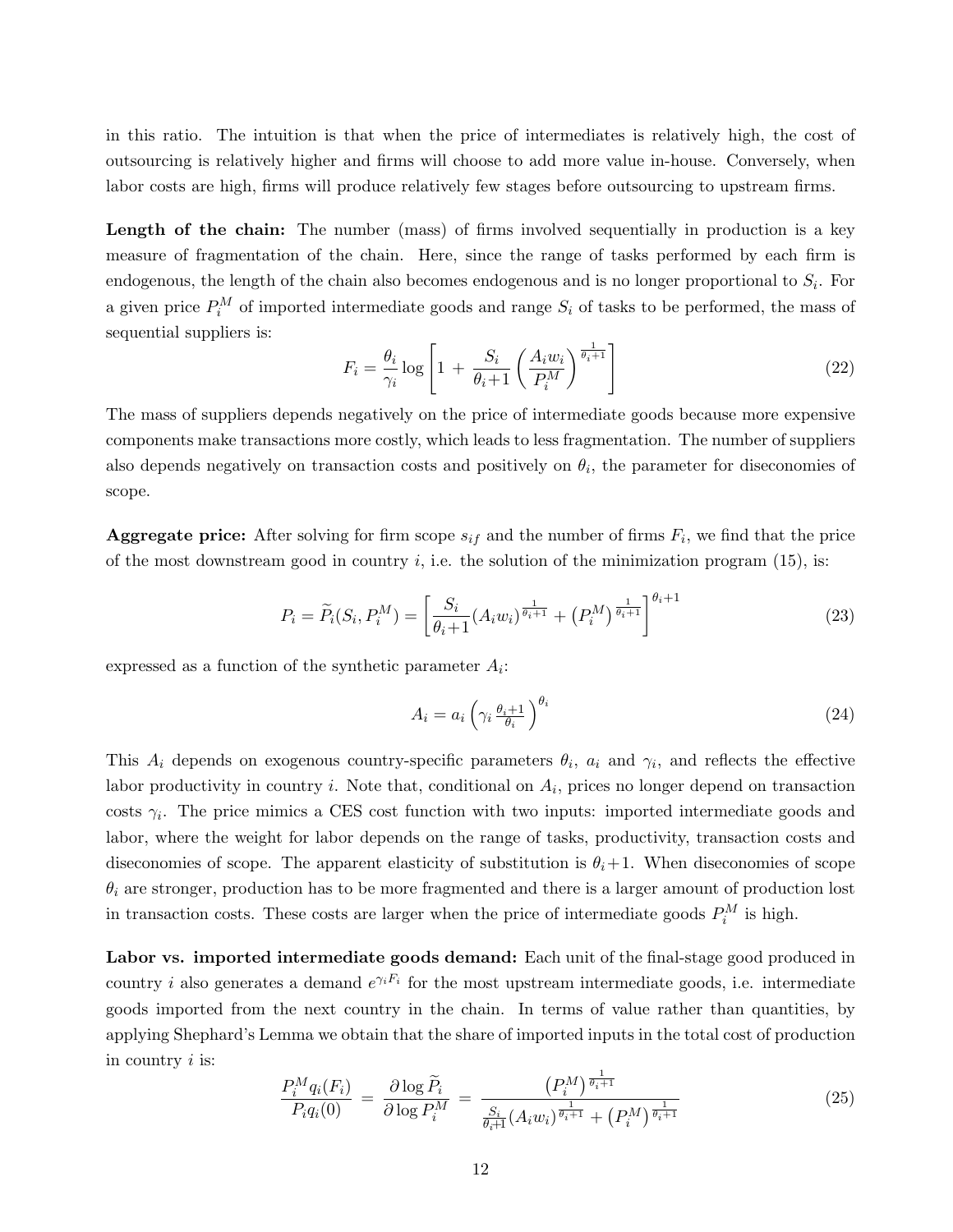in this ratio. The intuition is that when the price of intermediates is relatively high, the cost of outsourcing is relatively higher and firms will choose to add more value in-house. Conversely, when labor costs are high, firms will produce relatively few stages before outsourcing to upstream firms.

**Length of the chain:** The number (mass) of firms involved sequentially in production is a key measure of fragmentation of the chain. Here, since the range of tasks performed by each firm is endogenous, the length of the chain also becomes endogenous and is no longer proportional to $S_i$. For a given price $P_i^M$ of imported intermediate goods and range $S_i$ of tasks to be performed, the mass of sequential suppliers is:

$$F_i = \frac{\theta_i}{\gamma_i} \log \left[ 1 + \frac{S_i}{\theta_i + 1} \left( \frac{A_i w_i}{P_i^M} \right)^{\frac{1}{\theta_i+1}} \right] \tag{22}$$

The mass of suppliers depends negatively on the price of intermediate goods because more expensive components make transactions more costly, which leads to less fragmentation. The number of suppliers also depends negatively on transaction costs and positively on $\theta_i$, the parameter for diseconomies of scope.

**Aggregate price:** After solving for firm scope $s_{if}$ and the number of firms $F_i$, we find that the price of the most downstream good in country $i$, i.e. the solution of the minimization program (15), is:

$$P_i = \widetilde{P}_i(S_i, P_i^M) = \left[ \frac{S_i}{\theta_i + 1} (A_i w_i)^{\frac{1}{\theta_i+1}} + \left(P_i^M\right)^{\frac{1}{\theta_i+1}} \right]^{\theta_i+1} \tag{23}$$

expressed as a function of the synthetic parameter $A_i$:

$$A_i = a_i \left( \gamma_i \frac{\theta_i + 1}{\theta_i} \right)^{\theta_i} \tag{24}$$

This $A_i$ depends on exogenous country-specific parameters $\theta_i$, $a_i$ and $\gamma_i$, and reflects the effective labor productivity in country $i$. Note that, conditional on $A_i$, prices no longer depend on transaction costs $\gamma_i$. The price mimics a CES cost function with two inputs: imported intermediate goods and labor, where the weight for labor depends on the range of tasks, productivity, transaction costs and diseconomies of scope. The apparent elasticity of substitution is $\theta_i + 1$. When diseconomies of scope $\theta_i$ are stronger, production has to be more fragmented and there is a larger amount of production lost in transaction costs. These costs are larger when the price of intermediate goods $P_i^M$ is high.

**Labor vs. imported intermediate goods demand:** Each unit of the final-stage good produced in country $i$ also generates a demand $e^{\gamma_i F_i}$ for the most upstream intermediate goods, i.e. intermediate goods imported from the next country in the chain. In terms of value rather than quantities, by applying Shephard's Lemma we obtain that the share of imported inputs in the total cost of production in country $i$ is:

$$\frac{P_i^M q_i(F_i)}{P_i q_i(0)} = \frac{\partial \log \widetilde{P}_i}{\partial \log P_i^M} = \frac{\left(P_i^M\right)^{\frac{1}{\theta_i+1}}}{\frac{S_i}{\theta_i+1} (A_i w_i)^{\frac{1}{\theta_i+1}} + \left(P_i^M\right)^{\frac{1}{\theta_i+1}}} \tag{25}$$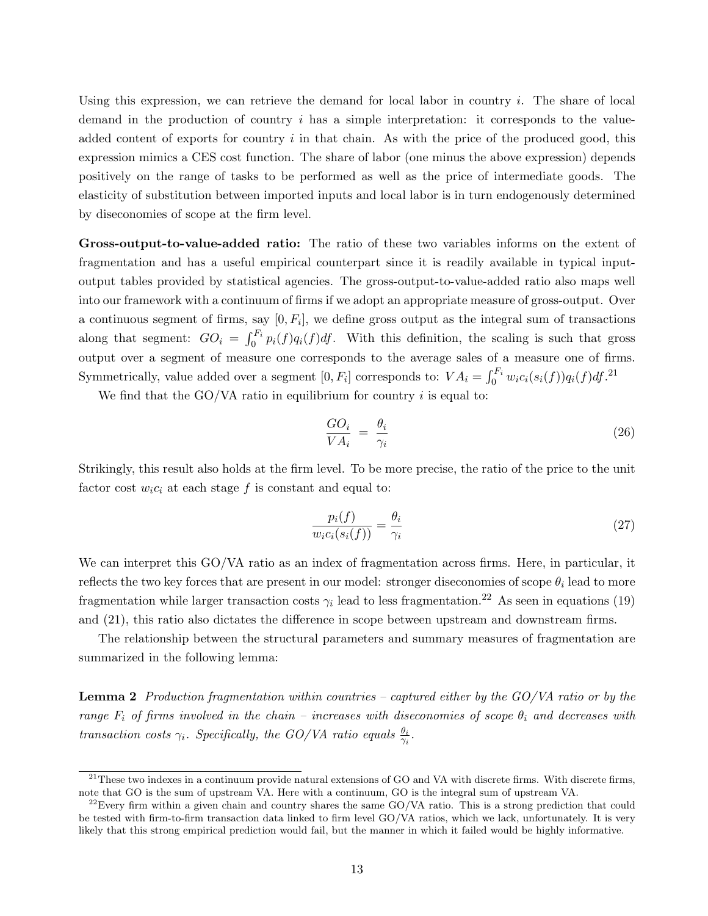Using this expression, we can retrieve the demand for local labor in country $i$. The share of local demand in the production of country $i$ has a simple interpretation: it corresponds to the value-added content of exports for country $i$ in that chain. As with the price of the produced good, this expression mimics a CES cost function. The share of labor (one minus the above expression) depends positively on the range of tasks to be performed as well as the price of intermediate goods. The elasticity of substitution between imported inputs and local labor is in turn endogenously determined by diseconomies of scope at the firm level.

**Gross-output-to-value-added ratio:** The ratio of these two variables informs on the extent of fragmentation and has a useful empirical counterpart since it is readily available in typical input-output tables provided by statistical agencies. The gross-output-to-value-added ratio also maps well into our framework with a continuum of firms if we adopt an appropriate measure of gross-output. Over a continuous segment of firms, say $[0, F_i]$, we define gross output as the integral sum of transactions along that segment: $GO_i = \int_0^{F_i} p_i(f)q_i(f)df$. With this definition, the scaling is such that gross output over a segment of measure one corresponds to the average sales of a measure one of firms. Symmetrically, value added over a segment $[0, F_i]$ corresponds to: $VA_i = \int_0^{F_i} w_i c_i(s_i(f))q_i(f)df$.[21]

We find that the GO/VA ratio in equilibrium for country $i$ is equal to:

$$\frac{GO_i}{VA_i} = \frac{\theta_i}{\gamma_i} \tag{26}$$

Strikingly, this result also holds at the firm level. To be more precise, the ratio of the price to the unit factor cost $w_i c_i$ at each stage $f$ is constant and equal to:

$$\frac{p_i(f)}{w_i c_i(s_i(f))} = \frac{\theta_i}{\gamma_i} \tag{27}$$

We can interpret this GO/VA ratio as an index of fragmentation across firms. Here, in particular, it reflects the two key forces that are present in our model: stronger diseconomies of scope $\theta_i$ lead to more fragmentation while larger transaction costs $\gamma_i$ lead to less fragmentation.[22] As seen in equations (19) and (21), this ratio also dictates the difference in scope between upstream and downstream firms.

The relationship between the structural parameters and summary measures of fragmentation are summarized in the following lemma:

**Lemma 2** *Production fragmentation within countries – captured either by the GO/VA ratio or by the range $F_i$ of firms involved in the chain – increases with diseconomies of scope $\theta_i$ and decreases with transaction costs $\gamma_i$. Specifically, the GO/VA ratio equals $\frac{\theta_i}{\gamma_i}$.*

---

[21] These two indexes in a continuum provide natural extensions of GO and VA with discrete firms. With discrete firms, note that GO is the sum of upstream VA. Here with a continuum, GO is the integral sum of upstream VA.

[22] Every firm within a given chain and country shares the same GO/VA ratio. This is a strong prediction that could be tested with firm-to-firm transaction data linked to firm level GO/VA ratios, which we lack, unfortunately. It is very likely that this strong empirical prediction would fail, but the manner in which it failed would be highly informative.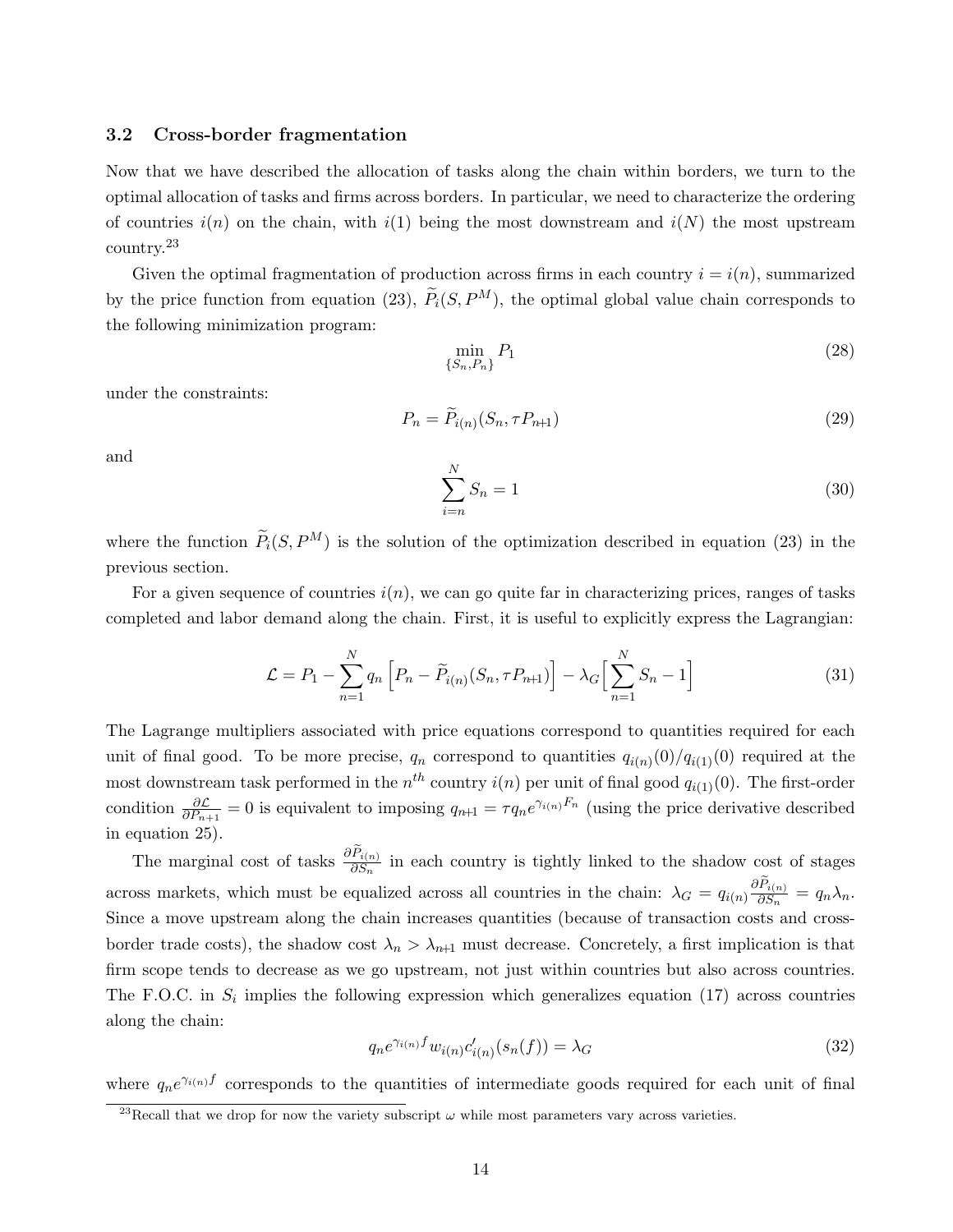### 3.2 Cross-border fragmentation

Now that we have described the allocation of tasks along the chain within borders, we turn to the optimal allocation of tasks and firms across borders. In particular, we need to characterize the ordering of countries $i(n)$ on the chain, with $i(1)$ being the most downstream and $i(N)$ the most upstream country.[23]

Given the optimal fragmentation of production across firms in each country $i = i(n)$, summarized by the price function from equation (23), $\widetilde{P}_i(S, P^M)$, the optimal global value chain corresponds to the following minimization program:

$$\min_{\{S_n, P_n\}} P_1 \tag{28}$$

under the constraints:

$$P_n = \widetilde{P}_{i(n)}(S_n, \tau P_{n+1}) \tag{29}$$

and

$$\sum_{i=n}^{N} S_n = 1 \tag{30}$$

where the function $\widetilde{P}_i(S, P^M)$ is the solution of the optimization described in equation (23) in the previous section.

For a given sequence of countries $i(n)$, we can go quite far in characterizing prices, ranges of tasks completed and labor demand along the chain. First, it is useful to explicitly express the Lagrangian:

$$\mathcal{L} = P_1 - \sum_{n=1}^{N} q_n \left[ P_n - \widetilde{P}_{i(n)}(S_n, \tau P_{n+1}) \right] - \lambda_G \Big[ \sum_{n=1}^{N} S_n - 1 \Big] \tag{31}$$

The Lagrange multipliers associated with price equations correspond to quantities required for each unit of final good. To be more precise, $q_n$ correspond to quantities $q_{i(n)}(0)/q_{i(1)}(0)$ required at the most downstream task performed in the $n^{th}$ country $i(n)$ per unit of final good $q_{i(1)}(0)$. The first-order condition $\frac{\partial \mathcal{L}}{\partial P_{n+1}} = 0$ is equivalent to imposing $q_{n+1} = \tau q_n e^{\gamma_{i(n)} F_n}$ (using the price derivative described in equation 25).

The marginal cost of tasks $\frac{\partial \widetilde{P}_{i(n)}}{\partial S_n}$ in each country is tightly linked to the shadow cost of stages across markets, which must be equalized across all countries in the chain: $\lambda_G = q_{i(n)} \frac{\partial \widetilde{P}_{i(n)}}{\partial S_n} = q_n \lambda_n$. Since a move upstream along the chain increases quantities (because of transaction costs and cross-border trade costs), the shadow cost $\lambda_n > \lambda_{n+1}$ must decrease. Concretely, a first implication is that firm scope tends to decrease as we go upstream, not just within countries but also across countries. The F.O.C. in $S_i$ implies the following expression which generalizes equation (17) across countries along the chain:

$$q_n e^{\gamma_{i(n)} f} w_{i(n)} c'_{i(n)}(s_n(f)) = \lambda_G \tag{32}$$

where $q_n e^{\gamma_{i(n)} f}$ corresponds to the quantities of intermediate goods required for each unit of final

[23]Recall that we drop for now the variety subscript $\omega$ while most parameters vary across varieties.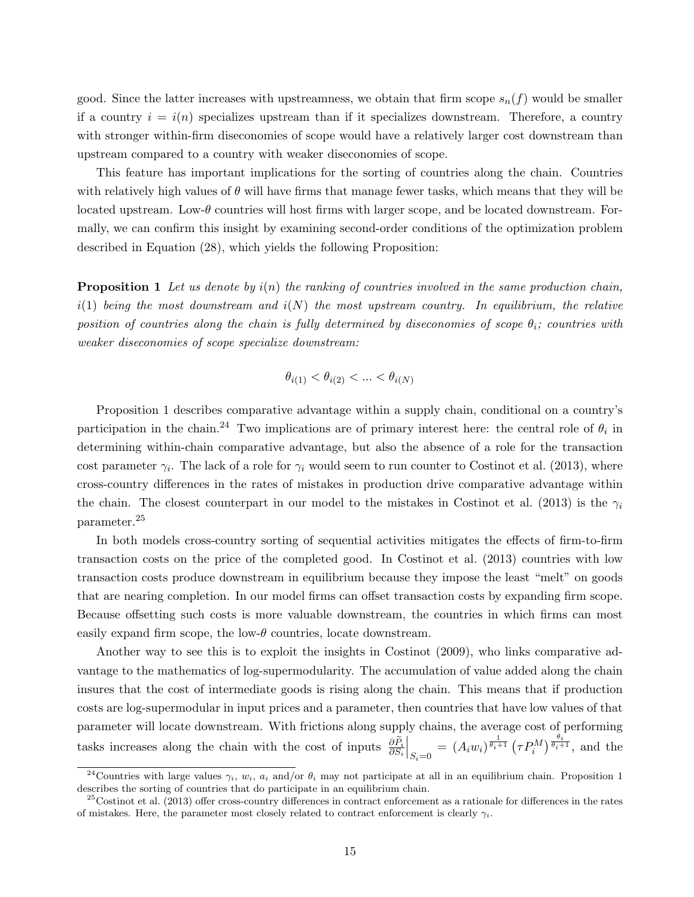good. Since the latter increases with upstreamness, we obtain that firm scope $s_n(f)$ would be smaller if a country $i = i(n)$ specializes upstream than if it specializes downstream. Therefore, a country with stronger within-firm diseconomies of scope would have a relatively larger cost downstream than upstream compared to a country with weaker diseconomies of scope.

This feature has important implications for the sorting of countries along the chain. Countries with relatively high values of $\theta$ will have firms that manage fewer tasks, which means that they will be located upstream. Low-$\theta$ countries will host firms with larger scope, and be located downstream. Formally, we can confirm this insight by examining second-order conditions of the optimization problem described in Equation (28), which yields the following Proposition:

**Proposition 1** *Let us denote by $i(n)$ the ranking of countries involved in the same production chain, $i(1)$ being the most downstream and $i(N)$ the most upstream country. In equilibrium, the relative position of countries along the chain is fully determined by diseconomies of scope $\theta_i$; countries with weaker diseconomies of scope specialize downstream:*

$$\theta_{i(1)} < \theta_{i(2)} < ... < \theta_{i(N)}$$

Proposition 1 describes comparative advantage within a supply chain, conditional on a country's participation in the chain.[24] Two implications are of primary interest here: the central role of $\theta_i$ in determining within-chain comparative advantage, but also the absence of a role for the transaction cost parameter $\gamma_i$. The lack of a role for $\gamma_i$ would seem to run counter to Costinot et al. (2013), where cross-country differences in the rates of mistakes in production drive comparative advantage within the chain. The closest counterpart in our model to the mistakes in Costinot et al. (2013) is the $\gamma_i$ parameter.[25]

In both models cross-country sorting of sequential activities mitigates the effects of firm-to-firm transaction costs on the price of the completed good. In Costinot et al. (2013) countries with low transaction costs produce downstream in equilibrium because they impose the least "melt" on goods that are nearing completion. In our model firms can offset transaction costs by expanding firm scope. Because offsetting such costs is more valuable downstream, the countries in which firms can most easily expand firm scope, the low-$\theta$ countries, locate downstream.

Another way to see this is to exploit the insights in Costinot (2009), who links comparative advantage to the mathematics of log-supermodularity. The accumulation of value added along the chain insures that the cost of intermediate goods is rising along the chain. This means that if production costs are log-supermodular in input prices and a parameter, then countries that have low values of that parameter will locate downstream. With frictions along supply chains, the average cost of performing tasks increases along the chain with the cost of inputs $\left.\frac{\partial \tilde{P}_i}{\partial S_i}\right|_{S_i=0} = (A_i w_i)^{\frac{1}{\theta_i+1}} \left(\tau P_i^M\right)^{\frac{\theta_i}{\theta_i+1}}$, and the

[24] Countries with large values $\gamma_i$, $w_i$, $a_i$ and/or $\theta_i$ may not participate at all in an equilibrium chain. Proposition 1 describes the sorting of countries that do participate in an equilibrium chain.

[25] Costinot et al. (2013) offer cross-country differences in contract enforcement as a rationale for differences in the rates of mistakes. Here, the parameter most closely related to contract enforcement is clearly $\gamma_i$.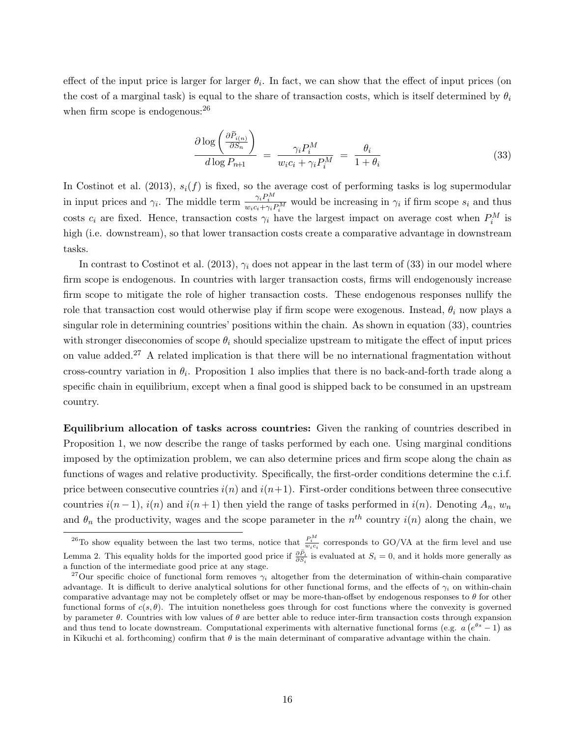effect of the input price is larger for larger $\theta_i$. In fact, we can show that the effect of input prices (on the cost of a marginal task) is equal to the share of transaction costs, which is itself determined by $\theta_i$ when firm scope is endogenous:[26]

$$\frac{\partial \log\left(\frac{\partial \widetilde{P}_{i(n)}}{\partial S_n}\right)}{d \log P_{n+1}} \;=\; \frac{\gamma_i P_i^M}{w_i c_i + \gamma_i P_i^M} \;=\; \frac{\theta_i}{1+\theta_i} \tag{33}$$

In Costinot et al. (2013), $s_i(f)$ is fixed, so the average cost of performing tasks is log supermodular in input prices and $\gamma_i$. The middle term $\frac{\gamma_i P_i^M}{w_i c_i + \gamma_i P_i^M}$ would be increasing in $\gamma_i$ if firm scope $s_i$ and thus costs $c_i$ are fixed. Hence, transaction costs $\gamma_i$ have the largest impact on average cost when $P_i^M$ is high (i.e. downstream), so that lower transaction costs create a comparative advantage in downstream tasks.

In contrast to Costinot et al. (2013), $\gamma_i$ does not appear in the last term of (33) in our model where firm scope is endogenous. In countries with larger transaction costs, firms will endogenously increase firm scope to mitigate the role of higher transaction costs. These endogenous responses nullify the role that transaction cost would otherwise play if firm scope were exogenous. Instead, $\theta_i$ now plays a singular role in determining countries' positions within the chain. As shown in equation (33), countries with stronger diseconomies of scope $\theta_i$ should specialize upstream to mitigate the effect of input prices on value added.[27] A related implication is that there will be no international fragmentation without cross-country variation in $\theta_i$. Proposition 1 also implies that there is no back-and-forth trade along a specific chain in equilibrium, except when a final good is shipped back to be consumed in an upstream country.

**Equilibrium allocation of tasks across countries:** Given the ranking of countries described in Proposition 1, we now describe the range of tasks performed by each one. Using marginal conditions imposed by the optimization problem, we can also determine prices and firm scope along the chain as functions of wages and relative productivity. Specifically, the first-order conditions determine the c.i.f. price between consecutive countries $i(n)$ and $i(n+1)$. First-order conditions between three consecutive countries $i(n-1)$, $i(n)$ and $i(n+1)$ then yield the range of tasks performed in $i(n)$. Denoting $A_n$, $w_n$ and $\theta_n$ the productivity, wages and the scope parameter in the $n^{th}$ country $i(n)$ along the chain, we

[26] To show equality between the last two terms, notice that $\frac{P_i^M}{w_i c_i}$ corresponds to GO/VA at the firm level and use Lemma 2. This equality holds for the imported good price if $\frac{\partial \widetilde{P}_i}{\partial S_i}$ is evaluated at $S_i = 0$, and it holds more generally as a function of the intermediate good price at any stage.

[27] Our specific choice of functional form removes $\gamma_i$ altogether from the determination of within-chain comparative advantage. It is difficult to derive analytical solutions for other functional forms, and the effects of $\gamma_i$ on within-chain comparative advantage may not be completely offset or may be more-than-offset by endogenous responses to $\theta$ for other functional forms of $c(s,\theta)$. The intuition nonetheless goes through for cost functions where the convexity is governed by parameter $\theta$. Countries with low values of $\theta$ are better able to reduce inter-firm transaction costs through expansion and thus tend to locate downstream. Computational experiments with alternative functional forms (e.g. $a\left(e^{\theta s}-1\right)$ as in Kikuchi et al. forthcoming) confirm that $\theta$ is the main determinant of comparative advantage within the chain.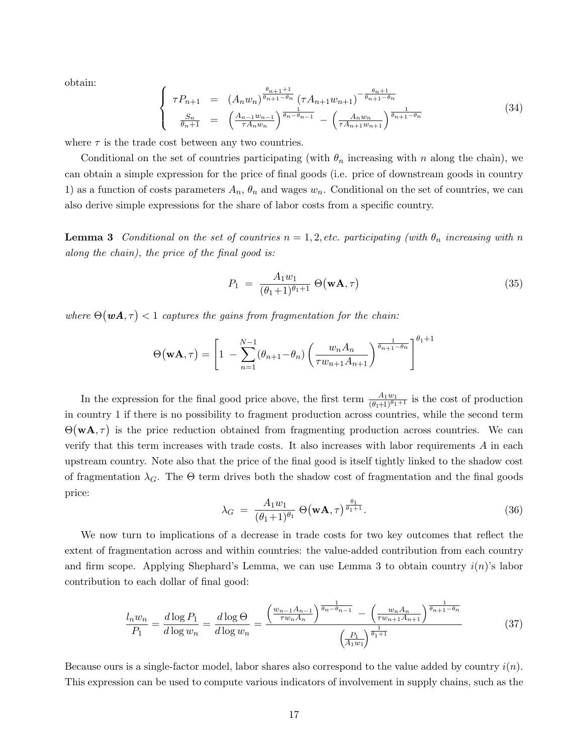obtain:

$$
\begin{cases} \tau P_{n+1} &= (A_n w_n)^{\frac{\theta_{n+1}+1}{\theta_{n+1}-\theta_n}} \left(\tau A_{n+1} w_{n+1}\right)^{-\frac{\theta_n+1}{\theta_{n+1}-\theta_n}} \\ \frac{S_n}{\theta_n+1} &= \left(\frac{A_{n-1} w_{n-1}}{\tau A_n w_n}\right)^{\frac{1}{\theta_n-\theta_{n-1}}} - \left(\frac{A_n w_n}{\tau A_{n+1} w_{n+1}}\right)^{\frac{1}{\theta_{n+1}-\theta_n}} \end{cases} \tag{34}
$$

where $\tau$ is the trade cost between any two countries.

Conditional on the set of countries participating (with $\theta_n$ increasing with $n$ along the chain), we can obtain a simple expression for the price of final goods (i.e. price of downstream goods in country 1) as a function of costs parameters $A_n$, $\theta_n$ and wages $w_n$. Conditional on the set of countries, we can also derive simple expressions for the share of labor costs from a specific country.

**Lemma 3** *Conditional on the set of countries $n = 1, 2, etc.$ participating (with $\theta_n$ increasing with $n$ along the chain), the price of the final good is:*

$$
P_1 \;=\; \frac{A_1 w_1}{(\theta_1+1)^{\theta_1+1}}\, \Theta\big(\mathbf{wA}, \tau\big) \tag{35}
$$

*where $\Theta\big(\boldsymbol{wA}, \tau\big) < 1$ captures the gains from fragmentation for the chain:*

$$
\Theta\big(\mathbf{wA}, \tau\big) = \left[1 \;-\; \sum_{n=1}^{N-1} (\theta_{n+1} - \theta_n) \left(\frac{w_n A_n}{\tau w_{n+1} A_{n+1}}\right)^{\frac{1}{\theta_{n+1}-\theta_n}}\right]^{\theta_1+1}
$$

In the expression for the final good price above, the first term $\frac{A_1 w_1}{(\theta_1+1)^{\theta_1+1}}$ is the cost of production in country 1 if there is no possibility to fragment production across countries, while the second term $\Theta\big(\mathbf{wA}, \tau\big)$ is the price reduction obtained from fragmenting production across countries. We can verify that this term increases with trade costs. It also increases with labor requirements $A$ in each upstream country. Note also that the price of the final good is itself tightly linked to the shadow cost of fragmentation $\lambda_G$. The $\Theta$ term drives both the shadow cost of fragmentation and the final goods price:

$$
\lambda_G \;=\; \frac{A_1 w_1}{(\theta_1+1)^{\theta_1}}\, \Theta\big(\mathbf{wA}, \tau\big)^{\frac{\theta_1}{\theta_1+1}}. \tag{36}
$$

We now turn to implications of a decrease in trade costs for two key outcomes that reflect the extent of fragmentation across and within countries: the value-added contribution from each country and firm scope. Applying Shephard's Lemma, we can use Lemma 3 to obtain country $i(n)$'s labor contribution to each dollar of final good:

$$
\frac{l_n w_n}{P_1} = \frac{d \log P_1}{d \log w_n} = \frac{d \log \Theta}{d \log w_n} = \frac{\left(\frac{w_{n-1} A_{n-1}}{\tau w_n A_n}\right)^{\frac{1}{\theta_n - \theta_{n-1}}} \;-\; \left(\frac{w_n A_n}{\tau w_{n+1} A_{n+1}}\right)^{\frac{1}{\theta_{n+1}-\theta_n}}}{\left(\frac{P_1}{A_1 w_1}\right)^{\frac{1}{\theta_1+1}}} \tag{37}
$$

Because ours is a single-factor model, labor shares also correspond to the value added by country $i(n)$. This expression can be used to compute various indicators of involvement in supply chains, such as the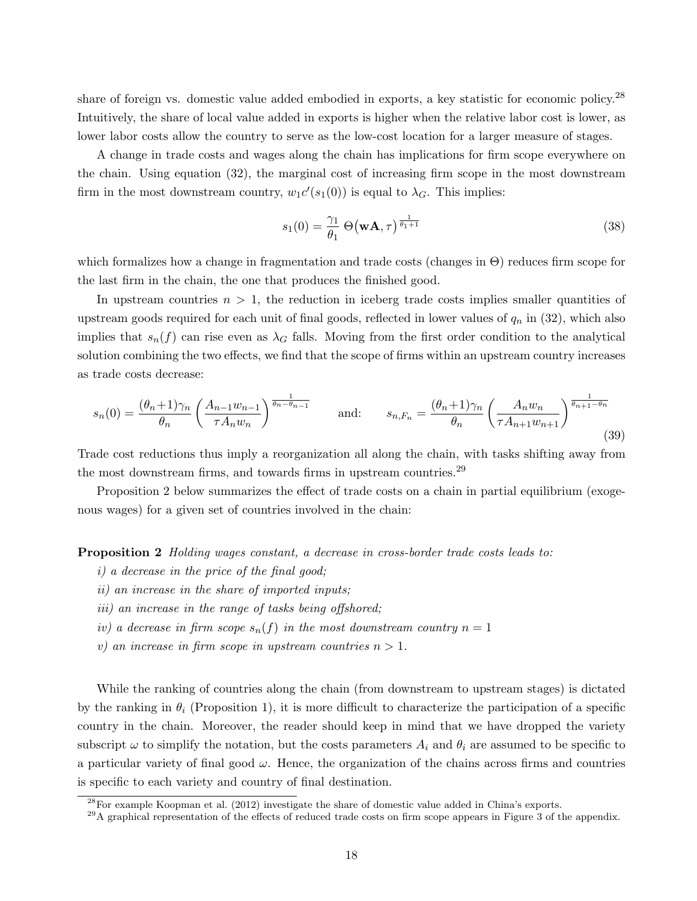share of foreign vs. domestic value added embodied in exports, a key statistic for economic policy.[28] Intuitively, the share of local value added in exports is higher when the relative labor cost is lower, as lower labor costs allow the country to serve as the low-cost location for a larger measure of stages.

A change in trade costs and wages along the chain has implications for firm scope everywhere on the chain. Using equation (32), the marginal cost of increasing firm scope in the most downstream firm in the most downstream country, $w_1 c'(s_1(0))$ is equal to $\lambda_G$. This implies:

$$s_1(0) = \frac{\gamma_1}{\theta_1}\, \Theta\big(\mathbf{wA}, \tau\big)^{\frac{1}{\theta_1+1}} \tag{38}$$

which formalizes how a change in fragmentation and trade costs (changes in $\Theta$) reduces firm scope for the last firm in the chain, the one that produces the finished good.

In upstream countries $n > 1$, the reduction in iceberg trade costs implies smaller quantities of upstream goods required for each unit of final goods, reflected in lower values of $q_n$ in (32), which also implies that $s_n(f)$ can rise even as $\lambda_G$ falls. Moving from the first order condition to the analytical solution combining the two effects, we find that the scope of firms within an upstream country increases as trade costs decrease:

$$s_n(0) = \frac{(\theta_n\!+\!1)\gamma_n}{\theta_n} \left(\frac{A_{n-1} w_{n-1}}{\tau A_n w_n}\right)^{\frac{1}{\theta_n - \theta_{n-1}}} \qquad \text{and:} \qquad s_{n,F_n} = \frac{(\theta_n\!+\!1)\gamma_n}{\theta_n} \left(\frac{A_n w_n}{\tau A_{n+1} w_{n+1}}\right)^{\frac{1}{\theta_{n+1} - \theta_n}} \tag{39}$$

Trade cost reductions thus imply a reorganization all along the chain, with tasks shifting away from the most downstream firms, and towards firms in upstream countries.[29]

Proposition 2 below summarizes the effect of trade costs on a chain in partial equilibrium (exogenous wages) for a given set of countries involved in the chain:

**Proposition 2** *Holding wages constant, a decrease in cross-border trade costs leads to:*

*i) a decrease in the price of the final good;*

*ii) an increase in the share of imported inputs;*

*iii) an increase in the range of tasks being offshored;*

*iv) a decrease in firm scope $s_n(f)$ in the most downstream country $n = 1$*

*v) an increase in firm scope in upstream countries $n > 1$.*

While the ranking of countries along the chain (from downstream to upstream stages) is dictated by the ranking in $\theta_i$ (Proposition 1), it is more difficult to characterize the participation of a specific country in the chain. Moreover, the reader should keep in mind that we have dropped the variety subscript $\omega$ to simplify the notation, but the costs parameters $A_i$ and $\theta_i$ are assumed to be specific to a particular variety of final good $\omega$. Hence, the organization of the chains across firms and countries is specific to each variety and country of final destination.

[28] For example Koopman et al. (2012) investigate the share of domestic value added in China's exports.

[29] A graphical representation of the effects of reduced trade costs on firm scope appears in Figure 3 of the appendix.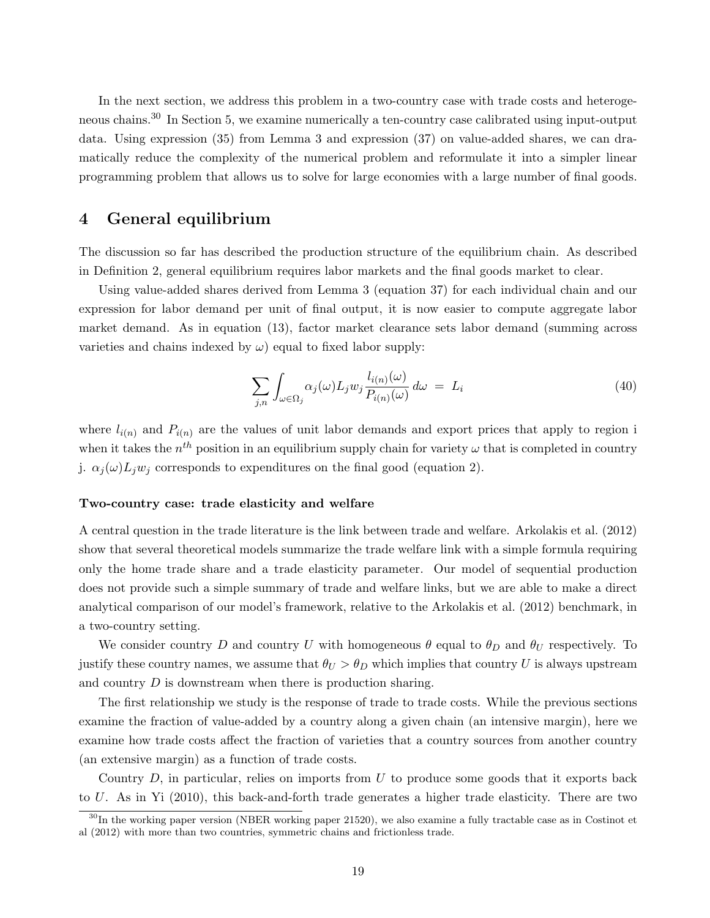In the next section, we address this problem in a two-country case with trade costs and heterogeneous chains.[30] In Section 5, we examine numerically a ten-country case calibrated using input-output data. Using expression (35) from Lemma 3 and expression (37) on value-added shares, we can dramatically reduce the complexity of the numerical problem and reformulate it into a simpler linear programming problem that allows us to solve for large economies with a large number of final goods.

# 4 General equilibrium

The discussion so far has described the production structure of the equilibrium chain. As described in Definition 2, general equilibrium requires labor markets and the final goods market to clear.

Using value-added shares derived from Lemma 3 (equation 37) for each individual chain and our expression for labor demand per unit of final output, it is now easier to compute aggregate labor market demand. As in equation (13), factor market clearance sets labor demand (summing across varieties and chains indexed by $\omega$) equal to fixed labor supply:

$$\sum_{j,n} \int_{\omega \in \Omega_j} \alpha_j(\omega) L_j w_j \frac{l_{i(n)}(\omega)}{P_{i(n)}(\omega)} \, d\omega \; = \; L_i \tag{40}$$

where $l_{i(n)}$ and $P_{i(n)}$ are the values of unit labor demands and export prices that apply to region i when it takes the $n^{th}$ position in an equilibrium supply chain for variety $\omega$ that is completed in country j. $\alpha_j(\omega) L_j w_j$ corresponds to expenditures on the final good (equation 2).

**Two-country case: trade elasticity and welfare**

A central question in the trade literature is the link between trade and welfare. Arkolakis et al. (2012) show that several theoretical models summarize the trade welfare link with a simple formula requiring only the home trade share and a trade elasticity parameter. Our model of sequential production does not provide such a simple summary of trade and welfare links, but we are able to make a direct analytical comparison of our model's framework, relative to the Arkolakis et al. (2012) benchmark, in a two-country setting.

We consider country $D$ and country $U$ with homogeneous $\theta$ equal to $\theta_D$ and $\theta_U$ respectively. To justify these country names, we assume that $\theta_U > \theta_D$ which implies that country $U$ is always upstream and country $D$ is downstream when there is production sharing.

The first relationship we study is the response of trade to trade costs. While the previous sections examine the fraction of value-added by a country along a given chain (an intensive margin), here we examine how trade costs affect the fraction of varieties that a country sources from another country (an extensive margin) as a function of trade costs.

Country $D$, in particular, relies on imports from $U$ to produce some goods that it exports back to $U$. As in Yi (2010), this back-and-forth trade generates a higher trade elasticity. There are two

[30] In the working paper version (NBER working paper 21520), we also examine a fully tractable case as in Costinot et al (2012) with more than two countries, symmetric chains and frictionless trade.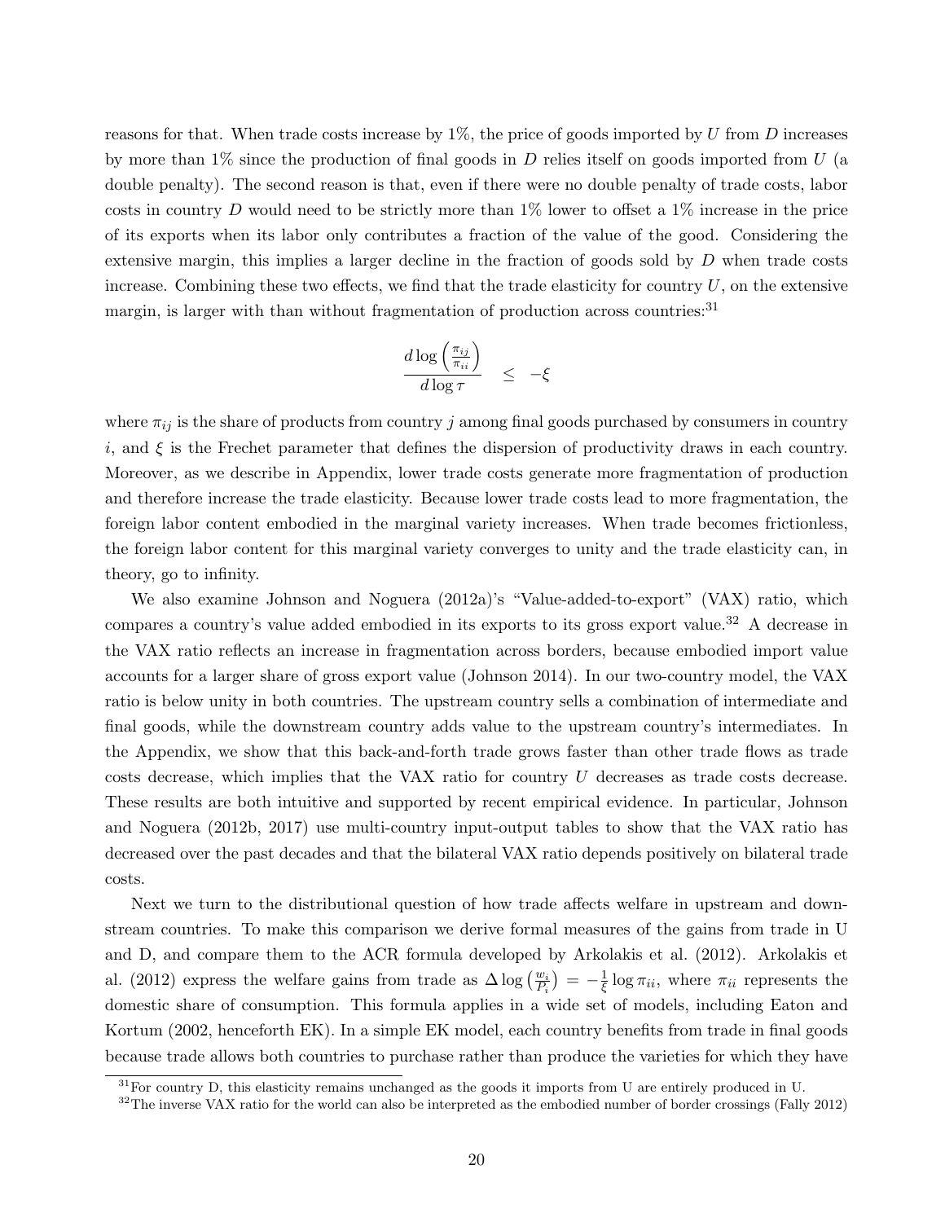reasons for that. When trade costs increase by 1%, the price of goods imported by $U$ from $D$ increases by more than 1% since the production of final goods in $D$ relies itself on goods imported from $U$ (a double penalty). The second reason is that, even if there were no double penalty of trade costs, labor costs in country $D$ would need to be strictly more than 1% lower to offset a 1% increase in the price of its exports when its labor only contributes a fraction of the value of the good. Considering the extensive margin, this implies a larger decline in the fraction of goods sold by $D$ when trade costs increase. Combining these two effects, we find that the trade elasticity for country $U$, on the extensive margin, is larger with than without fragmentation of production across countries:[31]

$$\frac{d\log\left(\frac{\pi_{ij}}{\pi_{ii}}\right)}{d\log\tau} \quad \leq \quad -\xi$$

where $\pi_{ij}$ is the share of products from country $j$ among final goods purchased by consumers in country $i$, and $\xi$ is the Frechet parameter that defines the dispersion of productivity draws in each country. Moreover, as we describe in Appendix, lower trade costs generate more fragmentation of production and therefore increase the trade elasticity. Because lower trade costs lead to more fragmentation, the foreign labor content embodied in the marginal variety increases. When trade becomes frictionless, the foreign labor content for this marginal variety converges to unity and the trade elasticity can, in theory, go to infinity.

We also examine Johnson and Noguera (2012a)'s "Value-added-to-export" (VAX) ratio, which compares a country's value added embodied in its exports to its gross export value.[32] A decrease in the VAX ratio reflects an increase in fragmentation across borders, because embodied import value accounts for a larger share of gross export value (Johnson 2014). In our two-country model, the VAX ratio is below unity in both countries. The upstream country sells a combination of intermediate and final goods, while the downstream country adds value to the upstream country's intermediates. In the Appendix, we show that this back-and-forth trade grows faster than other trade flows as trade costs decrease, which implies that the VAX ratio for country $U$ decreases as trade costs decrease. These results are both intuitive and supported by recent empirical evidence. In particular, Johnson and Noguera (2012b, 2017) use multi-country input-output tables to show that the VAX ratio has decreased over the past decades and that the bilateral VAX ratio depends positively on bilateral trade costs.

Next we turn to the distributional question of how trade affects welfare in upstream and downstream countries. To make this comparison we derive formal measures of the gains from trade in U and D, and compare them to the ACR formula developed by Arkolakis et al. (2012). Arkolakis et al. (2012) express the welfare gains from trade as $\Delta\log\left(\frac{w_i}{P_i}\right) = -\frac{1}{\xi}\log\pi_{ii}$, where $\pi_{ii}$ represents the domestic share of consumption. This formula applies in a wide set of models, including Eaton and Kortum (2002, henceforth EK). In a simple EK model, each country benefits from trade in final goods because trade allows both countries to purchase rather than produce the varieties for which they have

[31] For country D, this elasticity remains unchanged as the goods it imports from U are entirely produced in U.

[32] The inverse VAX ratio for the world can also be interpreted as the embodied number of border crossings (Fally 2012)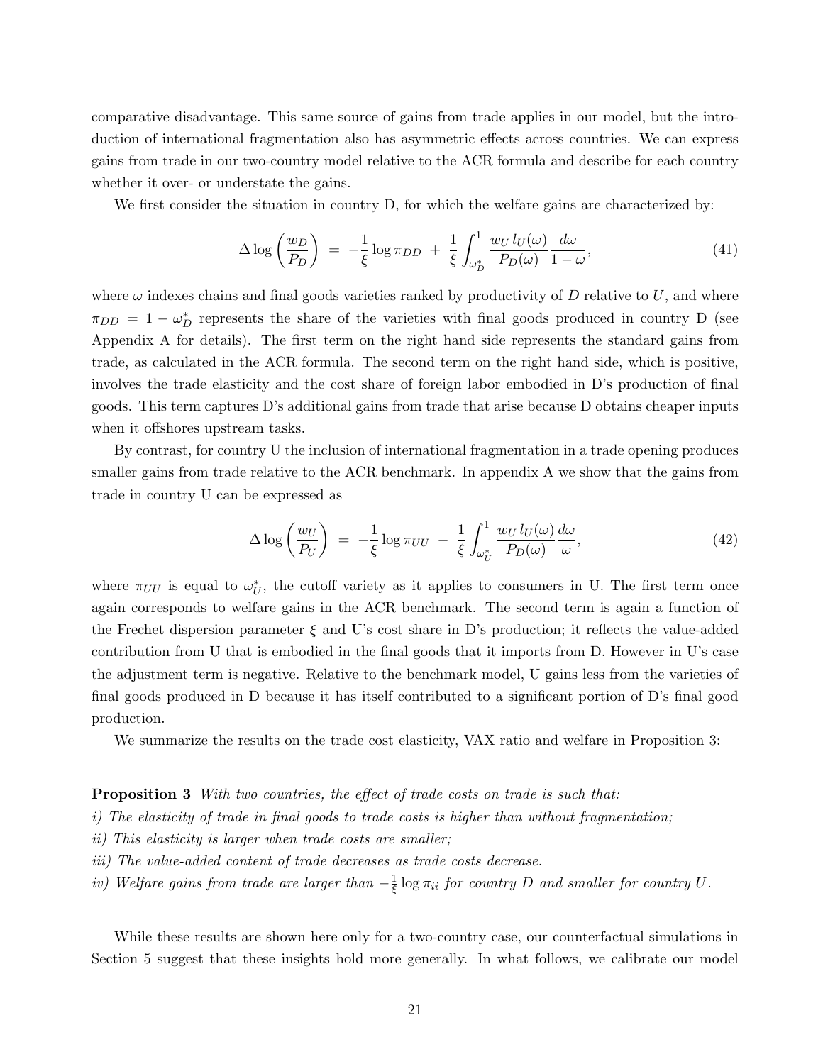comparative disadvantage. This same source of gains from trade applies in our model, but the introduction of international fragmentation also has asymmetric effects across countries. We can express gains from trade in our two-country model relative to the ACR formula and describe for each country whether it over- or understate the gains.

We first consider the situation in country D, for which the welfare gains are characterized by:

$$\Delta \log\left(\frac{w_D}{P_D}\right) \;=\; -\frac{1}{\xi}\log \pi_{DD} \;+\; \frac{1}{\xi}\int_{\omega_D^*}^{1} \frac{w_U\, l_U(\omega)}{P_D(\omega)}\frac{d\omega}{1-\omega}, \tag{41}$$

where $\omega$ indexes chains and final goods varieties ranked by productivity of $D$ relative to $U$, and where $\pi_{DD} = 1 - \omega_D^*$ represents the share of the varieties with final goods produced in country D (see Appendix A for details). The first term on the right hand side represents the standard gains from trade, as calculated in the ACR formula. The second term on the right hand side, which is positive, involves the trade elasticity and the cost share of foreign labor embodied in D's production of final goods. This term captures D's additional gains from trade that arise because D obtains cheaper inputs when it offshores upstream tasks.

By contrast, for country U the inclusion of international fragmentation in a trade opening produces smaller gains from trade relative to the ACR benchmark. In appendix A we show that the gains from trade in country U can be expressed as

$$\Delta \log\left(\frac{w_U}{P_U}\right) \;=\; -\frac{1}{\xi}\log \pi_{UU} \;-\; \frac{1}{\xi}\int_{\omega_U^*}^{1} \frac{w_U\, l_U(\omega)}{P_D(\omega)}\frac{d\omega}{\omega}, \tag{42}$$

where $\pi_{UU}$ is equal to $\omega_U^*$, the cutoff variety as it applies to consumers in U. The first term once again corresponds to welfare gains in the ACR benchmark. The second term is again a function of the Frechet dispersion parameter $\xi$ and U's cost share in D's production; it reflects the value-added contribution from U that is embodied in the final goods that it imports from D. However in U's case the adjustment term is negative. Relative to the benchmark model, U gains less from the varieties of final goods produced in D because it has itself contributed to a significant portion of D's final good production.

We summarize the results on the trade cost elasticity, VAX ratio and welfare in Proposition 3:

**Proposition 3** *With two countries, the effect of trade costs on trade is such that:*

*i) The elasticity of trade in final goods to trade costs is higher than without fragmentation;*

*ii) This elasticity is larger when trade costs are smaller;*

*iii) The value-added content of trade decreases as trade costs decrease.*

*iv) Welfare gains from trade are larger than $-\frac{1}{\xi}\log \pi_{ii}$ for country D and smaller for country U.*

While these results are shown here only for a two-country case, our counterfactual simulations in Section 5 suggest that these insights hold more generally. In what follows, we calibrate our model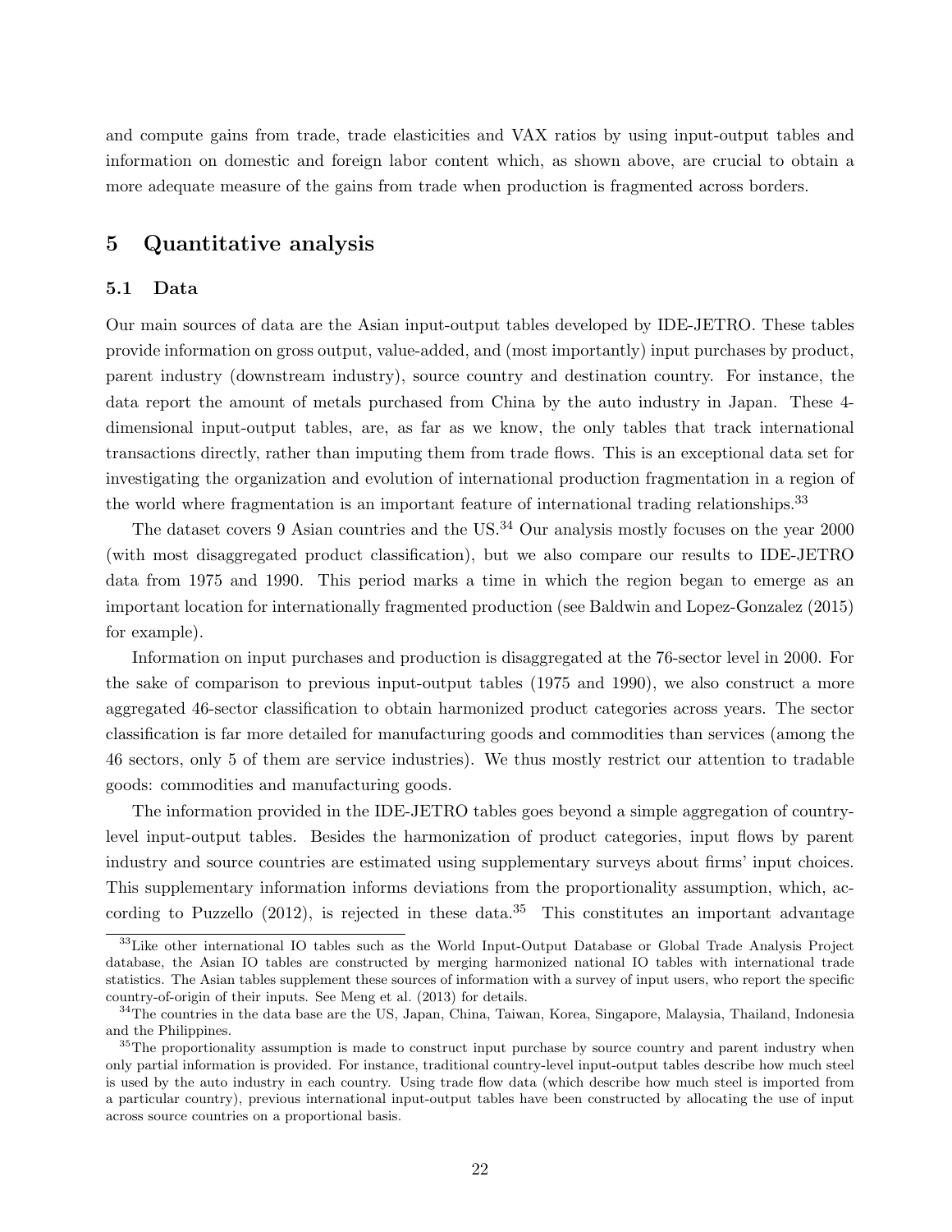and compute gains from trade, trade elasticities and VAX ratios by using input-output tables and information on domestic and foreign labor content which, as shown above, are crucial to obtain a more adequate measure of the gains from trade when production is fragmented across borders.

# 5 Quantitative analysis

## 5.1 Data

Our main sources of data are the Asian input-output tables developed by IDE-JETRO. These tables provide information on gross output, value-added, and (most importantly) input purchases by product, parent industry (downstream industry), source country and destination country. For instance, the data report the amount of metals purchased from China by the auto industry in Japan. These 4-dimensional input-output tables, are, as far as we know, the only tables that track international transactions directly, rather than imputing them from trade flows. This is an exceptional data set for investigating the organization and evolution of international production fragmentation in a region of the world where fragmentation is an important feature of international trading relationships.[33]

The dataset covers 9 Asian countries and the US.[34] Our analysis mostly focuses on the year 2000 (with most disaggregated product classification), but we also compare our results to IDE-JETRO data from 1975 and 1990. This period marks a time in which the region began to emerge as an important location for internationally fragmented production (see Baldwin and Lopez-Gonzalez (2015) for example).

Information on input purchases and production is disaggregated at the 76-sector level in 2000. For the sake of comparison to previous input-output tables (1975 and 1990), we also construct a more aggregated 46-sector classification to obtain harmonized product categories across years. The sector classification is far more detailed for manufacturing goods and commodities than services (among the 46 sectors, only 5 of them are service industries). We thus mostly restrict our attention to tradable goods: commodities and manufacturing goods.

The information provided in the IDE-JETRO tables goes beyond a simple aggregation of country-level input-output tables. Besides the harmonization of product categories, input flows by parent industry and source countries are estimated using supplementary surveys about firms' input choices. This supplementary information informs deviations from the proportionality assumption, which, according to Puzzello (2012), is rejected in these data.[35] This constitutes an important advantage

---

[33] Like other international IO tables such as the World Input-Output Database or Global Trade Analysis Project database, the Asian IO tables are constructed by merging harmonized national IO tables with international trade statistics. The Asian tables supplement these sources of information with a survey of input users, who report the specific country-of-origin of their inputs. See Meng et al. (2013) for details.

[34] The countries in the data base are the US, Japan, China, Taiwan, Korea, Singapore, Malaysia, Thailand, Indonesia and the Philippines.

[35] The proportionality assumption is made to construct input purchase by source country and parent industry when only partial information is provided. For instance, traditional country-level input-output tables describe how much steel is used by the auto industry in each country. Using trade flow data (which describe how much steel is imported from a particular country), previous international input-output tables have been constructed by allocating the use of input across source countries on a proportional basis.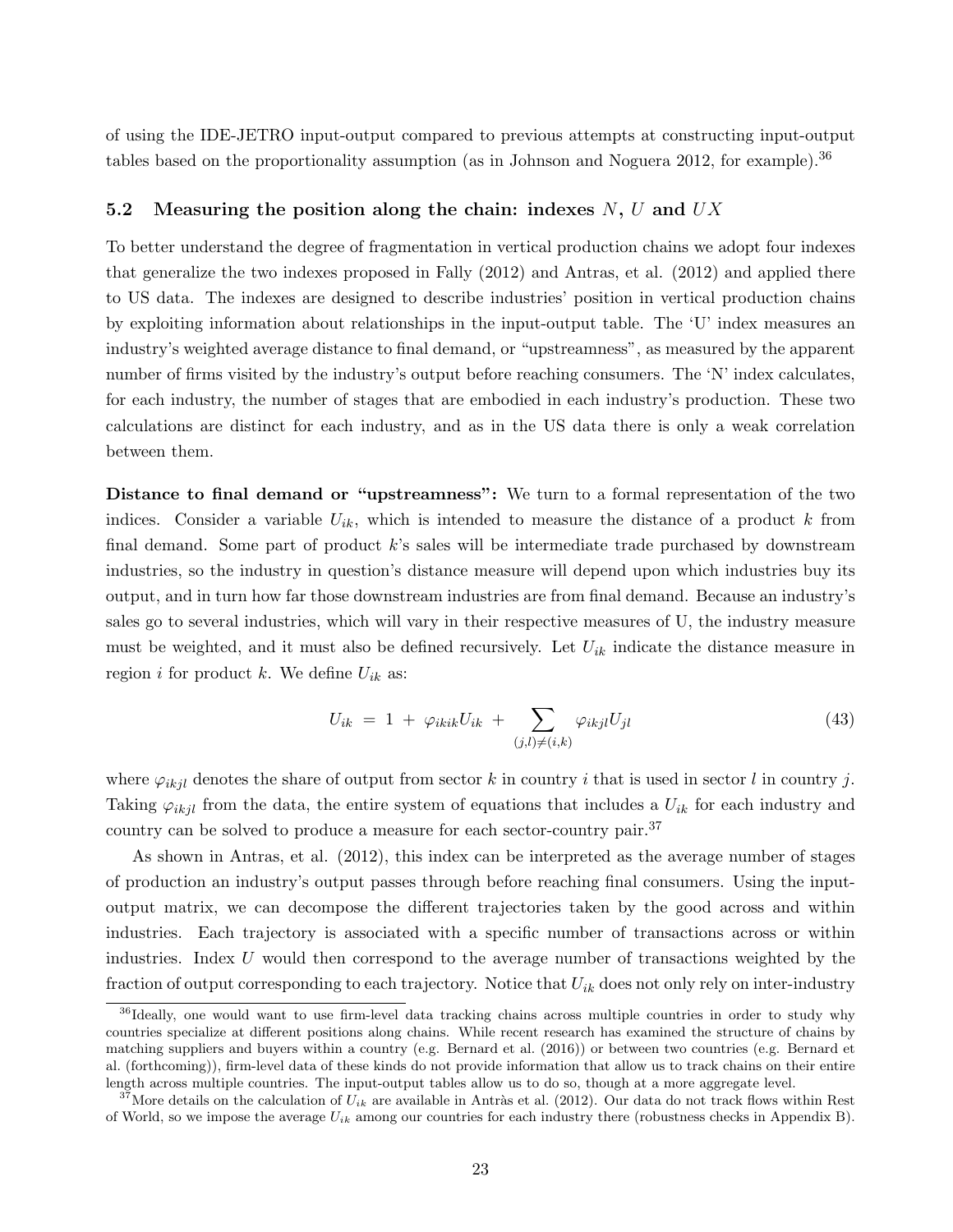of using the IDE-JETRO input-output compared to previous attempts at constructing input-output tables based on the proportionality assumption (as in Johnson and Noguera 2012, for example).[36]

## 5.2 Measuring the position along the chain: indexes $N$, $U$ and $UX$

To better understand the degree of fragmentation in vertical production chains we adopt four indexes that generalize the two indexes proposed in Fally (2012) and Antras, et al. (2012) and applied there to US data. The indexes are designed to describe industries' position in vertical production chains by exploiting information about relationships in the input-output table. The 'U' index measures an industry's weighted average distance to final demand, or "upstreamness", as measured by the apparent number of firms visited by the industry's output before reaching consumers. The 'N' index calculates, for each industry, the number of stages that are embodied in each industry's production. These two calculations are distinct for each industry, and as in the US data there is only a weak correlation between them.

**Distance to final demand or "upstreamness":** We turn to a formal representation of the two indices. Consider a variable $U_{ik}$, which is intended to measure the distance of a product $k$ from final demand. Some part of product $k$'s sales will be intermediate trade purchased by downstream industries, so the industry in question's distance measure will depend upon which industries buy its output, and in turn how far those downstream industries are from final demand. Because an industry's sales go to several industries, which will vary in their respective measures of U, the industry measure must be weighted, and it must also be defined recursively. Let $U_{ik}$ indicate the distance measure in region $i$ for product $k$. We define $U_{ik}$ as:

$$U_{ik} \;=\; 1 \;+\; \varphi_{ikik} U_{ik} \;+\; \sum_{(j,l)\neq(i,k)} \varphi_{ikjl} U_{jl} \tag{43}$$

where $\varphi_{ikjl}$ denotes the share of output from sector $k$ in country $i$ that is used in sector $l$ in country $j$. Taking $\varphi_{ikjl}$ from the data, the entire system of equations that includes a $U_{ik}$ for each industry and country can be solved to produce a measure for each sector-country pair.[37]

As shown in Antras, et al. (2012), this index can be interpreted as the average number of stages of production an industry's output passes through before reaching final consumers. Using the input-output matrix, we can decompose the different trajectories taken by the good across and within industries. Each trajectory is associated with a specific number of transactions across or within industries. Index $U$ would then correspond to the average number of transactions weighted by the fraction of output corresponding to each trajectory. Notice that $U_{ik}$ does not only rely on inter-industry

[36] Ideally, one would want to use firm-level data tracking chains across multiple countries in order to study why countries specialize at different positions along chains. While recent research has examined the structure of chains by matching suppliers and buyers within a country (e.g. Bernard et al. (2016)) or between two countries (e.g. Bernard et al. (forthcoming)), firm-level data of these kinds do not provide information that allow us to track chains on their entire length across multiple countries. The input-output tables allow us to do so, though at a more aggregate level.

[37] More details on the calculation of $U_{ik}$ are available in Antràs et al. (2012). Our data do not track flows within Rest of World, so we impose the average $U_{ik}$ among our countries for each industry there (robustness checks in Appendix B).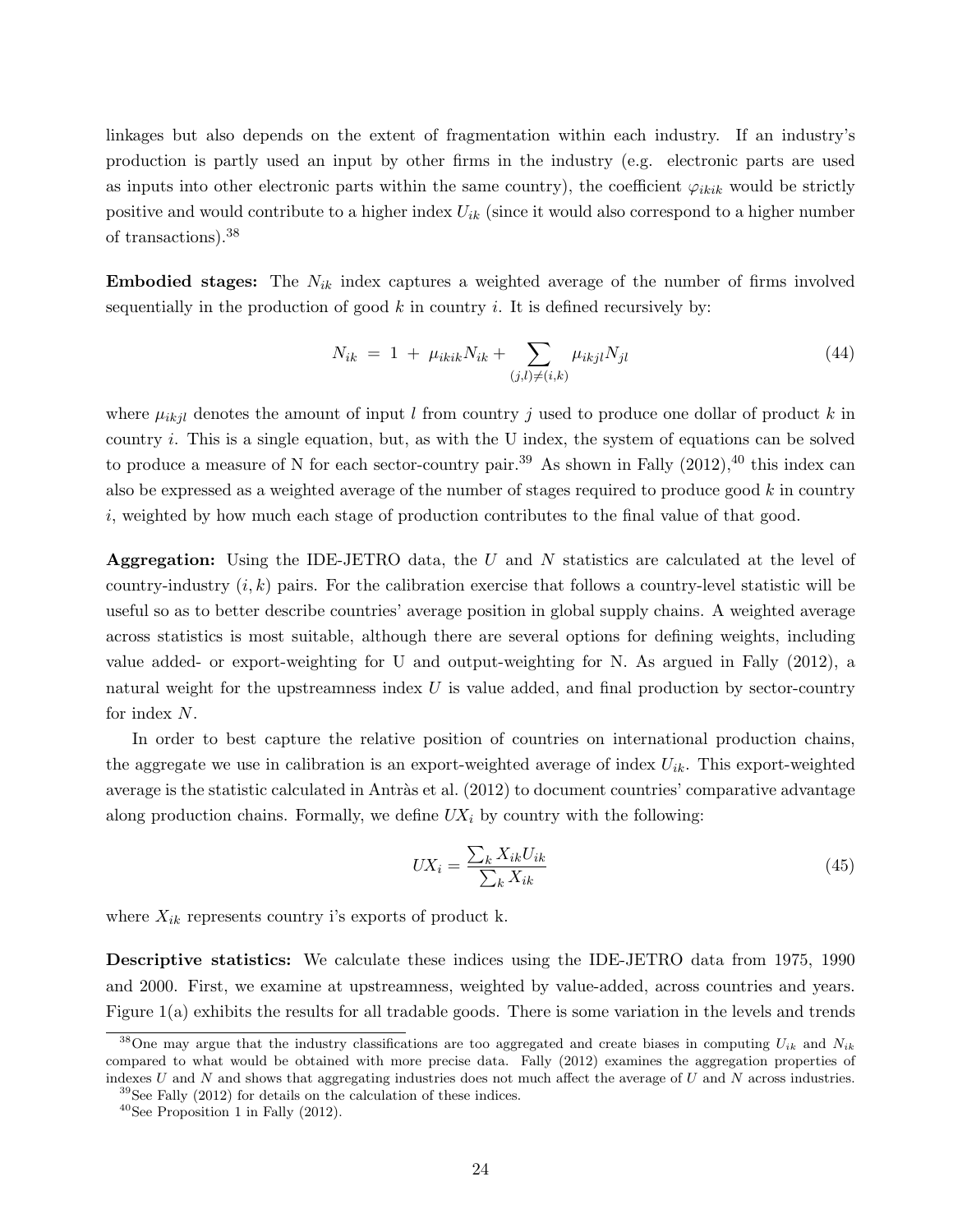linkages but also depends on the extent of fragmentation within each industry. If an industry's production is partly used an input by other firms in the industry (e.g. electronic parts are used as inputs into other electronic parts within the same country), the coefficient $\varphi_{ikik}$ would be strictly positive and would contribute to a higher index $U_{ik}$ (since it would also correspond to a higher number of transactions).[38]

**Embodied stages:** The $N_{ik}$ index captures a weighted average of the number of firms involved sequentially in the production of good $k$ in country $i$. It is defined recursively by:

$$N_{ik} \ = \ 1 \ + \ \mu_{ikik} N_{ik} + \sum_{(j,l) \neq (i,k)} \mu_{ikjl} N_{jl} \tag{44}$$

where $\mu_{ikjl}$ denotes the amount of input $l$ from country $j$ used to produce one dollar of product $k$ in country $i$. This is a single equation, but, as with the U index, the system of equations can be solved to produce a measure of N for each sector-country pair.[39] As shown in Fally (2012),[40] this index can also be expressed as a weighted average of the number of stages required to produce good $k$ in country $i$, weighted by how much each stage of production contributes to the final value of that good.

**Aggregation:** Using the IDE-JETRO data, the $U$ and $N$ statistics are calculated at the level of country-industry $(i, k)$ pairs. For the calibration exercise that follows a country-level statistic will be useful so as to better describe countries' average position in global supply chains. A weighted average across statistics is most suitable, although there are several options for defining weights, including value added- or export-weighting for U and output-weighting for N. As argued in Fally (2012), a natural weight for the upstreamness index $U$ is value added, and final production by sector-country for index $N$.

In order to best capture the relative position of countries on international production chains, the aggregate we use in calibration is an export-weighted average of index $U_{ik}$. This export-weighted average is the statistic calculated in Antràs et al. (2012) to document countries' comparative advantage along production chains. Formally, we define $UX_i$ by country with the following:

$$UX_i = \frac{\sum_k X_{ik} U_{ik}}{\sum_k X_{ik}} \tag{45}$$

where $X_{ik}$ represents country i's exports of product k.

**Descriptive statistics:** We calculate these indices using the IDE-JETRO data from 1975, 1990 and 2000. First, we examine at upstreamness, weighted by value-added, across countries and years. Figure 1(a) exhibits the results for all tradable goods. There is some variation in the levels and trends

[38]One may argue that the industry classifications are too aggregated and create biases in computing $U_{ik}$ and $N_{ik}$ compared to what would be obtained with more precise data. Fally (2012) examines the aggregation properties of indexes $U$ and $N$ and shows that aggregating industries does not much affect the average of $U$ and $N$ across industries.

[39]See Fally (2012) for details on the calculation of these indices.

[40]See Proposition 1 in Fally (2012).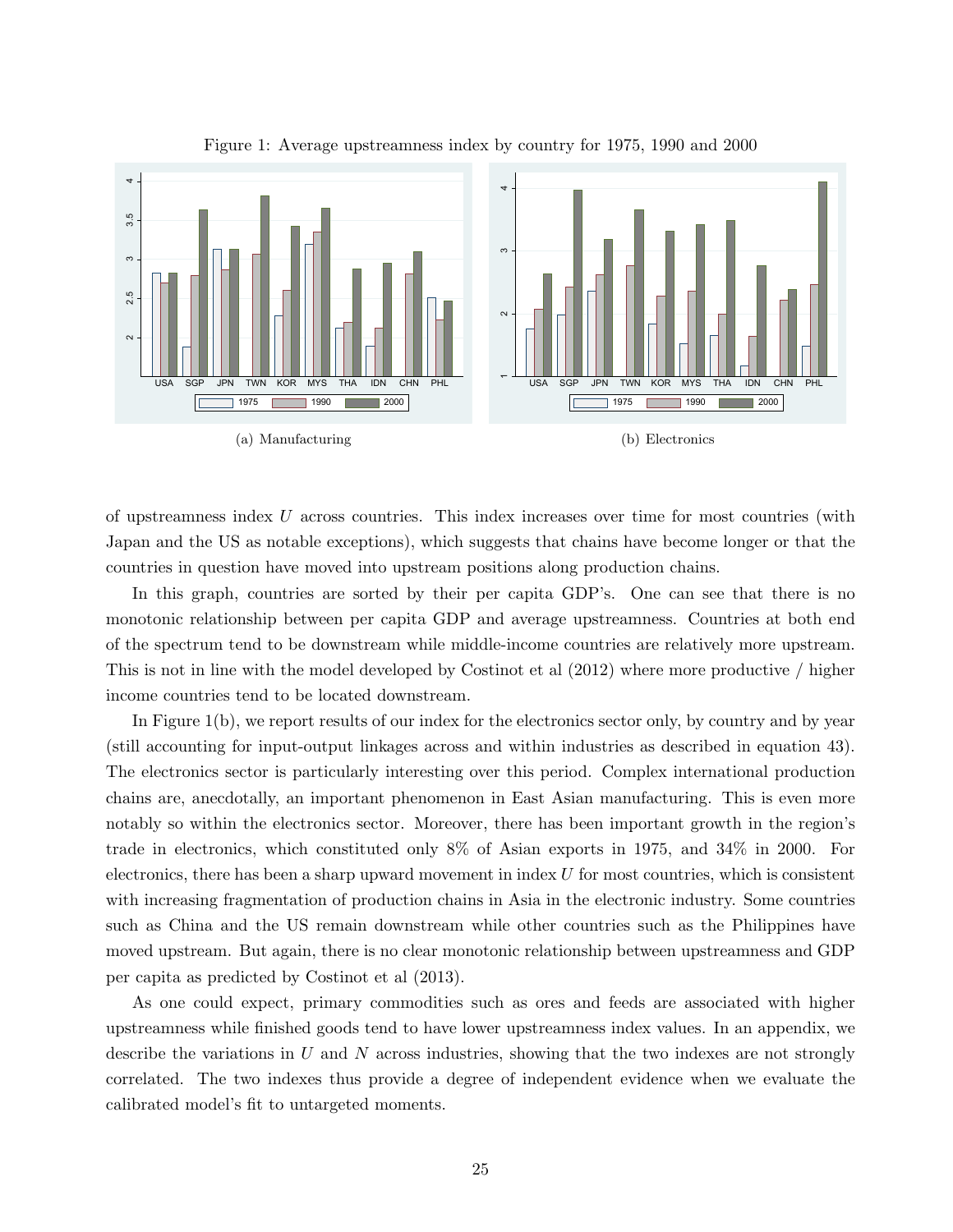Figure 1: Average upstreamness index by country for 1975, 1990 and 2000

(a) Manufacturing

(b) Electronics

of upstreamness index $U$ across countries. This index increases over time for most countries (with Japan and the US as notable exceptions), which suggests that chains have become longer or that the countries in question have moved into upstream positions along production chains.

In this graph, countries are sorted by their per capita GDP's. One can see that there is no monotonic relationship between per capita GDP and average upstreamness. Countries at both end of the spectrum tend to be downstream while middle-income countries are relatively more upstream. This is not in line with the model developed by Costinot et al (2012) where more productive / higher income countries tend to be located downstream.

In Figure 1(b), we report results of our index for the electronics sector only, by country and by year (still accounting for input-output linkages across and within industries as described in equation 43). The electronics sector is particularly interesting over this period. Complex international production chains are, anecdotally, an important phenomenon in East Asian manufacturing. This is even more notably so within the electronics sector. Moreover, there has been important growth in the region's trade in electronics, which constituted only 8% of Asian exports in 1975, and 34% in 2000. For electronics, there has been a sharp upward movement in index $U$ for most countries, which is consistent with increasing fragmentation of production chains in Asia in the electronic industry. Some countries such as China and the US remain downstream while other countries such as the Philippines have moved upstream. But again, there is no clear monotonic relationship between upstreamness and GDP per capita as predicted by Costinot et al (2013).

As one could expect, primary commodities such as ores and feeds are associated with higher upstreamness while finished goods tend to have lower upstreamness index values. In an appendix, we describe the variations in $U$ and $N$ across industries, showing that the two indexes are not strongly correlated. The two indexes thus provide a degree of independent evidence when we evaluate the calibrated model's fit to untargeted moments.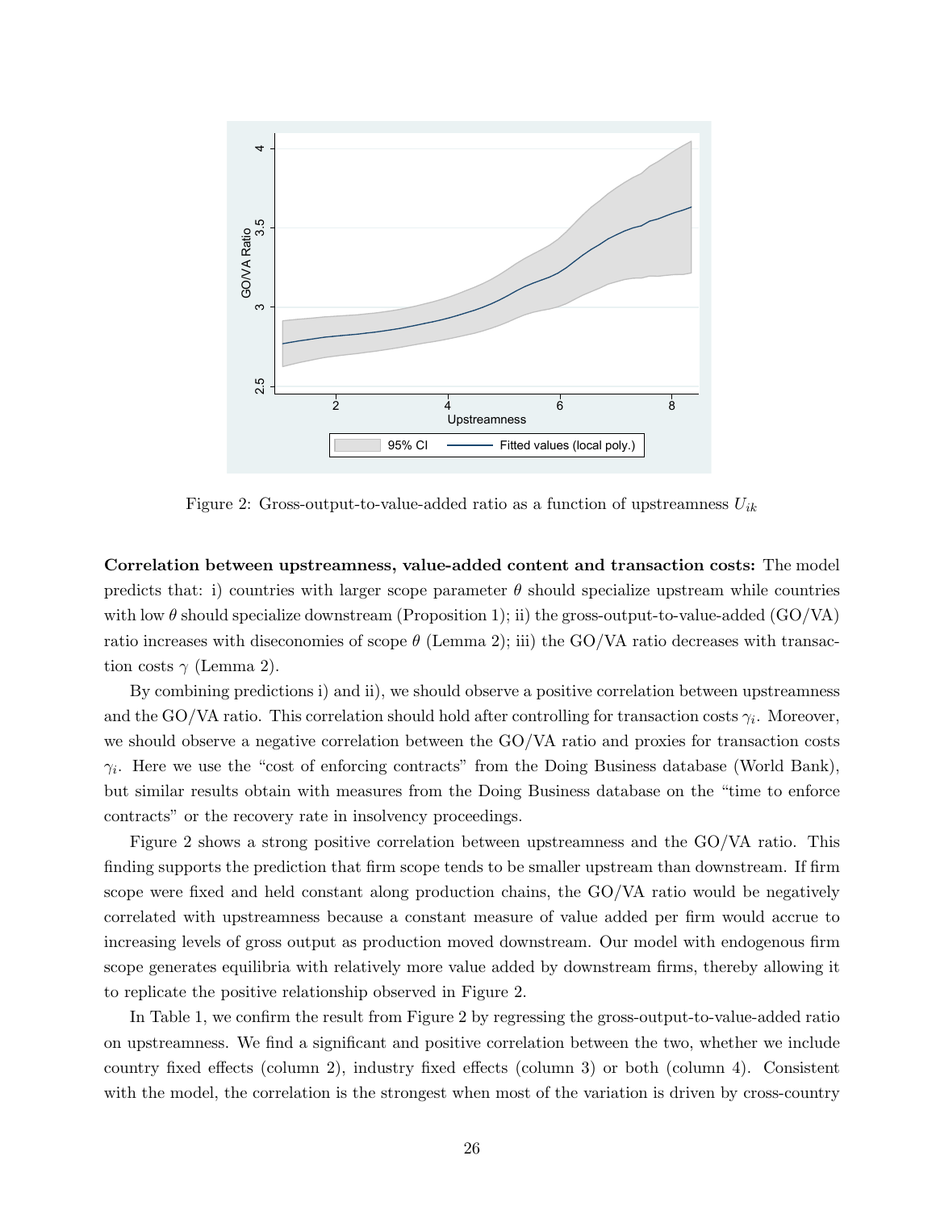Figure 2: Gross-output-to-value-added ratio as a function of upstreamness $U_{ik}$

**Correlation between upstreamness, value-added content and transaction costs:** The model predicts that: i) countries with larger scope parameter $\theta$ should specialize upstream while countries with low $\theta$ should specialize downstream (Proposition 1); ii) the gross-output-to-value-added (GO/VA) ratio increases with diseconomies of scope $\theta$ (Lemma 2); iii) the GO/VA ratio decreases with transaction costs $\gamma$ (Lemma 2).

By combining predictions i) and ii), we should observe a positive correlation between upstreamness and the GO/VA ratio. This correlation should hold after controlling for transaction costs $\gamma_i$. Moreover, we should observe a negative correlation between the GO/VA ratio and proxies for transaction costs $\gamma_i$. Here we use the "cost of enforcing contracts" from the Doing Business database (World Bank), but similar results obtain with measures from the Doing Business database on the "time to enforce contracts" or the recovery rate in insolvency proceedings.

Figure 2 shows a strong positive correlation between upstreamness and the GO/VA ratio. This finding supports the prediction that firm scope tends to be smaller upstream than downstream. If firm scope were fixed and held constant along production chains, the GO/VA ratio would be negatively correlated with upstreamness because a constant measure of value added per firm would accrue to increasing levels of gross output as production moved downstream. Our model with endogenous firm scope generates equilibria with relatively more value added by downstream firms, thereby allowing it to replicate the positive relationship observed in Figure 2.

In Table 1, we confirm the result from Figure 2 by regressing the gross-output-to-value-added ratio on upstreamness. We find a significant and positive correlation between the two, whether we include country fixed effects (column 2), industry fixed effects (column 3) or both (column 4). Consistent with the model, the correlation is the strongest when most of the variation is driven by cross-country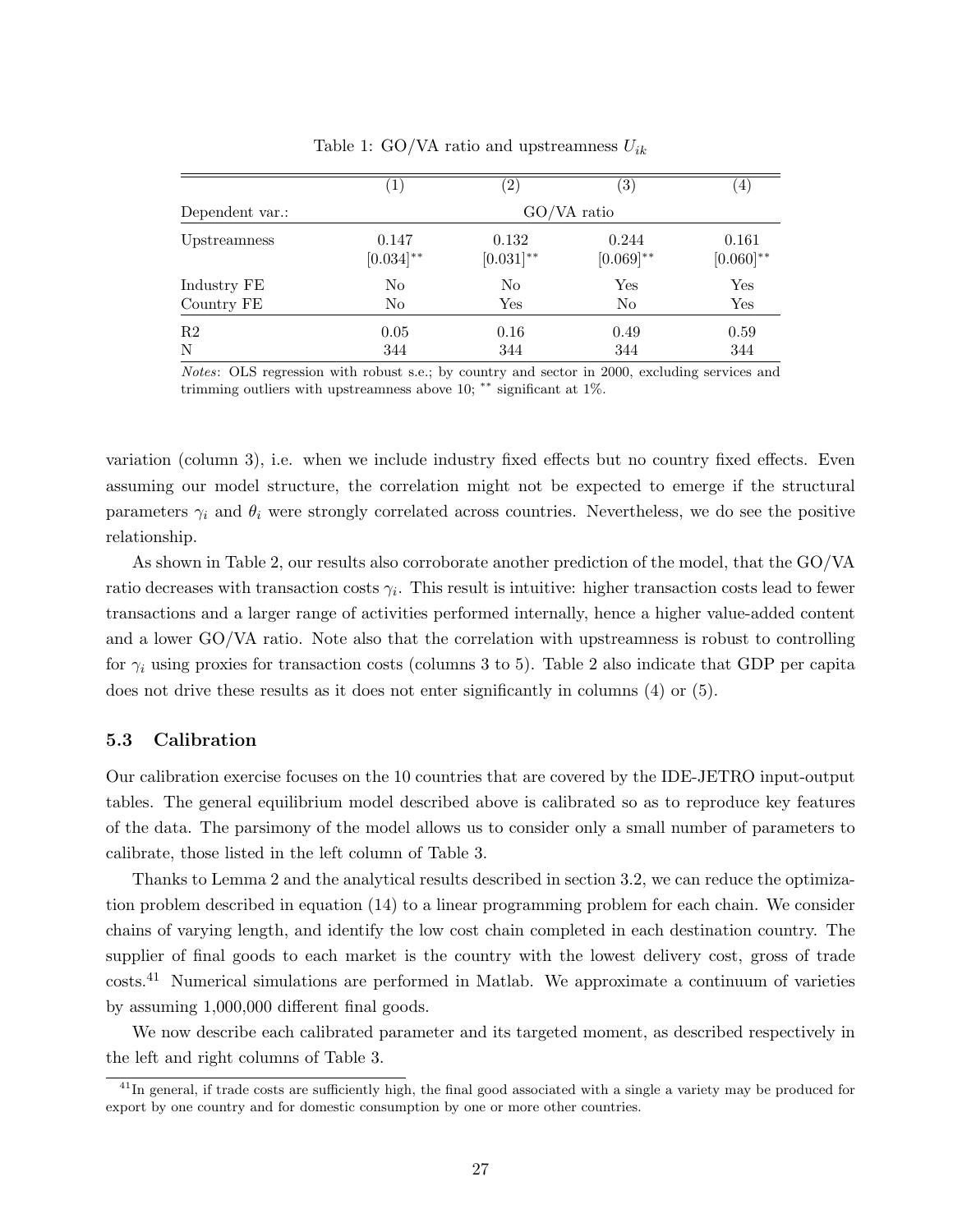Table 1: GO/VA ratio and upstreamness $U_{ik}$

| | (1) | (2) | (3) | (4) |
|---|---|---|---|---|
| Dependent var.: | GO/VA ratio | | | |
| Upstreamness | 0.147 | 0.132 | 0.244 | 0.161 |
| | [0.034]** | [0.031]** | [0.069]** | [0.060]** |
| Industry FE | No | No | Yes | Yes |
| Country FE | No | Yes | No | Yes |
| R2 | 0.05 | 0.16 | 0.49 | 0.59 |
| N | 344 | 344 | 344 | 344 |

*Notes*: OLS regression with robust s.e.; by country and sector in 2000, excluding services and trimming outliers with upstreamness above 10; ** significant at 1%.

variation (column 3), i.e. when we include industry fixed effects but no country fixed effects. Even assuming our model structure, the correlation might not be expected to emerge if the structural parameters $\gamma_i$ and $\theta_i$ were strongly correlated across countries. Nevertheless, we do see the positive relationship.

As shown in Table 2, our results also corroborate another prediction of the model, that the GO/VA ratio decreases with transaction costs $\gamma_i$. This result is intuitive: higher transaction costs lead to fewer transactions and a larger range of activities performed internally, hence a higher value-added content and a lower GO/VA ratio. Note also that the correlation with upstreamness is robust to controlling for $\gamma_i$ using proxies for transaction costs (columns 3 to 5). Table 2 also indicate that GDP per capita does not drive these results as it does not enter significantly in columns (4) or (5).

### 5.3 Calibration

Our calibration exercise focuses on the 10 countries that are covered by the IDE-JETRO input-output tables. The general equilibrium model described above is calibrated so as to reproduce key features of the data. The parsimony of the model allows us to consider only a small number of parameters to calibrate, those listed in the left column of Table 3.

Thanks to Lemma 2 and the analytical results described in section 3.2, we can reduce the optimization problem described in equation (14) to a linear programming problem for each chain. We consider chains of varying length, and identify the low cost chain completed in each destination country. The supplier of final goods to each market is the country with the lowest delivery cost, gross of trade costs.[41] Numerical simulations are performed in Matlab. We approximate a continuum of varieties by assuming 1,000,000 different final goods.

We now describe each calibrated parameter and its targeted moment, as described respectively in the left and right columns of Table 3.

[41]In general, if trade costs are sufficiently high, the final good associated with a single a variety may be produced for export by one country and for domestic consumption by one or more other countries.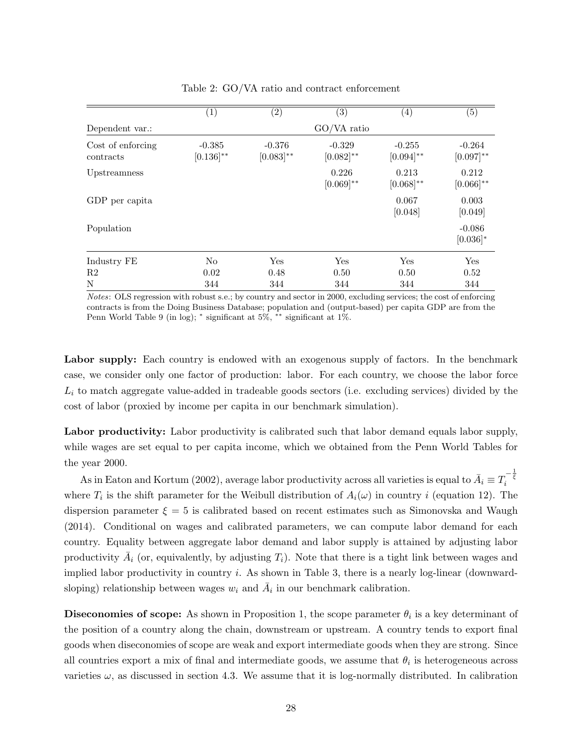Table 2: GO/VA ratio and contract enforcement

| | (1) | (2) | (3) | (4) | (5) |
|---|---|---|---|---|---|
| Dependent var.: | GO/VA ratio | | | | |
| Cost of enforcing contracts | -0.385 [0.136]** | -0.376 [0.083]** | -0.329 [0.082]** | -0.255 [0.094]** | -0.264 [0.097]** |
| Upstreamness | | | 0.226 [0.069]** | 0.213 [0.068]** | 0.212 [0.066]** |
| GDP per capita | | | | 0.067 [0.048] | 0.003 [0.049] |
| Population | | | | | -0.086 [0.036]* |
| Industry FE | No | Yes | Yes | Yes | Yes |
| R2 | 0.02 | 0.48 | 0.50 | 0.50 | 0.52 |
| N | 344 | 344 | 344 | 344 | 344 |

*Notes*: OLS regression with robust s.e.; by country and sector in 2000, excluding services; the cost of enforcing contracts is from the Doing Business Database; population and (output-based) per capita GDP are from the Penn World Table 9 (in log); * significant at 5%, ** significant at 1%.

**Labor supply:** Each country is endowed with an exogenous supply of factors. In the benchmark case, we consider only one factor of production: labor. For each country, we choose the labor force $L_i$ to match aggregate value-added in tradeable goods sectors (i.e. excluding services) divided by the cost of labor (proxied by income per capita in our benchmark simulation).

**Labor productivity:** Labor productivity is calibrated such that labor demand equals labor supply, while wages are set equal to per capita income, which we obtained from the Penn World Tables for the year 2000.

As in Eaton and Kortum (2002), average labor productivity across all varieties is equal to $\bar{A}_i \equiv T_i^{-\frac{1}{\xi}}$ where $T_i$ is the shift parameter for the Weibull distribution of $A_i(\omega)$ in country $i$ (equation 12). The dispersion parameter $\xi = 5$ is calibrated based on recent estimates such as Simonovska and Waugh (2014). Conditional on wages and calibrated parameters, we can compute labor demand for each country. Equality between aggregate labor demand and labor supply is attained by adjusting labor productivity $\bar{A}_i$ (or, equivalently, by adjusting $T_i$). Note that there is a tight link between wages and implied labor productivity in country $i$. As shown in Table 3, there is a nearly log-linear (downward-sloping) relationship between wages $w_i$ and $\bar{A}_i$ in our benchmark calibration.

**Diseconomies of scope:** As shown in Proposition 1, the scope parameter $\theta_i$ is a key determinant of the position of a country along the chain, downstream or upstream. A country tends to export final goods when diseconomies of scope are weak and export intermediate goods when they are strong. Since all countries export a mix of final and intermediate goods, we assume that $\theta_i$ is heterogeneous across varieties $\omega$, as discussed in section 4.3. We assume that it is log-normally distributed. In calibration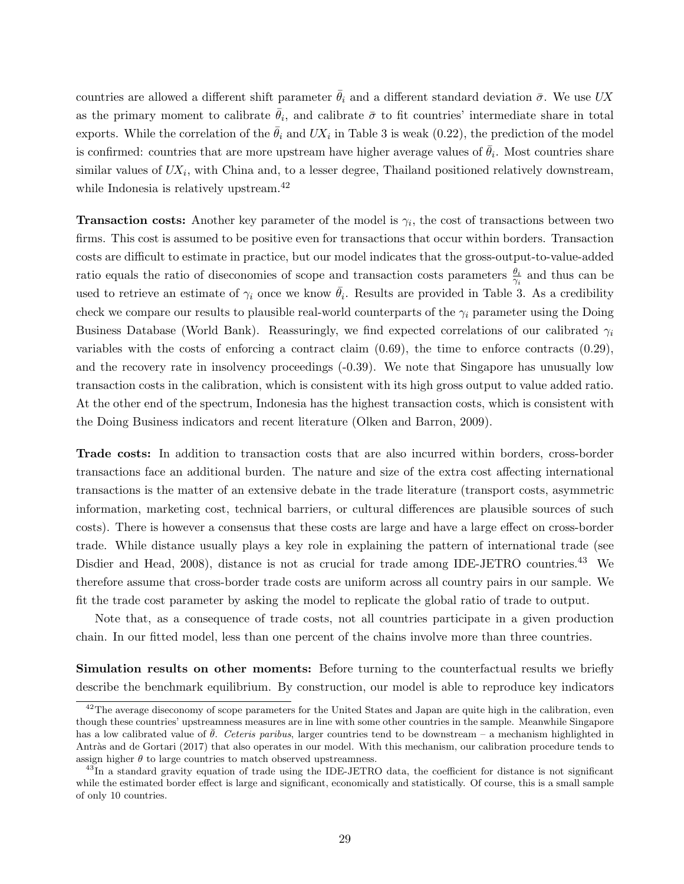countries are allowed a different shift parameter $\bar{\theta}_i$ and a different standard deviation $\bar{\sigma}$. We use $UX$ as the primary moment to calibrate $\bar{\theta}_i$, and calibrate $\bar{\sigma}$ to fit countries' intermediate share in total exports. While the correlation of the $\bar{\theta}_i$ and $UX_i$ in Table 3 is weak (0.22), the prediction of the model is confirmed: countries that are more upstream have higher average values of $\bar{\theta}_i$. Most countries share similar values of $UX_i$, with China and, to a lesser degree, Thailand positioned relatively downstream, while Indonesia is relatively upstream.[42]

**Transaction costs:** Another key parameter of the model is $\gamma_i$, the cost of transactions between two firms. This cost is assumed to be positive even for transactions that occur within borders. Transaction costs are difficult to estimate in practice, but our model indicates that the gross-output-to-value-added ratio equals the ratio of diseconomies of scope and transaction costs parameters $\frac{\theta_i}{\gamma_i}$ and thus can be used to retrieve an estimate of $\gamma_i$ once we know $\bar{\theta}_i$. Results are provided in Table 3. As a credibility check we compare our results to plausible real-world counterparts of the $\gamma_i$ parameter using the Doing Business Database (World Bank). Reassuringly, we find expected correlations of our calibrated $\gamma_i$ variables with the costs of enforcing a contract claim (0.69), the time to enforce contracts (0.29), and the recovery rate in insolvency proceedings (-0.39). We note that Singapore has unusually low transaction costs in the calibration, which is consistent with its high gross output to value added ratio. At the other end of the spectrum, Indonesia has the highest transaction costs, which is consistent with the Doing Business indicators and recent literature (Olken and Barron, 2009).

**Trade costs:** In addition to transaction costs that are also incurred within borders, cross-border transactions face an additional burden. The nature and size of the extra cost affecting international transactions is the matter of an extensive debate in the trade literature (transport costs, asymmetric information, marketing cost, technical barriers, or cultural differences are plausible sources of such costs). There is however a consensus that these costs are large and have a large effect on cross-border trade. While distance usually plays a key role in explaining the pattern of international trade (see Disdier and Head, 2008), distance is not as crucial for trade among IDE-JETRO countries.[43] We therefore assume that cross-border trade costs are uniform across all country pairs in our sample. We fit the trade cost parameter by asking the model to replicate the global ratio of trade to output.

Note that, as a consequence of trade costs, not all countries participate in a given production chain. In our fitted model, less than one percent of the chains involve more than three countries.

**Simulation results on other moments:** Before turning to the counterfactual results we briefly describe the benchmark equilibrium. By construction, our model is able to reproduce key indicators

[42] The average diseconomy of scope parameters for the United States and Japan are quite high in the calibration, even though these countries' upstreamness measures are in line with some other countries in the sample. Meanwhile Singapore has a low calibrated value of $\bar{\theta}$. *Ceteris paribus*, larger countries tend to be downstream – a mechanism highlighted in Antràs and de Gortari (2017) that also operates in our model. With this mechanism, our calibration procedure tends to assign higher $\theta$ to large countries to match observed upstreamness.

[43] In a standard gravity equation of trade using the IDE-JETRO data, the coefficient for distance is not significant while the estimated border effect is large and significant, economically and statistically. Of course, this is a small sample of only 10 countries.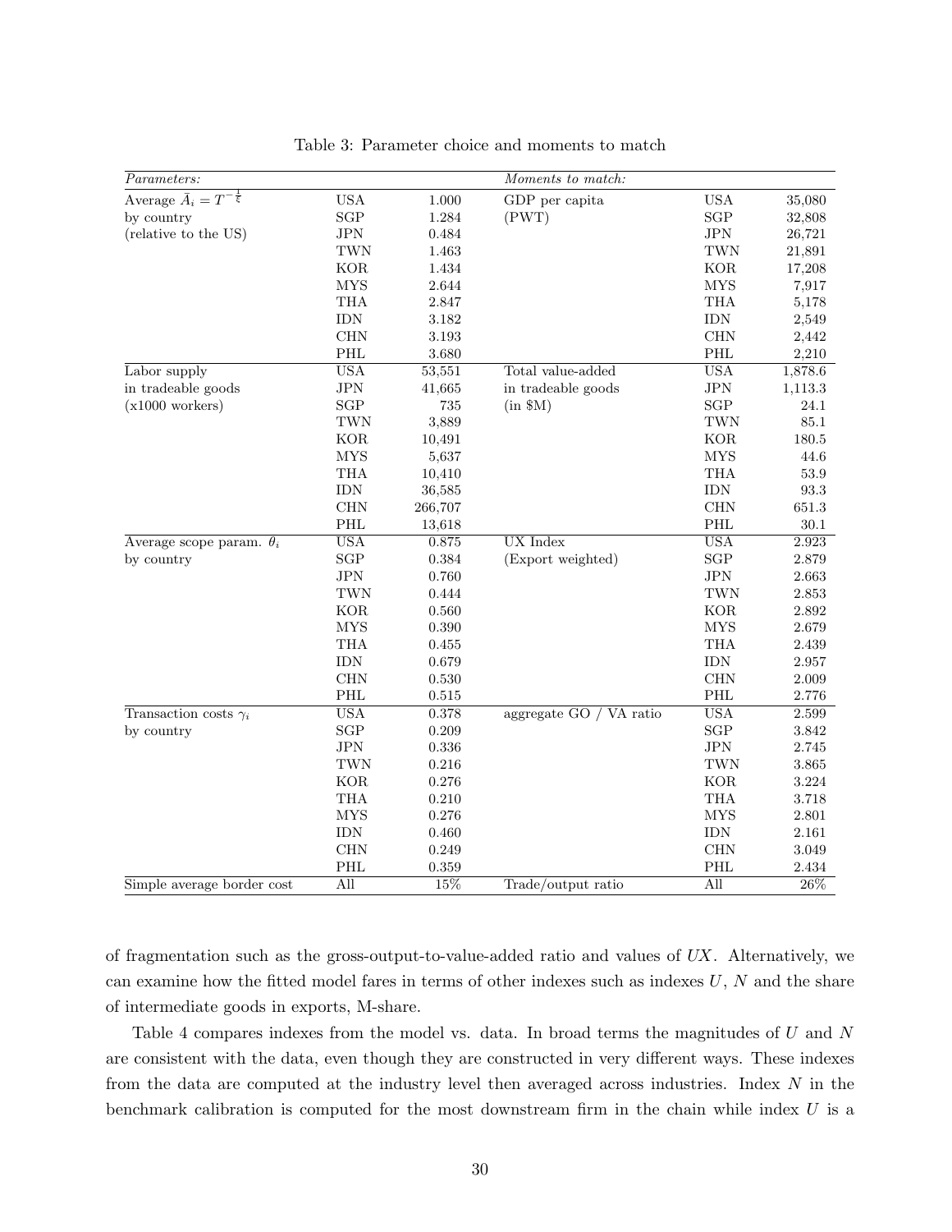Table 3: Parameter choice and moments to match

| *Parameters:* | | | *Moments to match:* | | |
|---|---|---|---|---|---|
| Average $\bar{A}_i = T^{-\frac{1}{\xi}}$ | USA | 1.000 | GDP per capita | USA | 35,080 |
| by country | SGP | 1.284 | (PWT) | SGP | 32,808 |
| (relative to the US) | JPN | 0.484 | | JPN | 26,721 |
| | TWN | 1.463 | | TWN | 21,891 |
| | KOR | 1.434 | | KOR | 17,208 |
| | MYS | 2.644 | | MYS | 7,917 |
| | THA | 2.847 | | THA | 5,178 |
| | IDN | 3.182 | | IDN | 2,549 |
| | CHN | 3.193 | | CHN | 2,442 |
| | PHL | 3.680 | | PHL | 2,210 |
| Labor supply | USA | 53,551 | Total value-added | USA | 1,878.6 |
| in tradeable goods | JPN | 41,665 | in tradeable goods | JPN | 1,113.3 |
| (x1000 workers) | SGP | 735 | (in $M) | SGP | 24.1 |
| | TWN | 3,889 | | TWN | 85.1 |
| | KOR | 10,491 | | KOR | 180.5 |
| | MYS | 5,637 | | MYS | 44.6 |
| | THA | 10,410 | | THA | 53.9 |
| | IDN | 36,585 | | IDN | 93.3 |
| | CHN | 266,707 | | CHN | 651.3 |
| | PHL | 13,618 | | PHL | 30.1 |
| Average scope param. $\theta_i$ | USA | 0.875 | UX Index | USA | 2.923 |
| by country | SGP | 0.384 | (Export weighted) | SGP | 2.879 |
| | JPN | 0.760 | | JPN | 2.663 |
| | TWN | 0.444 | | TWN | 2.853 |
| | KOR | 0.560 | | KOR | 2.892 |
| | MYS | 0.390 | | MYS | 2.679 |
| | THA | 0.455 | | THA | 2.439 |
| | IDN | 0.679 | | IDN | 2.957 |
| | CHN | 0.530 | | CHN | 2.009 |
| | PHL | 0.515 | | PHL | 2.776 |
| Transaction costs $\gamma_i$ | USA | 0.378 | aggregate GO / VA ratio | USA | 2.599 |
| by country | SGP | 0.209 | | SGP | 3.842 |
| | JPN | 0.336 | | JPN | 2.745 |
| | TWN | 0.216 | | TWN | 3.865 |
| | KOR | 0.276 | | KOR | 3.224 |
| | THA | 0.210 | | THA | 3.718 |
| | MYS | 0.276 | | MYS | 2.801 |
| | IDN | 0.460 | | IDN | 2.161 |
| | CHN | 0.249 | | CHN | 3.049 |
| | PHL | 0.359 | | PHL | 2.434 |
| Simple average border cost | All | 15% | Trade/output ratio | All | 26% |

of fragmentation such as the gross-output-to-value-added ratio and values of $UX$. Alternatively, we can examine how the fitted model fares in terms of other indexes such as indexes $U$, $N$ and the share of intermediate goods in exports, M-share.

Table 4 compares indexes from the model vs. data. In broad terms the magnitudes of $U$ and $N$ are consistent with the data, even though they are constructed in very different ways. These indexes from the data are computed at the industry level then averaged across industries. Index $N$ in the benchmark calibration is computed for the most downstream firm in the chain while index $U$ is a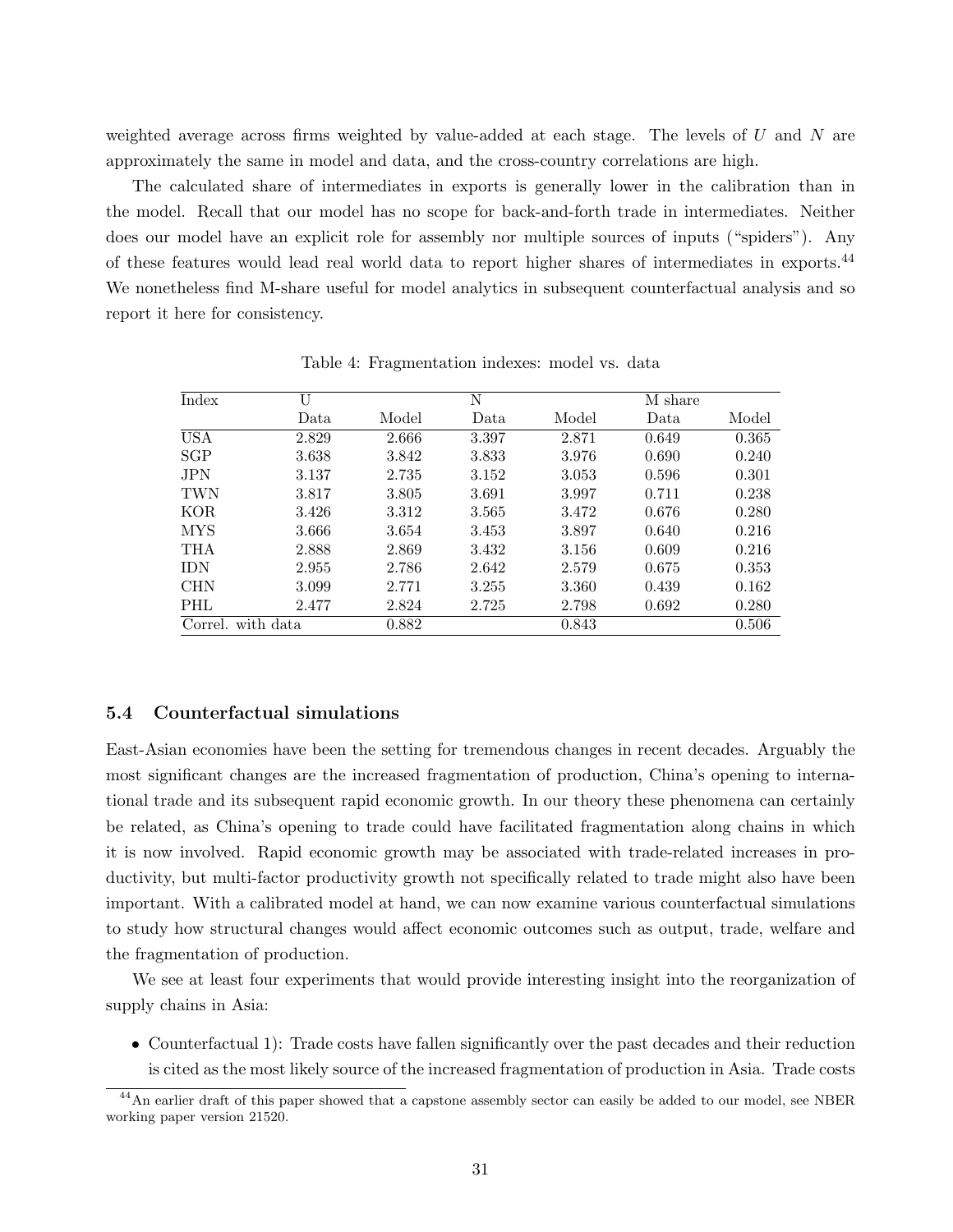weighted average across firms weighted by value-added at each stage. The levels of $U$ and $N$ are approximately the same in model and data, and the cross-country correlations are high.

The calculated share of intermediates in exports is generally lower in the calibration than in the model. Recall that our model has no scope for back-and-forth trade in intermediates. Neither does our model have an explicit role for assembly nor multiple sources of inputs ("spiders"). Any of these features would lead real world data to report higher shares of intermediates in exports.[44] We nonetheless find M-share useful for model analytics in subsequent counterfactual analysis and so report it here for consistency.

Table 4: Fragmentation indexes: model vs. data

| Index | U | | N | | M share | |
|---|---|---|---|---|---|---|
| | Data | Model | Data | Model | Data | Model |
| USA | 2.829 | 2.666 | 3.397 | 2.871 | 0.649 | 0.365 |
| SGP | 3.638 | 3.842 | 3.833 | 3.976 | 0.690 | 0.240 |
| JPN | 3.137 | 2.735 | 3.152 | 3.053 | 0.596 | 0.301 |
| TWN | 3.817 | 3.805 | 3.691 | 3.997 | 0.711 | 0.238 |
| KOR | 3.426 | 3.312 | 3.565 | 3.472 | 0.676 | 0.280 |
| MYS | 3.666 | 3.654 | 3.453 | 3.897 | 0.640 | 0.216 |
| THA | 2.888 | 2.869 | 3.432 | 3.156 | 0.609 | 0.216 |
| IDN | 2.955 | 2.786 | 2.642 | 2.579 | 0.675 | 0.353 |
| CHN | 3.099 | 2.771 | 3.255 | 3.360 | 0.439 | 0.162 |
| PHL | 2.477 | 2.824 | 2.725 | 2.798 | 0.692 | 0.280 |
| Correl. with data | | 0.882 | | 0.843 | | 0.506 |

### 5.4 Counterfactual simulations

East-Asian economies have been the setting for tremendous changes in recent decades. Arguably the most significant changes are the increased fragmentation of production, China's opening to international trade and its subsequent rapid economic growth. In our theory these phenomena can certainly be related, as China's opening to trade could have facilitated fragmentation along chains in which it is now involved. Rapid economic growth may be associated with trade-related increases in productivity, but multi-factor productivity growth not specifically related to trade might also have been important. With a calibrated model at hand, we can now examine various counterfactual simulations to study how structural changes would affect economic outcomes such as output, trade, welfare and the fragmentation of production.

We see at least four experiments that would provide interesting insight into the reorganization of supply chains in Asia:

- Counterfactual 1): Trade costs have fallen significantly over the past decades and their reduction is cited as the most likely source of the increased fragmentation of production in Asia. Trade costs

[44] An earlier draft of this paper showed that a capstone assembly sector can easily be added to our model, see NBER working paper version 21520.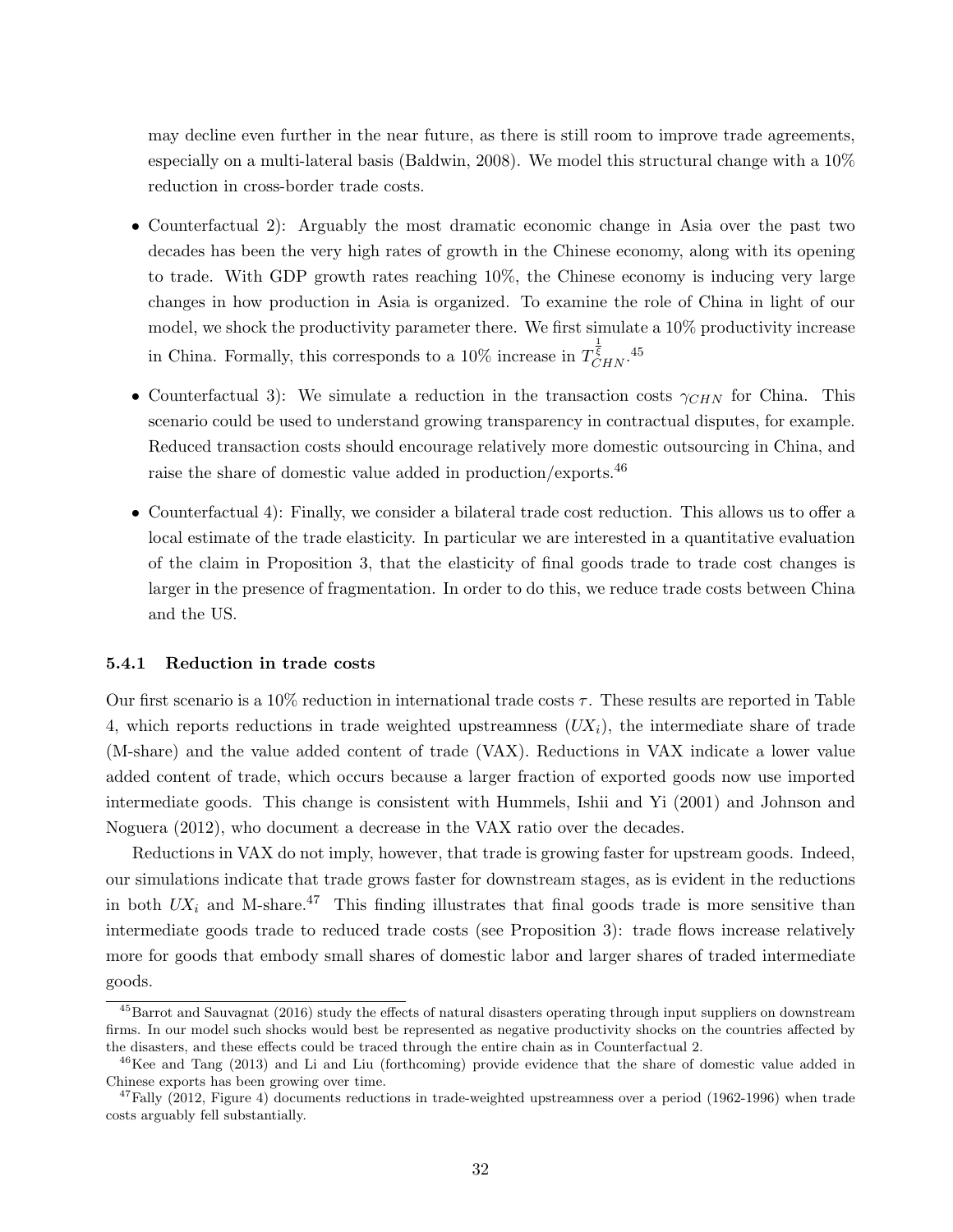may decline even further in the near future, as there is still room to improve trade agreements, especially on a multi-lateral basis (Baldwin, 2008). We model this structural change with a 10% reduction in cross-border trade costs.

- Counterfactual 2): Arguably the most dramatic economic change in Asia over the past two decades has been the very high rates of growth in the Chinese economy, along with its opening to trade. With GDP growth rates reaching 10%, the Chinese economy is inducing very large changes in how production in Asia is organized. To examine the role of China in light of our model, we shock the productivity parameter there. We first simulate a 10% productivity increase in China. Formally, this corresponds to a 10% increase in $T_{CHN}^{\frac{1}{\xi}}$.[45]

- Counterfactual 3): We simulate a reduction in the transaction costs $\gamma_{CHN}$ for China. This scenario could be used to understand growing transparency in contractual disputes, for example. Reduced transaction costs should encourage relatively more domestic outsourcing in China, and raise the share of domestic value added in production/exports.[46]

- Counterfactual 4): Finally, we consider a bilateral trade cost reduction. This allows us to offer a local estimate of the trade elasticity. In particular we are interested in a quantitative evaluation of the claim in Proposition 3, that the elasticity of final goods trade to trade cost changes is larger in the presence of fragmentation. In order to do this, we reduce trade costs between China and the US.

### 5.4.1 Reduction in trade costs

Our first scenario is a 10% reduction in international trade costs $\tau$. These results are reported in Table 4, which reports reductions in trade weighted upstreamness ($UX_i$), the intermediate share of trade (M-share) and the value added content of trade (VAX). Reductions in VAX indicate a lower value added content of trade, which occurs because a larger fraction of exported goods now use imported intermediate goods. This change is consistent with Hummels, Ishii and Yi (2001) and Johnson and Noguera (2012), who document a decrease in the VAX ratio over the decades.

Reductions in VAX do not imply, however, that trade is growing faster for upstream goods. Indeed, our simulations indicate that trade grows faster for downstream stages, as is evident in the reductions in both $UX_i$ and M-share.[47] This finding illustrates that final goods trade is more sensitive than intermediate goods trade to reduced trade costs (see Proposition 3): trade flows increase relatively more for goods that embody small shares of domestic labor and larger shares of traded intermediate goods.

[45] Barrot and Sauvagnat (2016) study the effects of natural disasters operating through input suppliers on downstream firms. In our model such shocks would best be represented as negative productivity shocks on the countries affected by the disasters, and these effects could be traced through the entire chain as in Counterfactual 2.

[46] Kee and Tang (2013) and Li and Liu (forthcoming) provide evidence that the share of domestic value added in Chinese exports has been growing over time.

[47] Fally (2012, Figure 4) documents reductions in trade-weighted upstreamness over a period (1962-1996) when trade costs arguably fell substantially.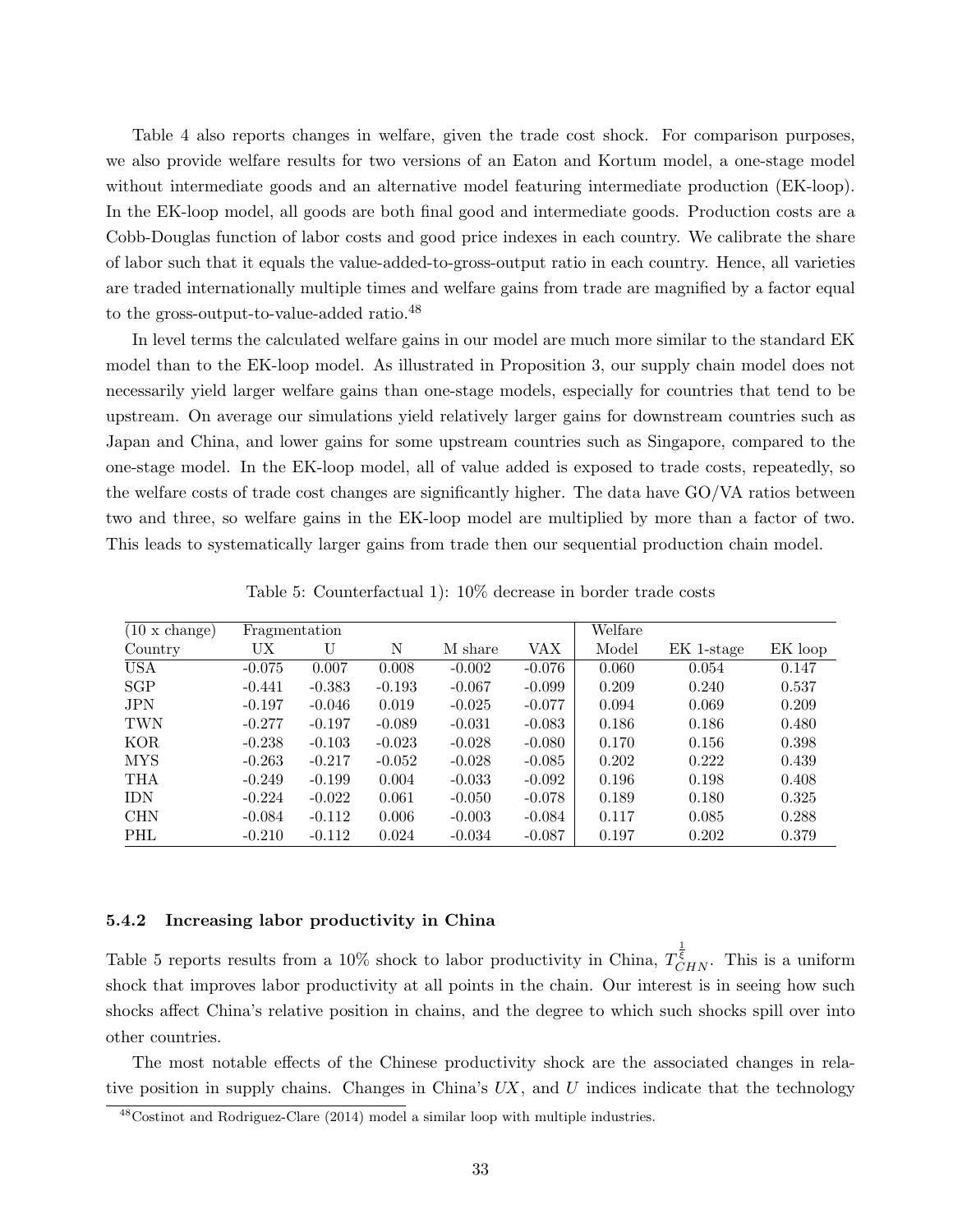Table 4 also reports changes in welfare, given the trade cost shock. For comparison purposes, we also provide welfare results for two versions of an Eaton and Kortum model, a one-stage model without intermediate goods and an alternative model featuring intermediate production (EK-loop). In the EK-loop model, all goods are both final good and intermediate goods. Production costs are a Cobb-Douglas function of labor costs and good price indexes in each country. We calibrate the share of labor such that it equals the value-added-to-gross-output ratio in each country. Hence, all varieties are traded internationally multiple times and welfare gains from trade are magnified by a factor equal to the gross-output-to-value-added ratio.[48]

In level terms the calculated welfare gains in our model are much more similar to the standard EK model than to the EK-loop model. As illustrated in Proposition 3, our supply chain model does not necessarily yield larger welfare gains than one-stage models, especially for countries that tend to be upstream. On average our simulations yield relatively larger gains for downstream countries such as Japan and China, and lower gains for some upstream countries such as Singapore, compared to the one-stage model. In the EK-loop model, all of value added is exposed to trade costs, repeatedly, so the welfare costs of trade cost changes are significantly higher. The data have GO/VA ratios between two and three, so welfare gains in the EK-loop model are multiplied by more than a factor of two. This leads to systematically larger gains from trade then our sequential production chain model.

Table 5: Counterfactual 1): 10% decrease in border trade costs

| (10 x change) | Fragmentation | | | | | Welfare | | |
|---|---|---|---|---|---|---|---|---|
| Country | UX | U | N | M share | VAX | Model | EK 1-stage | EK loop |
| USA | -0.075 | 0.007 | 0.008 | -0.002 | -0.076 | 0.060 | 0.054 | 0.147 |
| SGP | -0.441 | -0.383 | -0.193 | -0.067 | -0.099 | 0.209 | 0.240 | 0.537 |
| JPN | -0.197 | -0.046 | 0.019 | -0.025 | -0.077 | 0.094 | 0.069 | 0.209 |
| TWN | -0.277 | -0.197 | -0.089 | -0.031 | -0.083 | 0.186 | 0.186 | 0.480 |
| KOR | -0.238 | -0.103 | -0.023 | -0.028 | -0.080 | 0.170 | 0.156 | 0.398 |
| MYS | -0.263 | -0.217 | -0.052 | -0.028 | -0.085 | 0.202 | 0.222 | 0.439 |
| THA | -0.249 | -0.199 | 0.004 | -0.033 | -0.092 | 0.196 | 0.198 | 0.408 |
| IDN | -0.224 | -0.022 | 0.061 | -0.050 | -0.078 | 0.189 | 0.180 | 0.325 |
| CHN | -0.084 | -0.112 | 0.006 | -0.003 | -0.084 | 0.117 | 0.085 | 0.288 |
| PHL | -0.210 | -0.112 | 0.024 | -0.034 | -0.087 | 0.197 | 0.202 | 0.379 |

#### 5.4.2 Increasing labor productivity in China

Table 5 reports results from a 10% shock to labor productivity in China, $T_{CHN}^{\frac{1}{\xi}}$. This is a uniform shock that improves labor productivity at all points in the chain. Our interest is in seeing how such shocks affect China's relative position in chains, and the degree to which such shocks spill over into other countries.

The most notable effects of the Chinese productivity shock are the associated changes in relative position in supply chains. Changes in China's $UX$, and $U$ indices indicate that the technology

[48] Costinot and Rodriguez-Clare (2014) model a similar loop with multiple industries.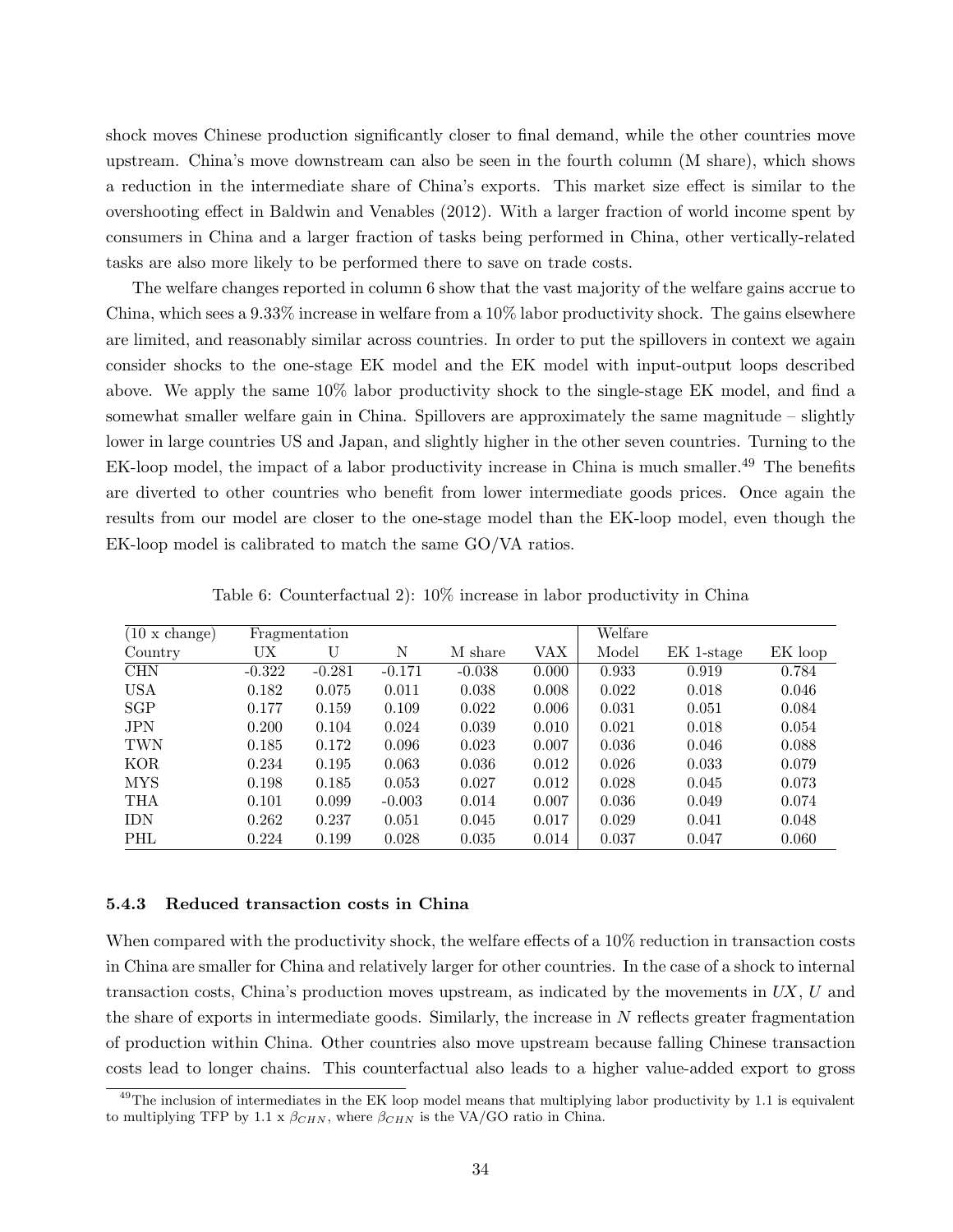shock moves Chinese production significantly closer to final demand, while the other countries move upstream. China's move downstream can also be seen in the fourth column (M share), which shows a reduction in the intermediate share of China's exports. This market size effect is similar to the overshooting effect in Baldwin and Venables (2012). With a larger fraction of world income spent by consumers in China and a larger fraction of tasks being performed in China, other vertically-related tasks are also more likely to be performed there to save on trade costs.

The welfare changes reported in column 6 show that the vast majority of the welfare gains accrue to China, which sees a 9.33% increase in welfare from a 10% labor productivity shock. The gains elsewhere are limited, and reasonably similar across countries. In order to put the spillovers in context we again consider shocks to the one-stage EK model and the EK model with input-output loops described above. We apply the same 10% labor productivity shock to the single-stage EK model, and find a somewhat smaller welfare gain in China. Spillovers are approximately the same magnitude – slightly lower in large countries US and Japan, and slightly higher in the other seven countries. Turning to the EK-loop model, the impact of a labor productivity increase in China is much smaller.[49] The benefits are diverted to other countries who benefit from lower intermediate goods prices. Once again the results from our model are closer to the one-stage model than the EK-loop model, even though the EK-loop model is calibrated to match the same GO/VA ratios.

Table 6: Counterfactual 2): 10% increase in labor productivity in China

| (10 x change) | Fragmentation | | | | | Welfare | | |
|---|---|---|---|---|---|---|---|---|
| Country | UX | U | N | M share | VAX | Model | EK 1-stage | EK loop |
| CHN | -0.322 | -0.281 | -0.171 | -0.038 | 0.000 | 0.933 | 0.919 | 0.784 |
| USA | 0.182 | 0.075 | 0.011 | 0.038 | 0.008 | 0.022 | 0.018 | 0.046 |
| SGP | 0.177 | 0.159 | 0.109 | 0.022 | 0.006 | 0.031 | 0.051 | 0.084 |
| JPN | 0.200 | 0.104 | 0.024 | 0.039 | 0.010 | 0.021 | 0.018 | 0.054 |
| TWN | 0.185 | 0.172 | 0.096 | 0.023 | 0.007 | 0.036 | 0.046 | 0.088 |
| KOR | 0.234 | 0.195 | 0.063 | 0.036 | 0.012 | 0.026 | 0.033 | 0.079 |
| MYS | 0.198 | 0.185 | 0.053 | 0.027 | 0.012 | 0.028 | 0.045 | 0.073 |
| THA | 0.101 | 0.099 | -0.003 | 0.014 | 0.007 | 0.036 | 0.049 | 0.074 |
| IDN | 0.262 | 0.237 | 0.051 | 0.045 | 0.017 | 0.029 | 0.041 | 0.048 |
| PHL | 0.224 | 0.199 | 0.028 | 0.035 | 0.014 | 0.037 | 0.047 | 0.060 |

### 5.4.3 Reduced transaction costs in China

When compared with the productivity shock, the welfare effects of a 10% reduction in transaction costs in China are smaller for China and relatively larger for other countries. In the case of a shock to internal transaction costs, China's production moves upstream, as indicated by the movements in $UX$, $U$ and the share of exports in intermediate goods. Similarly, the increase in $N$ reflects greater fragmentation of production within China. Other countries also move upstream because falling Chinese transaction costs lead to longer chains. This counterfactual also leads to a higher value-added export to gross

[49] The inclusion of intermediates in the EK loop model means that multiplying labor productivity by 1.1 is equivalent to multiplying TFP by 1.1 x $\beta_{CHN}$, where $\beta_{CHN}$ is the VA/GO ratio in China.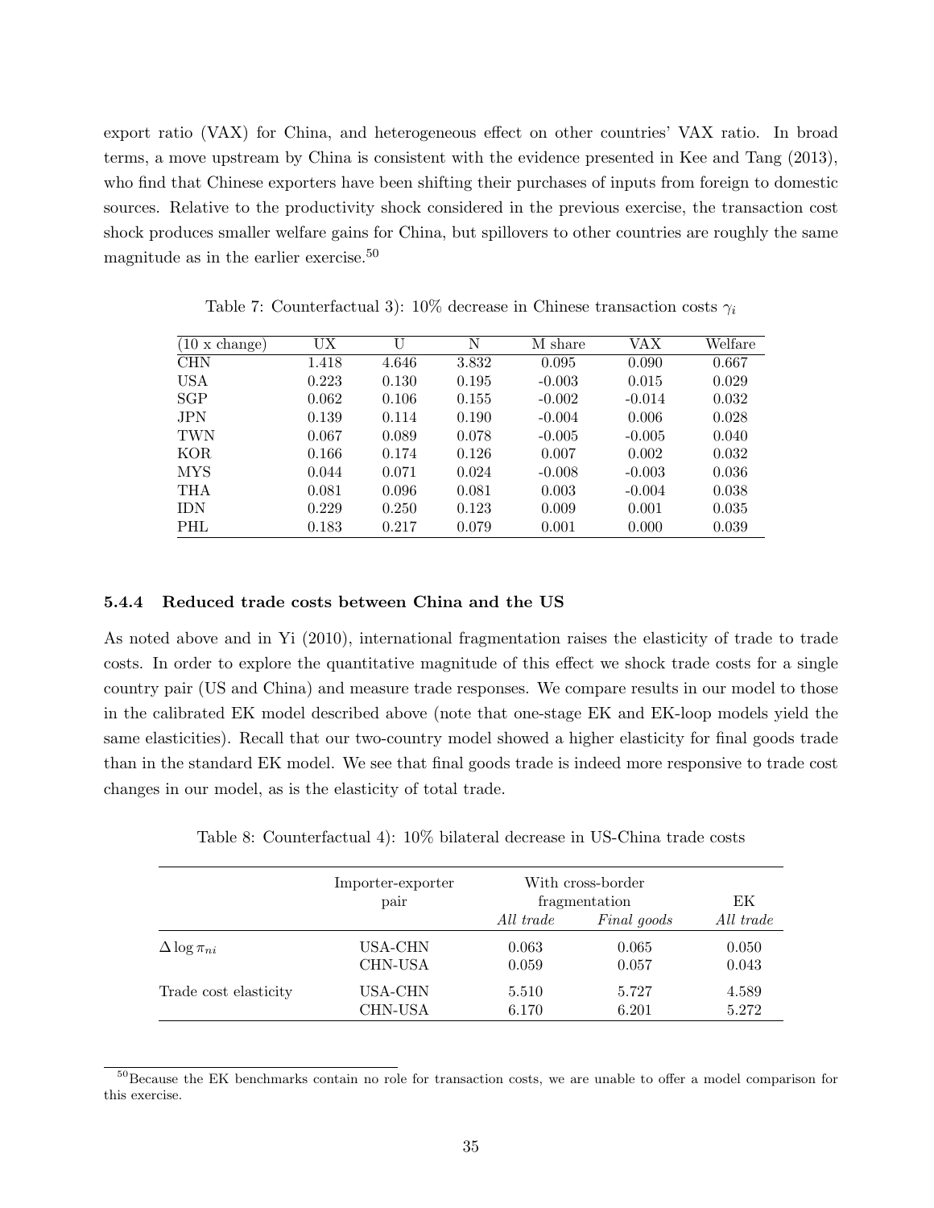export ratio (VAX) for China, and heterogeneous effect on other countries' VAX ratio. In broad terms, a move upstream by China is consistent with the evidence presented in Kee and Tang (2013), who find that Chinese exporters have been shifting their purchases of inputs from foreign to domestic sources. Relative to the productivity shock considered in the previous exercise, the transaction cost shock produces smaller welfare gains for China, but spillovers to other countries are roughly the same magnitude as in the earlier exercise.[50]

Table 7: Counterfactual 3): 10% decrease in Chinese transaction costs $\gamma_i$

| (10 x change) | UX | U | N | M share | VAX | Welfare |
|---|---|---|---|---|---|---|
| CHN | 1.418 | 4.646 | 3.832 | 0.095 | 0.090 | 0.667 |
| USA | 0.223 | 0.130 | 0.195 | -0.003 | 0.015 | 0.029 |
| SGP | 0.062 | 0.106 | 0.155 | -0.002 | -0.014 | 0.032 |
| JPN | 0.139 | 0.114 | 0.190 | -0.004 | 0.006 | 0.028 |
| TWN | 0.067 | 0.089 | 0.078 | -0.005 | -0.005 | 0.040 |
| KOR | 0.166 | 0.174 | 0.126 | 0.007 | 0.002 | 0.032 |
| MYS | 0.044 | 0.071 | 0.024 | -0.008 | -0.003 | 0.036 |
| THA | 0.081 | 0.096 | 0.081 | 0.003 | -0.004 | 0.038 |
| IDN | 0.229 | 0.250 | 0.123 | 0.009 | 0.001 | 0.035 |
| PHL | 0.183 | 0.217 | 0.079 | 0.001 | 0.000 | 0.039 |

#### 5.4.4 Reduced trade costs between China and the US

As noted above and in Yi (2010), international fragmentation raises the elasticity of trade to trade costs. In order to explore the quantitative magnitude of this effect we shock trade costs for a single country pair (US and China) and measure trade responses. We compare results in our model to those in the calibrated EK model described above (note that one-stage EK and EK-loop models yield the same elasticities). Recall that our two-country model showed a higher elasticity for final goods trade than in the standard EK model. We see that final goods trade is indeed more responsive to trade cost changes in our model, as is the elasticity of total trade.

Table 8: Counterfactual 4): 10% bilateral decrease in US-China trade costs

| | Importer-exporter pair | With cross-border fragmentation | | EK |
|---|---|---|---|---|
| | | *All trade* | *Final goods* | *All trade* |
| $\Delta \log \pi_{ni}$ | USA-CHN | 0.063 | 0.065 | 0.050 |
| | CHN-USA | 0.059 | 0.057 | 0.043 |
| Trade cost elasticity | USA-CHN | 5.510 | 5.727 | 4.589 |
| | CHN-USA | 6.170 | 6.201 | 5.272 |

[50]Because the EK benchmarks contain no role for transaction costs, we are unable to offer a model comparison for this exercise.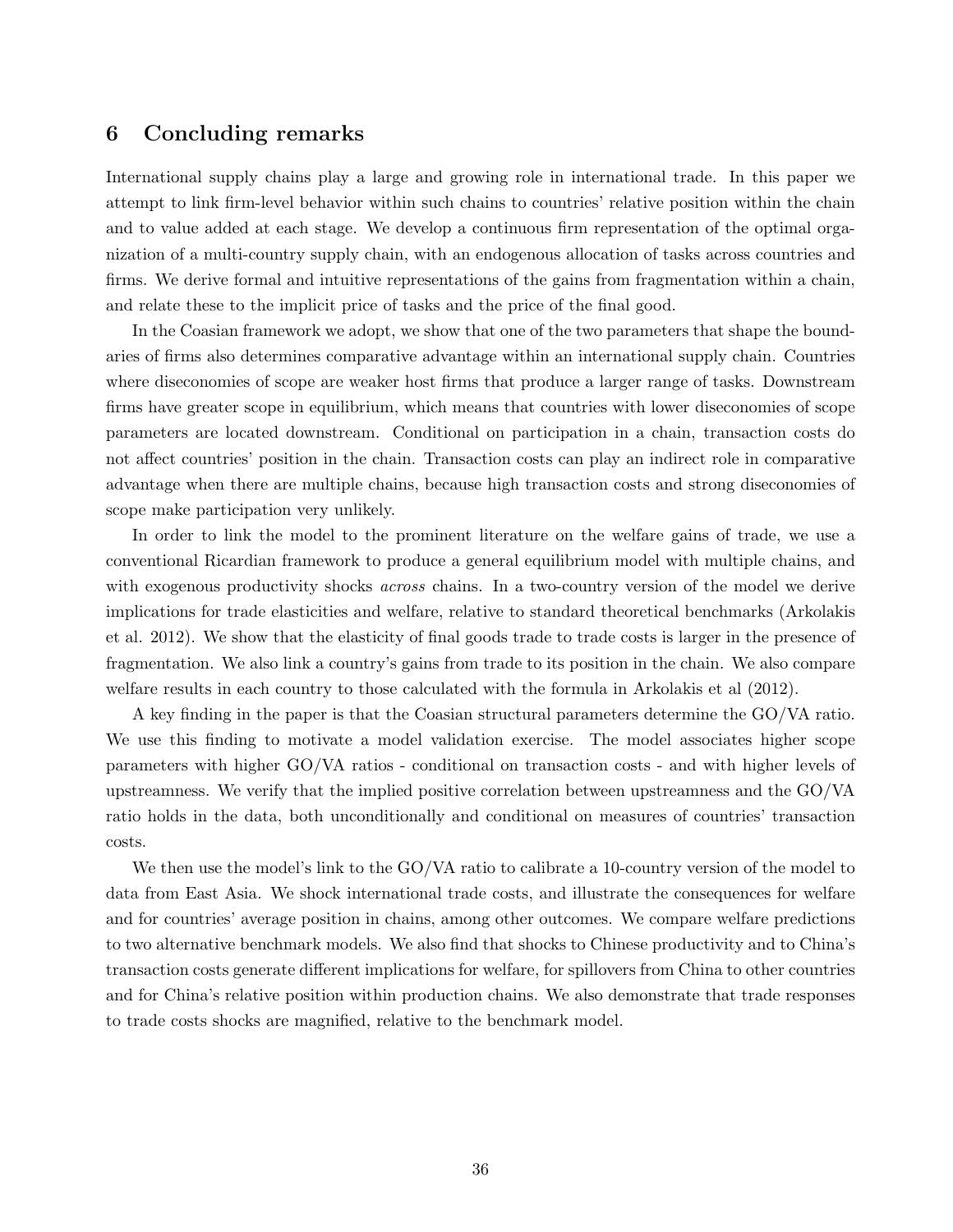## 6 Concluding remarks

International supply chains play a large and growing role in international trade. In this paper we attempt to link firm-level behavior within such chains to countries' relative position within the chain and to value added at each stage. We develop a continuous firm representation of the optimal organization of a multi-country supply chain, with an endogenous allocation of tasks across countries and firms. We derive formal and intuitive representations of the gains from fragmentation within a chain, and relate these to the implicit price of tasks and the price of the final good.

In the Coasian framework we adopt, we show that one of the two parameters that shape the boundaries of firms also determines comparative advantage within an international supply chain. Countries where diseconomies of scope are weaker host firms that produce a larger range of tasks. Downstream firms have greater scope in equilibrium, which means that countries with lower diseconomies of scope parameters are located downstream. Conditional on participation in a chain, transaction costs do not affect countries' position in the chain. Transaction costs can play an indirect role in comparative advantage when there are multiple chains, because high transaction costs and strong diseconomies of scope make participation very unlikely.

In order to link the model to the prominent literature on the welfare gains of trade, we use a conventional Ricardian framework to produce a general equilibrium model with multiple chains, and with exogenous productivity shocks *across* chains. In a two-country version of the model we derive implications for trade elasticities and welfare, relative to standard theoretical benchmarks (Arkolakis et al. 2012). We show that the elasticity of final goods trade to trade costs is larger in the presence of fragmentation. We also link a country's gains from trade to its position in the chain. We also compare welfare results in each country to those calculated with the formula in Arkolakis et al (2012).

A key finding in the paper is that the Coasian structural parameters determine the GO/VA ratio. We use this finding to motivate a model validation exercise. The model associates higher scope parameters with higher GO/VA ratios - conditional on transaction costs - and with higher levels of upstreamness. We verify that the implied positive correlation between upstreamness and the GO/VA ratio holds in the data, both unconditionally and conditional on measures of countries' transaction costs.

We then use the model's link to the GO/VA ratio to calibrate a 10-country version of the model to data from East Asia. We shock international trade costs, and illustrate the consequences for welfare and for countries' average position in chains, among other outcomes. We compare welfare predictions to two alternative benchmark models. We also find that shocks to Chinese productivity and to China's transaction costs generate different implications for welfare, for spillovers from China to other countries and for China's relative position within production chains. We also demonstrate that trade responses to trade costs shocks are magnified, relative to the benchmark model.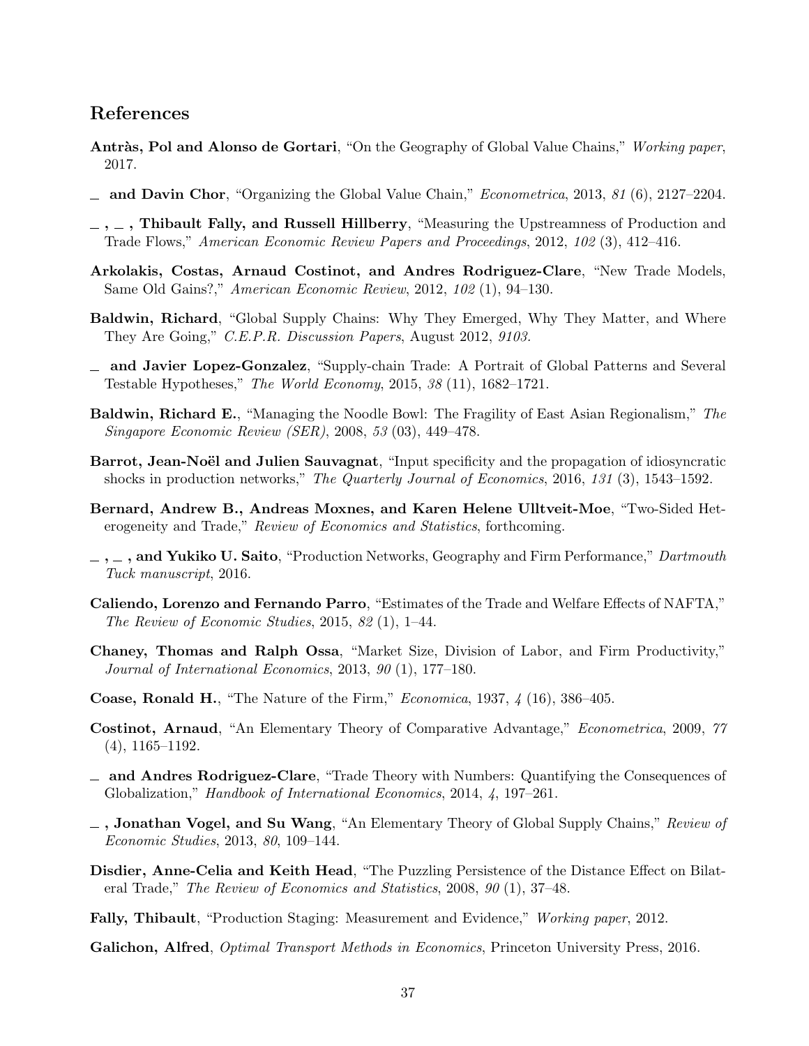## References

**Antràs, Pol and Alonso de Gortari**, "On the Geography of Global Value Chains," *Working paper*, 2017.

**_ and Davin Chor**, "Organizing the Global Value Chain," *Econometrica*, 2013, *81* (6), 2127–2204.

**_ , _ , Thibault Fally, and Russell Hillberry**, "Measuring the Upstreamness of Production and Trade Flows," *American Economic Review Papers and Proceedings*, 2012, *102* (3), 412–416.

**Arkolakis, Costas, Arnaud Costinot, and Andres Rodriguez-Clare**, "New Trade Models, Same Old Gains?," *American Economic Review*, 2012, *102* (1), 94–130.

**Baldwin, Richard**, "Global Supply Chains: Why They Emerged, Why They Matter, and Where They Are Going," *C.E.P.R. Discussion Papers*, August 2012, *9103.*

**_ and Javier Lopez-Gonzalez**, "Supply-chain Trade: A Portrait of Global Patterns and Several Testable Hypotheses," *The World Economy*, 2015, *38* (11), 1682–1721.

**Baldwin, Richard E.**, "Managing the Noodle Bowl: The Fragility of East Asian Regionalism," *The Singapore Economic Review (SER)*, 2008, *53* (03), 449–478.

**Barrot, Jean-Noël and Julien Sauvagnat**, "Input specificity and the propagation of idiosyncratic shocks in production networks," *The Quarterly Journal of Economics*, 2016, *131* (3), 1543–1592.

**Bernard, Andrew B., Andreas Moxnes, and Karen Helene Ulltveit-Moe**, "Two-Sided Heterogeneity and Trade," *Review of Economics and Statistics*, forthcoming.

**_ , _ , and Yukiko U. Saito**, "Production Networks, Geography and Firm Performance," *Dartmouth Tuck manuscript*, 2016.

**Caliendo, Lorenzo and Fernando Parro**, "Estimates of the Trade and Welfare Effects of NAFTA," *The Review of Economic Studies*, 2015, *82* (1), 1–44.

**Chaney, Thomas and Ralph Ossa**, "Market Size, Division of Labor, and Firm Productivity," *Journal of International Economics*, 2013, *90* (1), 177–180.

**Coase, Ronald H.**, "The Nature of the Firm," *Economica*, 1937, *4* (16), 386–405.

**Costinot, Arnaud**, "An Elementary Theory of Comparative Advantage," *Econometrica*, 2009, *77* (4), 1165–1192.

**_ and Andres Rodriguez-Clare**, "Trade Theory with Numbers: Quantifying the Consequences of Globalization," *Handbook of International Economics*, 2014, *4*, 197–261.

**_ , Jonathan Vogel, and Su Wang**, "An Elementary Theory of Global Supply Chains," *Review of Economic Studies*, 2013, *80*, 109–144.

**Disdier, Anne-Celia and Keith Head**, "The Puzzling Persistence of the Distance Effect on Bilateral Trade," *The Review of Economics and Statistics*, 2008, *90* (1), 37–48.

**Fally, Thibault**, "Production Staging: Measurement and Evidence," *Working paper*, 2012.

**Galichon, Alfred**, *Optimal Transport Methods in Economics*, Princeton University Press, 2016.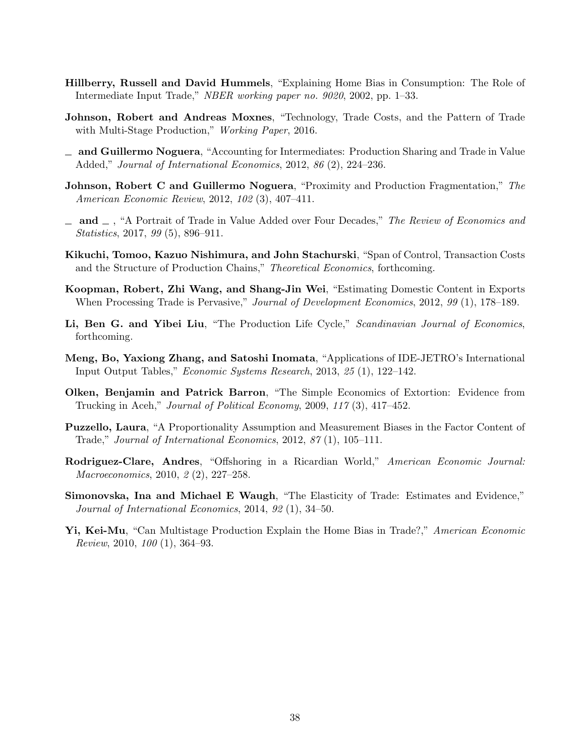**Hillberry, Russell and David Hummels**, "Explaining Home Bias in Consumption: The Role of Intermediate Input Trade," *NBER working paper no. 9020*, 2002, pp. 1–33.

**Johnson, Robert and Andreas Moxnes**, "Technology, Trade Costs, and the Pattern of Trade with Multi-Stage Production," *Working Paper*, 2016.

**_ and Guillermo Noguera**, "Accounting for Intermediates: Production Sharing and Trade in Value Added," *Journal of International Economics*, 2012, *86* (2), 224–236.

**Johnson, Robert C and Guillermo Noguera**, "Proximity and Production Fragmentation," *The American Economic Review*, 2012, *102* (3), 407–411.

**_ and _** , "A Portrait of Trade in Value Added over Four Decades," *The Review of Economics and Statistics*, 2017, *99* (5), 896–911.

**Kikuchi, Tomoo, Kazuo Nishimura, and John Stachurski**, "Span of Control, Transaction Costs and the Structure of Production Chains," *Theoretical Economics*, forthcoming.

**Koopman, Robert, Zhi Wang, and Shang-Jin Wei**, "Estimating Domestic Content in Exports When Processing Trade is Pervasive," *Journal of Development Economics*, 2012, *99* (1), 178–189.

**Li, Ben G. and Yibei Liu**, "The Production Life Cycle," *Scandinavian Journal of Economics*, forthcoming.

**Meng, Bo, Yaxiong Zhang, and Satoshi Inomata**, "Applications of IDE-JETRO's International Input Output Tables," *Economic Systems Research*, 2013, *25* (1), 122–142.

**Olken, Benjamin and Patrick Barron**, "The Simple Economics of Extortion: Evidence from Trucking in Aceh," *Journal of Political Economy*, 2009, *117* (3), 417–452.

**Puzzello, Laura**, "A Proportionality Assumption and Measurement Biases in the Factor Content of Trade," *Journal of International Economics*, 2012, *87* (1), 105–111.

**Rodriguez-Clare, Andres**, "Offshoring in a Ricardian World," *American Economic Journal: Macroeconomics*, 2010, *2* (2), 227–258.

**Simonovska, Ina and Michael E Waugh**, "The Elasticity of Trade: Estimates and Evidence," *Journal of International Economics*, 2014, *92* (1), 34–50.

**Yi, Kei-Mu**, "Can Multistage Production Explain the Home Bias in Trade?," *American Economic Review*, 2010, *100* (1), 364–93.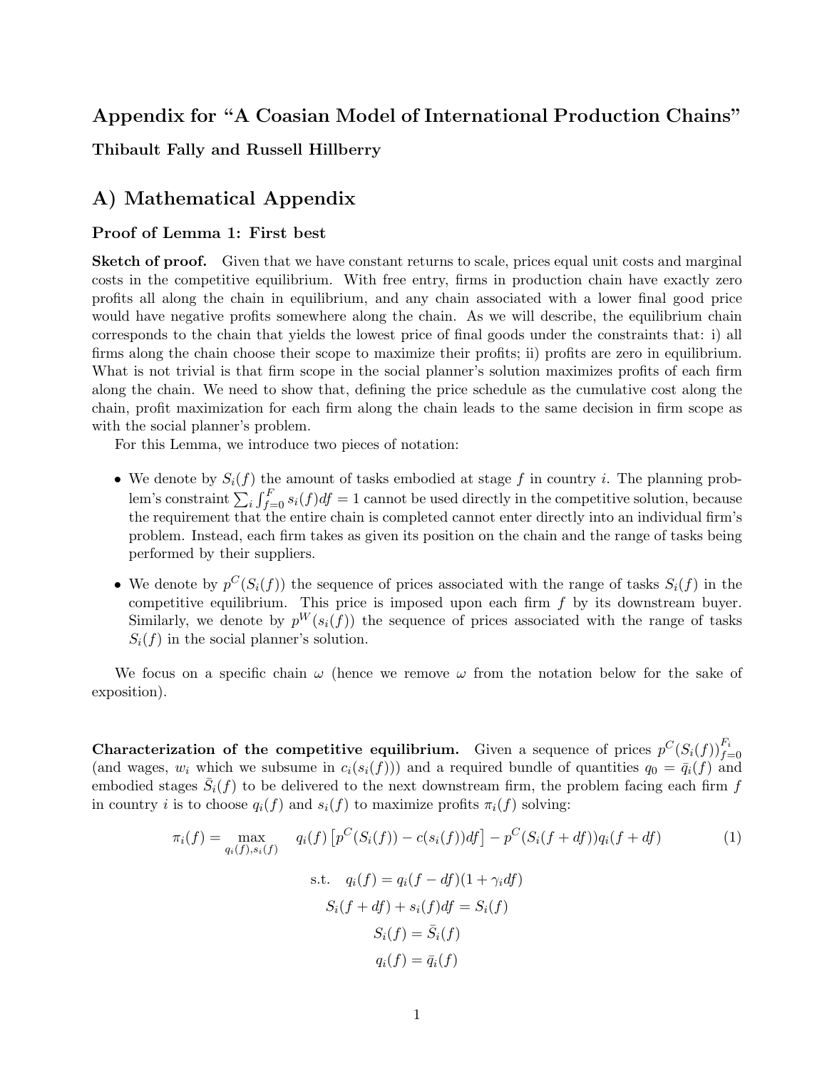# Appendix for "A Coasian Model of International Production Chains"

**Thibault Fally and Russell Hillberry**

## A) Mathematical Appendix

### Proof of Lemma 1: First best

**Sketch of proof.** Given that we have constant returns to scale, prices equal unit costs and marginal costs in the competitive equilibrium. With free entry, firms in production chain have exactly zero profits all along the chain in equilibrium, and any chain associated with a lower final good price would have negative profits somewhere along the chain. As we will describe, the equilibrium chain corresponds to the chain that yields the lowest price of final goods under the constraints that: i) all firms along the chain choose their scope to maximize their profits; ii) profits are zero in equilibrium. What is not trivial is that firm scope in the social planner's solution maximizes profits of each firm along the chain. We need to show that, defining the price schedule as the cumulative cost along the chain, profit maximization for each firm along the chain leads to the same decision in firm scope as with the social planner's problem.

For this Lemma, we introduce two pieces of notation:

- We denote by $S_i(f)$ the amount of tasks embodied at stage $f$ in country $i$. The planning problem's constraint $\sum_i \int_{f=0}^{F} s_i(f)df = 1$ cannot be used directly in the competitive solution, because the requirement that the entire chain is completed cannot enter directly into an individual firm's problem. Instead, each firm takes as given its position on the chain and the range of tasks being performed by their suppliers.
- We denote by $p^C(S_i(f))$ the sequence of prices associated with the range of tasks $S_i(f)$ in the competitive equilibrium. This price is imposed upon each firm $f$ by its downstream buyer. Similarly, we denote by $p^W(s_i(f))$ the sequence of prices associated with the range of tasks $S_i(f)$ in the social planner's solution.

We focus on a specific chain $\omega$ (hence we remove $\omega$ from the notation below for the sake of exposition).

**Characterization of the competitive equilibrium.** Given a sequence of prices $p^C(S_i(f))_{f=0}^{F_i}$ (and wages, $w_i$ which we subsume in $c_i(s_i(f))$) and a required bundle of quantities $q_0 = \bar{q}_i(f)$ and embodied stages $\bar{S}_i(f)$ to be delivered to the next downstream firm, the problem facing each firm $f$ in country $i$ is to choose $q_i(f)$ and $s_i(f)$ to maximize profits $\pi_i(f)$ solving:

$$\pi_i(f) = \max_{q_i(f), s_i(f)} \quad q_i(f)\left[p^C(S_i(f)) - c(s_i(f))df\right] - p^C(S_i(f+df))q_i(f+df) \tag{1}$$

$$\text{s.t.} \quad q_i(f) = q_i(f-df)(1+\gamma_i df)$$

$$S_i(f+df) + s_i(f)df = S_i(f)$$

$$S_i(f) = \bar{S}_i(f)$$

$$q_i(f) = \bar{q}_i(f)$$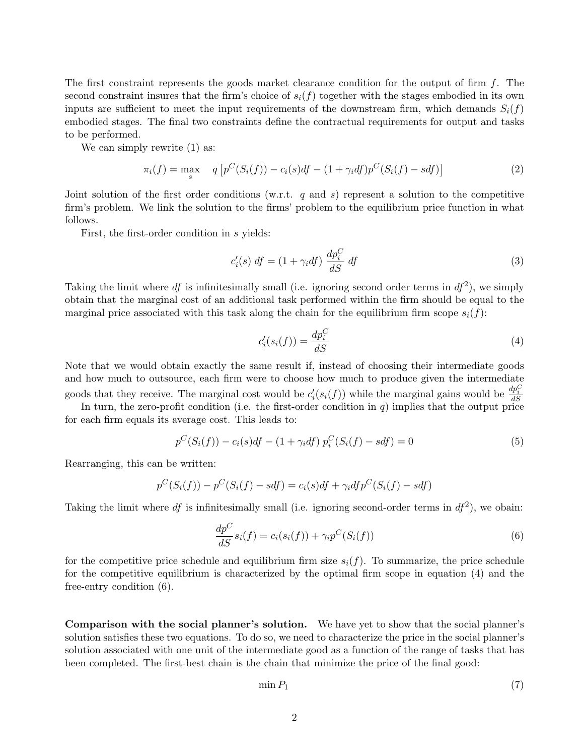The first constraint represents the goods market clearance condition for the output of firm $f$. The second constraint insures that the firm's choice of $s_i(f)$ together with the stages embodied in its own inputs are sufficient to meet the input requirements of the downstream firm, which demands $S_i(f)$ embodied stages. The final two constraints define the contractual requirements for output and tasks to be performed.

We can simply rewrite (1) as:

$$\pi_i(f) = \max_s \quad q\left[p^C(S_i(f)) - c_i(s)df - (1+\gamma_i df)p^C(S_i(f) - sdf)\right] \tag{2}$$

Joint solution of the first order conditions (w.r.t. $q$ and $s$) represent a solution to the competitive firm's problem. We link the solution to the firms' problem to the equilibrium price function in what follows.

First, the first-order condition in $s$ yields:

$$c_i'(s)\ df = (1+\gamma_i df)\ \frac{dp_i^C}{dS}\ df \tag{3}$$

Taking the limit where $df$ is infinitesimally small (i.e. ignoring second order terms in $df^2$), we simply obtain that the marginal cost of an additional task performed within the firm should be equal to the marginal price associated with this task along the chain for the equilibrium firm scope $s_i(f)$:

$$c_i'(s_i(f)) = \frac{dp_i^C}{dS} \tag{4}$$

Note that we would obtain exactly the same result if, instead of choosing their intermediate goods and how much to outsource, each firm were to choose how much to produce given the intermediate goods that they receive. The marginal cost would be $c_i'(s_i(f))$ while the marginal gains would be $\frac{dp_i^C}{dS}$

In turn, the zero-profit condition (i.e. the first-order condition in $q$) implies that the output price for each firm equals its average cost. This leads to:

$$p^C(S_i(f)) - c_i(s)df - (1+\gamma_i df)\ p_i^C(S_i(f) - sdf) = 0 \tag{5}$$

Rearranging, this can be written:

$$p^C(S_i(f)) - p^C(S_i(f) - sdf) = c_i(s)df + \gamma_i df p^C(S_i(f) - sdf)$$

Taking the limit where $df$ is infinitesimally small (i.e. ignoring second-order terms in $df^2$), we obain:

$$\frac{dp^C}{dS}s_i(f) = c_i(s_i(f)) + \gamma_i p^C(S_i(f)) \tag{6}$$

for the competitive price schedule and equilibrium firm size $s_i(f)$. To summarize, the price schedule for the competitive equilibrium is characterized by the optimal firm scope in equation (4) and the free-entry condition (6).

**Comparison with the social planner's solution.** We have yet to show that the social planner's solution satisfies these two equations. To do so, we need to characterize the price in the social planner's solution associated with one unit of the intermediate good as a function of the range of tasks that has been completed. The first-best chain is the chain that minimize the price of the final good:

$$\min P_1 \tag{7}$$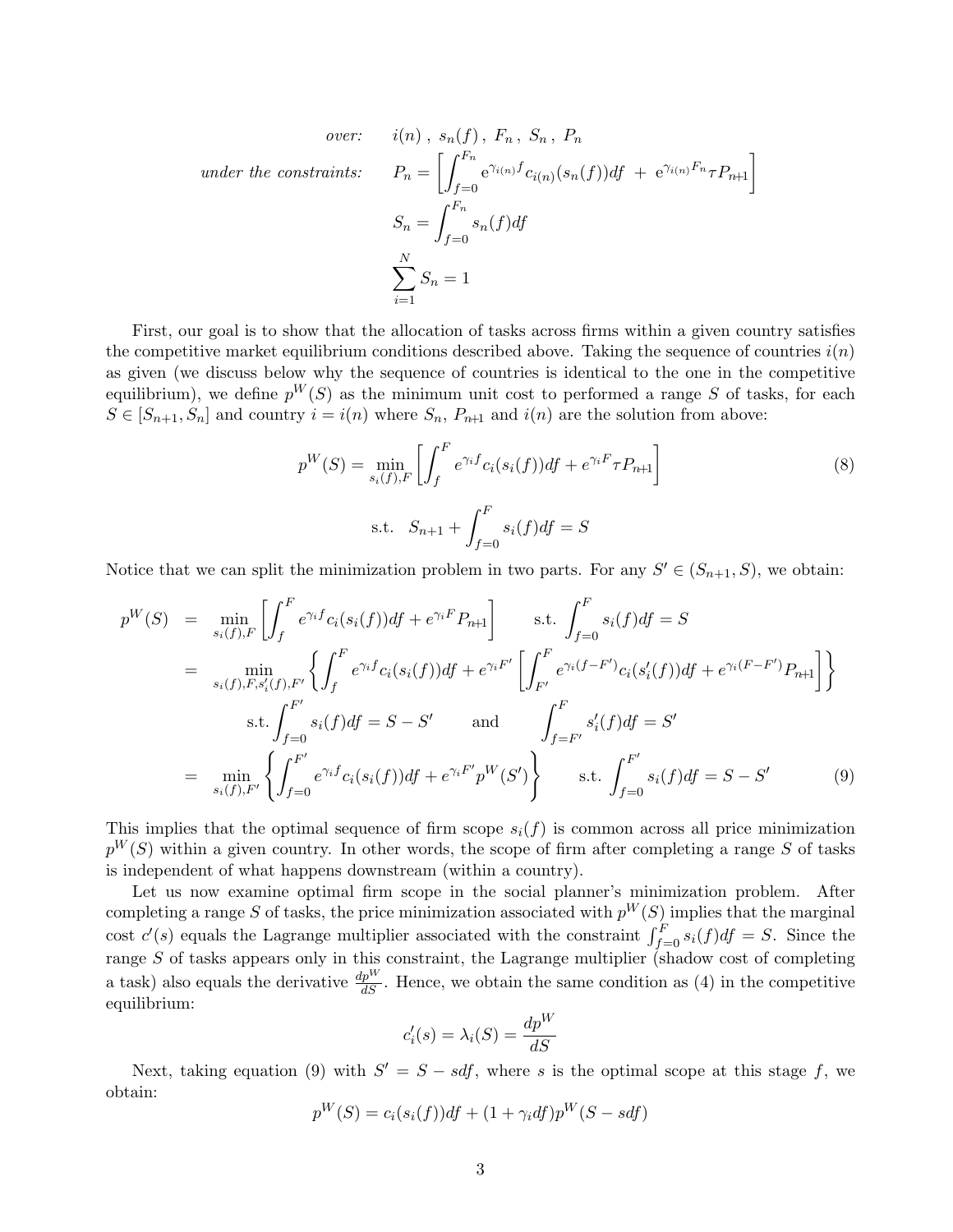$$
\begin{aligned}
\textit{over:} \quad & i(n)\ ,\ s_n(f)\ ,\ F_n\ ,\ S_n\ ,\ P_n \\
\textit{under the constraints:} \quad & P_n = \left[ \int_{f=0}^{F_n} \mathrm{e}^{\gamma_{i(n)} f} c_{i(n)}(s_n(f)) df \ + \ \mathrm{e}^{\gamma_{i(n)} F_n} \tau P_{n+1} \right] \\
& S_n = \int_{f=0}^{F_n} s_n(f) df \\
& \sum_{i=1}^{N} S_n = 1
\end{aligned}
$$

First, our goal is to show that the allocation of tasks across firms within a given country satisfies the competitive market equilibrium conditions described above. Taking the sequence of countries $i(n)$ as given (we discuss below why the sequence of countries is identical to the one in the competitive equilibrium), we define $p^W(S)$ as the minimum unit cost to performed a range $S$ of tasks, for each $S \in [S_{n+1}, S_n]$ and country $i = i(n)$ where $S_n$, $P_{n+1}$ and $i(n)$ are the solution from above:

$$
p^W(S) = \min_{s_i(f), F} \left[ \int_f^F e^{\gamma_i f} c_i(s_i(f)) df + e^{\gamma_i F} \tau P_{n+1} \right] \tag{8}
$$

$$
\text{s.t.} \quad S_{n+1} + \int_{f=0}^{F} s_i(f) df = S
$$

Notice that we can split the minimization problem in two parts. For any $S' \in (S_{n+1}, S)$, we obtain:

$$
\begin{aligned}
p^W(S) &= \min_{s_i(f), F} \left[ \int_f^F e^{\gamma_i f} c_i(s_i(f)) df + e^{\gamma_i F} P_{n+1} \right] \qquad \text{s.t.} \int_{f=0}^{F} s_i(f) df = S \\
&= \min_{s_i(f), F, s_i'(f), F'} \left\{ \int_f^F e^{\gamma_i f} c_i(s_i(f)) df + e^{\gamma_i F'} \left[ \int_{F'}^{F} e^{\gamma_i (f - F')} c_i(s_i'(f)) df + e^{\gamma_i (F - F')} P_{n+1} \right] \right\} \\
& \qquad \text{s.t.} \int_{f=0}^{F'} s_i(f) df = S - S' \qquad \text{and} \qquad \int_{f=F'}^{F} s_i'(f) df = S' \\
&= \min_{s_i(f), F'} \left\{ \int_{f=0}^{F'} e^{\gamma_i f} c_i(s_i(f)) df + e^{\gamma_i F'} p^W(S') \right\} \qquad \text{s.t.} \int_{f=0}^{F'} s_i(f) df = S - S'
\end{aligned} \tag{9}
$$

This implies that the optimal sequence of firm scope $s_i(f)$ is common across all price minimization $p^W(S)$ within a given country. In other words, the scope of firm after completing a range $S$ of tasks is independent of what happens downstream (within a country).

Let us now examine optimal firm scope in the social planner's minimization problem. After completing a range $S$ of tasks, the price minimization associated with $p^W(S)$ implies that the marginal cost $c'(s)$ equals the Lagrange multiplier associated with the constraint $\int_{f=0}^{F} s_i(f) df = S$. Since the range $S$ of tasks appears only in this constraint, the Lagrange multiplier (shadow cost of completing a task) also equals the derivative $\frac{dp^W}{dS}$. Hence, we obtain the same condition as (4) in the competitive equilibrium:

$$
c_i'(s) = \lambda_i(S) = \frac{dp^W}{dS}
$$

Next, taking equation (9) with $S' = S - sdf$, where $s$ is the optimal scope at this stage $f$, we obtain:

$$
p^W(S) = c_i(s_i(f)) df + (1 + \gamma_i df) p^W(S - sdf)
$$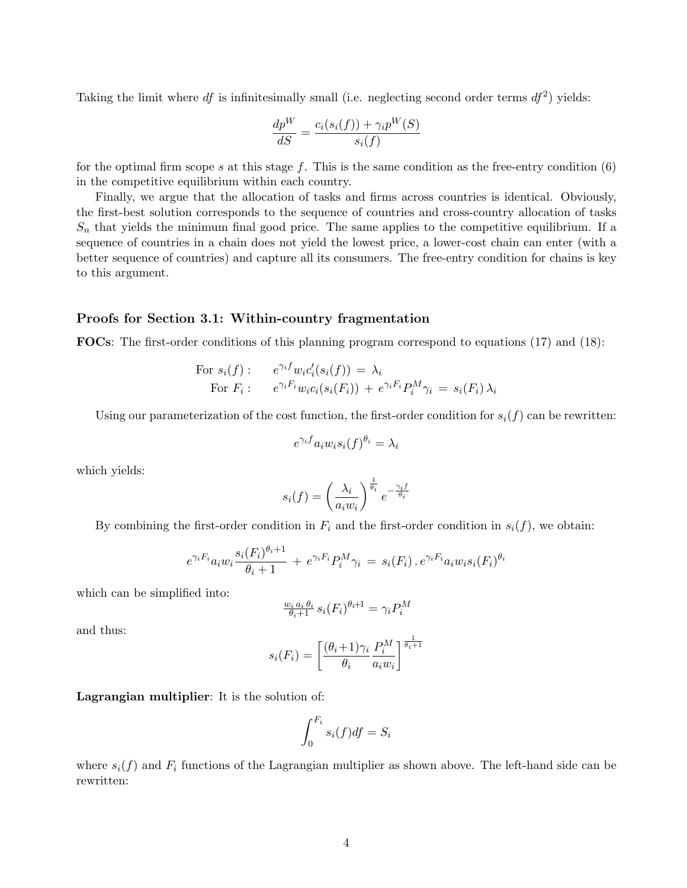Taking the limit where $df$ is infinitesimally small (i.e. neglecting second order terms $df^2$) yields:

$$\frac{dp^W}{dS} = \frac{c_i(s_i(f)) + \gamma_i p^W(S)}{s_i(f)}$$

for the optimal firm scope $s$ at this stage $f$. This is the same condition as the free-entry condition (6) in the competitive equilibrium within each country.

Finally, we argue that the allocation of tasks and firms across countries is identical. Obviously, the first-best solution corresponds to the sequence of countries and cross-country allocation of tasks $S_n$ that yields the minimum final good price. The same applies to the competitive equilibrium. If a sequence of countries in a chain does not yield the lowest price, a lower-cost chain can enter (with a better sequence of countries) and capture all its consumers. The free-entry condition for chains is key to this argument.

### Proofs for Section 3.1: Within-country fragmentation

**FOCs**: The first-order conditions of this planning program correspond to equations (17) and (18):

$$\begin{aligned} \text{For } s_i(f): \quad & e^{\gamma_i f} w_i c_i'(s_i(f)) = \lambda_i \\ \text{For } F_i: \quad & e^{\gamma_i F_i} w_i c_i(s_i(F_i)) + e^{\gamma_i F_i} P_i^M \gamma_i = s_i(F_i)\, \lambda_i \end{aligned}$$

Using our parameterization of the cost function, the first-order condition for $s_i(f)$ can be rewritten:

$$e^{\gamma_i f} a_i w_i s_i(f)^{\theta_i} = \lambda_i$$

which yields:

$$s_i(f) = \left(\frac{\lambda_i}{a_i w_i}\right)^{\frac{1}{\theta_i}} e^{-\frac{\gamma_i f}{\theta_i}}$$

By combining the first-order condition in $F_i$ and the first-order condition in $s_i(f)$, we obtain:

$$e^{\gamma_i F_i} a_i w_i \frac{s_i(F_i)^{\theta_i+1}}{\theta_i+1} + e^{\gamma_i F_i} P_i^M \gamma_i = s_i(F_i) \,.\, e^{\gamma_i F_i} a_i w_i s_i(F_i)^{\theta_i}$$

which can be simplified into:

$$\tfrac{w_i\, a_i\, \theta_i}{\theta_i+1}\, s_i(F_i)^{\theta_i+1} = \gamma_i P_i^M$$

and thus:

$$s_i(F_i) = \left[\frac{(\theta_i+1)\gamma_i}{\theta_i} \frac{P_i^M}{a_i w_i}\right]^{\frac{1}{\theta_i+1}}$$

**Lagrangian multiplier**: It is the solution of:

$$\int_0^{F_i} s_i(f) df = S_i$$

where $s_i(f)$ and $F_i$ functions of the Lagrangian multiplier as shown above. The left-hand side can be rewritten: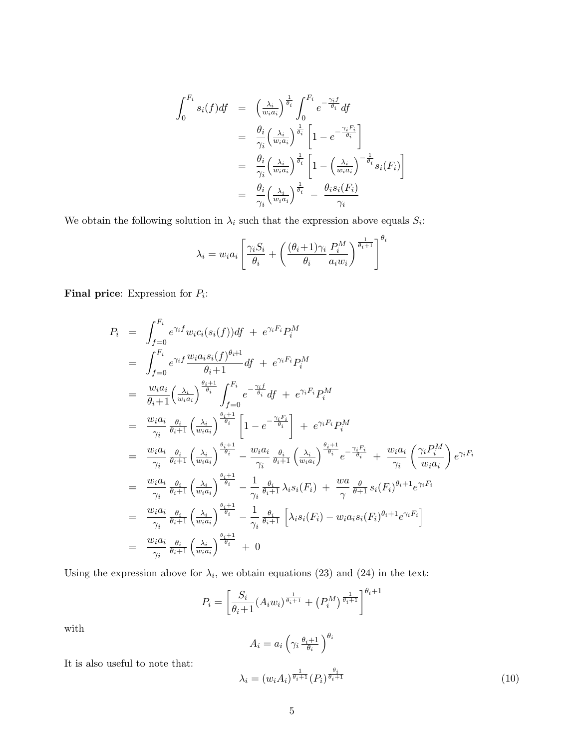$$
\begin{aligned}
\int_0^{F_i} s_i(f)df &= \left(\tfrac{\lambda_i}{w_i a_i}\right)^{\frac{1}{\theta_i}} \int_0^{F_i} e^{-\frac{\gamma_i f}{\theta_i}} df \\
&= \frac{\theta_i}{\gamma_i}\left(\tfrac{\lambda_i}{w_i a_i}\right)^{\frac{1}{\theta_i}} \left[1 - e^{-\frac{\gamma_i F_i}{\theta_i}}\right] \\
&= \frac{\theta_i}{\gamma_i}\left(\tfrac{\lambda_i}{w_i a_i}\right)^{\frac{1}{\theta_i}} \left[1 - \left(\tfrac{\lambda_i}{w_i a_i}\right)^{-\frac{1}{\theta_i}} s_i(F_i)\right] \\
&= \frac{\theta_i}{\gamma_i}\left(\tfrac{\lambda_i}{w_i a_i}\right)^{\frac{1}{\theta_i}} - \frac{\theta_i s_i(F_i)}{\gamma_i}
\end{aligned}
$$

We obtain the following solution in $\lambda_i$ such that the expression above equals $S_i$:

$$
\lambda_i = w_i a_i \left[\frac{\gamma_i S_i}{\theta_i} + \left(\frac{(\theta_i{+}1)\gamma_i}{\theta_i}\frac{P_i^M}{a_i w_i}\right)^{\frac{1}{\theta_i+1}}\right]^{\theta_i}
$$

**Final price**: Expression for $P_i$:

$$
\begin{aligned}
P_i &= \int_{f=0}^{F_i} e^{\gamma_i f} w_i c_i(s_i(f))df \;+\; e^{\gamma_i F_i} P_i^M \\
&= \int_{f=0}^{F_i} e^{\gamma_i f} \frac{w_i a_i s_i(f)^{\theta_i+1}}{\theta_i{+}1} df \;+\; e^{\gamma_i F_i} P_i^M \\
&= \frac{w_i a_i}{\theta_i{+}1}\left(\tfrac{\lambda_i}{w_i a_i}\right)^{\frac{\theta_i+1}{\theta_i}} \int_{f=0}^{F_i} e^{-\frac{\gamma_i f}{\theta_i}} df \;+\; e^{\gamma_i F_i} P_i^M \\
&= \frac{w_i a_i}{\gamma_i}\,\tfrac{\theta_i}{\theta_i+1}\left(\tfrac{\lambda_i}{w_i a_i}\right)^{\frac{\theta_i+1}{\theta_i}} \left[1 - e^{-\frac{\gamma_i F_i}{\theta_i}}\right] \;+\; e^{\gamma_i F_i} P_i^M \\
&= \frac{w_i a_i}{\gamma_i}\,\tfrac{\theta_i}{\theta_i+1}\left(\tfrac{\lambda_i}{w_i a_i}\right)^{\frac{\theta_i+1}{\theta_i}} - \frac{w_i a_i}{\gamma_i}\,\tfrac{\theta_i}{\theta_i+1}\left(\tfrac{\lambda_i}{w_i a_i}\right)^{\frac{\theta_i+1}{\theta_i}} e^{-\frac{\gamma_i F_i}{\theta_i}} \;+\; \frac{w_i a_i}{\gamma_i}\left(\frac{\gamma_i P_i^M}{w_i a_i}\right) e^{\gamma_i F_i} \\
&= \frac{w_i a_i}{\gamma_i}\,\tfrac{\theta_i}{\theta_i+1}\left(\tfrac{\lambda_i}{w_i a_i}\right)^{\frac{\theta_i+1}{\theta_i}} - \frac{1}{\gamma_i}\,\tfrac{\theta_i}{\theta_i+1}\,\lambda_i s_i(F_i) \;+\; \frac{wa}{\gamma}\,\tfrac{\theta}{\theta+1}\, s_i(F_i)^{\theta_i+1} e^{\gamma_i F_i} \\
&= \frac{w_i a_i}{\gamma_i}\,\tfrac{\theta_i}{\theta_i+1}\left(\tfrac{\lambda_i}{w_i a_i}\right)^{\frac{\theta_i+1}{\theta_i}} - \frac{1}{\gamma_i}\,\tfrac{\theta_i}{\theta_i+1}\left[\lambda_i s_i(F_i) - w_i a_i s_i(F_i)^{\theta_i+1} e^{\gamma_i F_i}\right] \\
&= \frac{w_i a_i}{\gamma_i}\,\tfrac{\theta_i}{\theta_i+1}\left(\tfrac{\lambda_i}{w_i a_i}\right)^{\frac{\theta_i+1}{\theta_i}} \;+\; 0
\end{aligned}
$$

Using the expression above for $\lambda_i$, we obtain equations (23) and (24) in the text:

$$
P_i = \left[\frac{S_i}{\theta_i{+}1}(A_i w_i)^{\frac{1}{\theta_i+1}} + \left(P_i^M\right)^{\frac{1}{\theta_i+1}}\right]^{\theta_i+1}
$$

with

$$
A_i = a_i\left(\gamma_i\,\tfrac{\theta_i+1}{\theta_i}\right)^{\theta_i}
$$

It is also useful to note that:

$$
\lambda_i = (w_i A_i)^{\frac{1}{\theta_i+1}}(P_i)^{\frac{\theta_i}{\theta_i+1}} \tag{10}
$$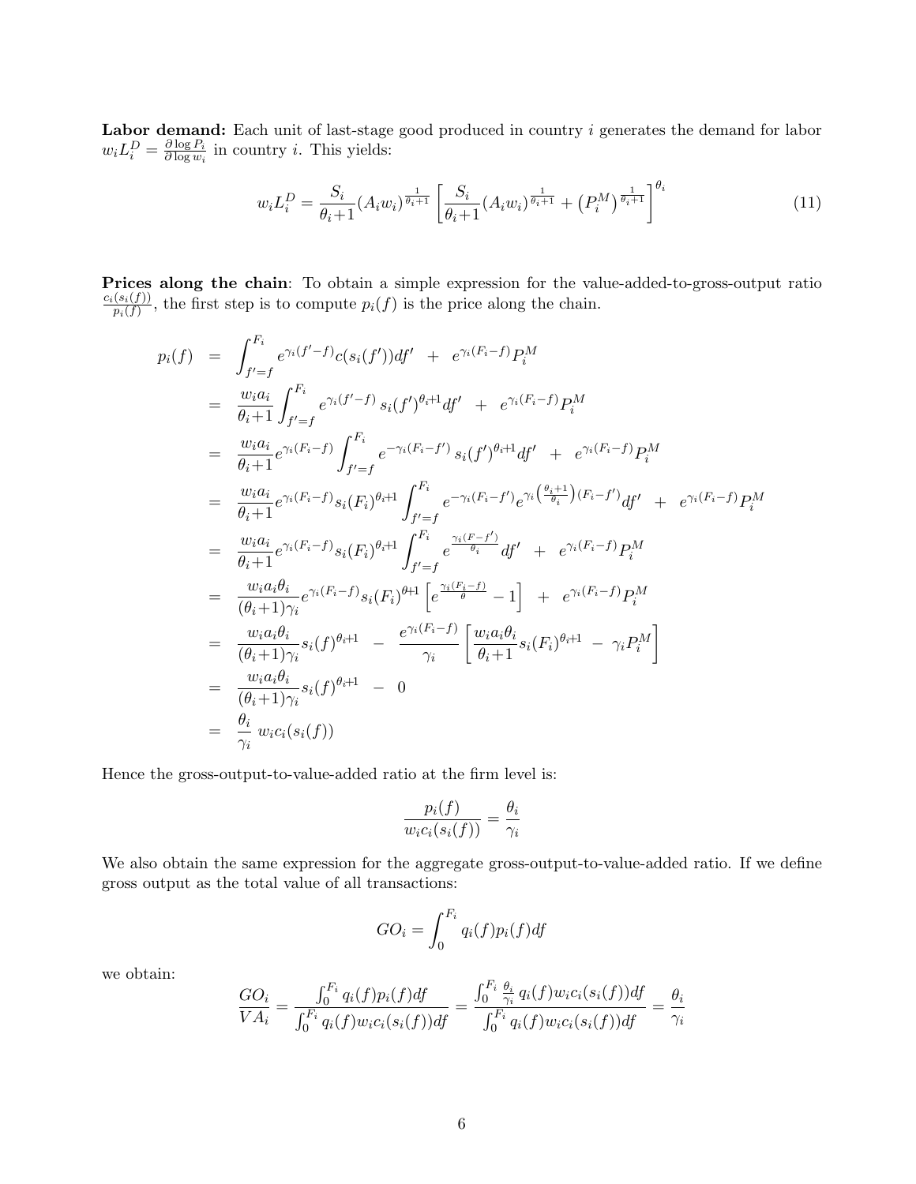**Labor demand:** Each unit of last-stage good produced in country $i$ generates the demand for labor $w_i L_i^D = \frac{\partial \log P_i}{\partial \log w_i}$ in country $i$. This yields:

$$w_i L_i^D = \frac{S_i}{\theta_i + 1}(A_i w_i)^{\frac{1}{\theta_i+1}} \left[ \frac{S_i}{\theta_i + 1}(A_i w_i)^{\frac{1}{\theta_i+1}} + \left(P_i^M\right)^{\frac{1}{\theta_i+1}} \right]^{\theta_i} \tag{11}$$

**Prices along the chain**: To obtain a simple expression for the value-added-to-gross-output ratio $\frac{c_i(s_i(f))}{p_i(f)}$, the first step is to compute $p_i(f)$ is the price along the chain.

$$\begin{aligned}
p_i(f) &= \int_{f'=f}^{F_i} e^{\gamma_i(f'-f)} c(s_i(f'))df' \;\;+\;\; e^{\gamma_i(F_i-f)} P_i^M \\
&= \frac{w_i a_i}{\theta_i + 1} \int_{f'=f}^{F_i} e^{\gamma_i(f'-f)}\, s_i(f')^{\theta_i+1} df' \;\;+\;\; e^{\gamma_i(F_i-f)} P_i^M \\
&= \frac{w_i a_i}{\theta_i + 1} e^{\gamma_i(F_i-f)} \int_{f'=f}^{F_i} e^{-\gamma_i(F_i-f')}\, s_i(f')^{\theta_i+1} df' \;\;+\;\; e^{\gamma_i(F_i-f)} P_i^M \\
&= \frac{w_i a_i}{\theta_i + 1} e^{\gamma_i(F_i-f)} s_i(F_i)^{\theta_i+1} \int_{f'=f}^{F_i} e^{-\gamma_i(F_i-f')} e^{\gamma_i\left(\frac{\theta_i+1}{\theta_i}\right)(F_i-f')} df' \;\;+\;\; e^{\gamma_i(F_i-f)} P_i^M \\
&= \frac{w_i a_i}{\theta_i + 1} e^{\gamma_i(F_i-f)} s_i(F_i)^{\theta_i+1} \int_{f'=f}^{F_i} e^{\frac{\gamma_i(F-f')}{\theta_i}} df' \;\;+\;\; e^{\gamma_i(F_i-f)} P_i^M \\
&= \frac{w_i a_i \theta_i}{(\theta_i + 1)\gamma_i} e^{\gamma_i(F_i-f)} s_i(F_i)^{\theta+1} \left[ e^{\frac{\gamma_i(F_i-f)}{\theta}} - 1 \right] \;\;+\;\; e^{\gamma_i(F_i-f)} P_i^M \\
&= \frac{w_i a_i \theta_i}{(\theta_i + 1)\gamma_i} s_i(f)^{\theta_i+1} \;\;-\;\; \frac{e^{\gamma_i(F_i-f)}}{\gamma_i} \left[ \frac{w_i a_i \theta_i}{\theta_i + 1} s_i(F_i)^{\theta_i+1} \;-\; \gamma_i P_i^M \right] \\
&= \frac{w_i a_i \theta_i}{(\theta_i + 1)\gamma_i} s_i(f)^{\theta_i+1} \;\;-\;\; 0 \\
&= \frac{\theta_i}{\gamma_i}\; w_i c_i(s_i(f))
\end{aligned}$$

Hence the gross-output-to-value-added ratio at the firm level is:

$$\frac{p_i(f)}{w_i c_i(s_i(f))} = \frac{\theta_i}{\gamma_i}$$

We also obtain the same expression for the aggregate gross-output-to-value-added ratio. If we define gross output as the total value of all transactions:

$$GO_i = \int_0^{F_i} q_i(f) p_i(f) df$$

we obtain:

$$\frac{GO_i}{VA_i} = \frac{\int_0^{F_i} q_i(f) p_i(f) df}{\int_0^{F_i} q_i(f) w_i c_i(s_i(f)) df} = \frac{\int_0^{F_i} \frac{\theta_i}{\gamma_i}\, q_i(f) w_i c_i(s_i(f)) df}{\int_0^{F_i} q_i(f) w_i c_i(s_i(f)) df} = \frac{\theta_i}{\gamma_i}$$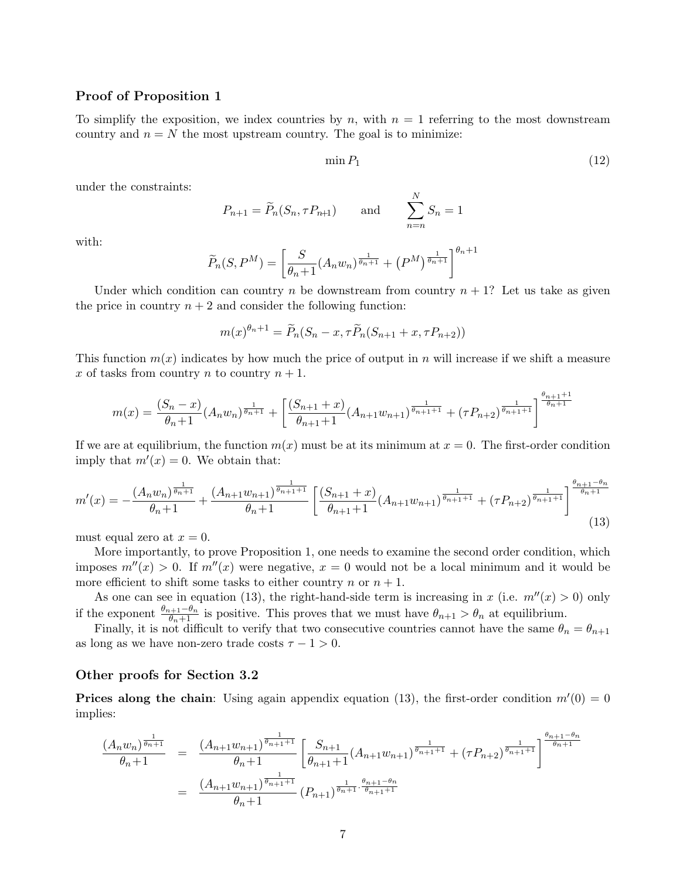### Proof of Proposition 1

To simplify the exposition, we index countries by $n$, with $n = 1$ referring to the most downstream country and $n = N$ the most upstream country. The goal is to minimize:

$$\min P_1 \tag{12}$$

under the constraints:

$$P_{n+1} = \widetilde{P}_n(S_n, \tau P_{n+1}) \qquad \text{and} \qquad \sum_{n=n}^{N} S_n = 1$$

with:

$$\widetilde{P}_n(S, P^M) = \left[ \frac{S}{\theta_n+1} (A_n w_n)^{\frac{1}{\theta_n+1}} + \left(P^M\right)^{\frac{1}{\theta_n+1}} \right]^{\theta_n+1}$$

Under which condition can country $n$ be downstream from country $n+1$? Let us take as given the price in country $n+2$ and consider the following function:

$$m(x)^{\theta_n+1} = \widetilde{P}_n(S_n - x, \tau \widetilde{P}_n(S_{n+1} + x, \tau P_{n+2}))$$

This function $m(x)$ indicates by how much the price of output in $n$ will increase if we shift a measure $x$ of tasks from country $n$ to country $n+1$.

$$m(x) = \frac{(S_n - x)}{\theta_n+1} (A_n w_n)^{\frac{1}{\theta_n+1}} + \left[ \frac{(S_{n+1} + x)}{\theta_{n+1}+1} (A_{n+1} w_{n+1})^{\frac{1}{\theta_{n+1}+1}} + (\tau P_{n+2})^{\frac{1}{\theta_{n+1}+1}} \right]^{\frac{\theta_{n+1}+1}{\theta_n+1}}$$

If we are at equilibrium, the function $m(x)$ must be at its minimum at $x = 0$. The first-order condition imply that $m'(x) = 0$. We obtain that:

$$m'(x) = -\frac{(A_n w_n)^{\frac{1}{\theta_n+1}}}{\theta_n+1} + \frac{(A_{n+1} w_{n+1})^{\frac{1}{\theta_{n+1}+1}}}{\theta_n+1} \left[ \frac{(S_{n+1} + x)}{\theta_{n+1}+1} (A_{n+1} w_{n+1})^{\frac{1}{\theta_{n+1}+1}} + (\tau P_{n+2})^{\frac{1}{\theta_{n+1}+1}} \right]^{\frac{\theta_{n+1}-\theta_n}{\theta_n+1}} \tag{13}$$

must equal zero at $x = 0$.

More importantly, to prove Proposition 1, one needs to examine the second order condition, which imposes $m''(x) > 0$. If $m''(x)$ were negative, $x = 0$ would not be a local minimum and it would be more efficient to shift some tasks to either country $n$ or $n+1$.

As one can see in equation (13), the right-hand-side term is increasing in $x$ (i.e. $m''(x) > 0$) only if the exponent $\frac{\theta_{n+1}-\theta_n}{\theta_n+1}$ is positive. This proves that we must have $\theta_{n+1} > \theta_n$ at equilibrium.

Finally, it is not difficult to verify that two consecutive countries cannot have the same $\theta_n = \theta_{n+1}$ as long as we have non-zero trade costs $\tau - 1 > 0$.

### Other proofs for Section 3.2

**Prices along the chain**: Using again appendix equation (13), the first-order condition $m'(0) = 0$ implies:

$$\begin{aligned}
\frac{(A_n w_n)^{\frac{1}{\theta_n+1}}}{\theta_n+1} &= \frac{(A_{n+1} w_{n+1})^{\frac{1}{\theta_{n+1}+1}}}{\theta_n+1} \left[ \frac{S_{n+1}}{\theta_{n+1}+1} (A_{n+1} w_{n+1})^{\frac{1}{\theta_{n+1}+1}} + (\tau P_{n+2})^{\frac{1}{\theta_{n+1}+1}} \right]^{\frac{\theta_{n+1}-\theta_n}{\theta_n+1}} \\
&= \frac{(A_{n+1} w_{n+1})^{\frac{1}{\theta_{n+1}+1}}}{\theta_n+1} \left(P_{n+1}\right)^{\frac{1}{\theta_n+1} \cdot \frac{\theta_{n+1}-\theta_n}{\theta_{n+1}+1}}
\end{aligned}$$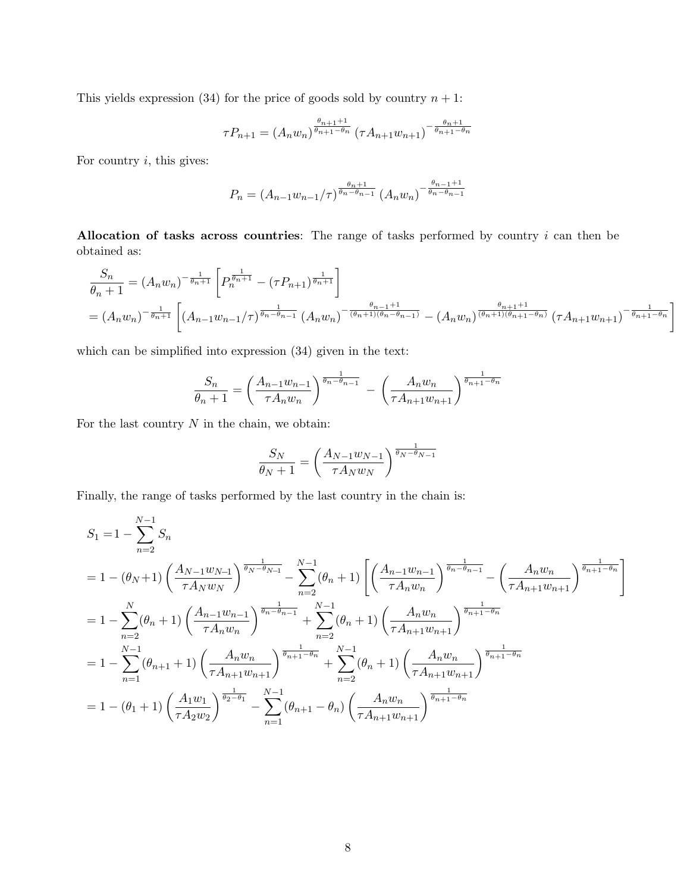This yields expression (34) for the price of goods sold by country $n+1$:

$$\tau P_{n+1} = (A_n w_n)^{\frac{\theta_{n+1}+1}{\theta_{n+1}-\theta_n}} (\tau A_{n+1} w_{n+1})^{-\frac{\theta_n+1}{\theta_{n+1}-\theta_n}}$$

For country $i$, this gives:

$$P_n = (A_{n-1} w_{n-1}/\tau)^{\frac{\theta_n+1}{\theta_n-\theta_{n-1}}} (A_n w_n)^{-\frac{\theta_{n-1}+1}{\theta_n-\theta_{n-1}}}$$

**Allocation of tasks across countries**: The range of tasks performed by country $i$ can then be obtained as:

$$\begin{aligned}
\frac{S_n}{\theta_n+1} &= (A_n w_n)^{-\frac{1}{\theta_n+1}} \left[ P_n^{\frac{1}{\theta_n+1}} - (\tau P_{n+1})^{\frac{1}{\theta_n+1}} \right] \\
&= (A_n w_n)^{-\frac{1}{\theta_n+1}} \left[ (A_{n-1} w_{n-1}/\tau)^{\frac{1}{\theta_n-\theta_{n-1}}} (A_n w_n)^{-\frac{\theta_{n-1}+1}{(\theta_n+1)(\theta_n-\theta_{n-1})}} - (A_n w_n)^{\frac{\theta_{n+1}+1}{(\theta_n+1)(\theta_{n+1}-\theta_n)}} (\tau A_{n+1} w_{n+1})^{-\frac{1}{\theta_{n+1}-\theta_n}} \right]
\end{aligned}$$

which can be simplified into expression (34) given in the text:

$$\frac{S_n}{\theta_n+1} = \left( \frac{A_{n-1} w_{n-1}}{\tau A_n w_n} \right)^{\frac{1}{\theta_n-\theta_{n-1}}} - \left( \frac{A_n w_n}{\tau A_{n+1} w_{n+1}} \right)^{\frac{1}{\theta_{n+1}-\theta_n}}$$

For the last country $N$ in the chain, we obtain:

$$\frac{S_N}{\theta_N+1} = \left( \frac{A_{N-1} w_{N-1}}{\tau A_N w_N} \right)^{\frac{1}{\theta_N-\theta_{N-1}}}$$

Finally, the range of tasks performed by the last country in the chain is:

$$\begin{aligned}
S_1 =& 1 - \sum_{n=2}^{N-1} S_n \\
=& 1 - (\theta_N+1) \left( \frac{A_{N-1} w_{N-1}}{\tau A_N w_N} \right)^{\frac{1}{\theta_N-\theta_{N-1}}} - \sum_{n=2}^{N-1} (\theta_n+1) \left[ \left( \frac{A_{n-1} w_{n-1}}{\tau A_n w_n} \right)^{\frac{1}{\theta_n-\theta_{n-1}}} - \left( \frac{A_n w_n}{\tau A_{n+1} w_{n+1}} \right)^{\frac{1}{\theta_{n+1}-\theta_n}} \right] \\
=& 1 - \sum_{n=2}^{N} (\theta_n+1) \left( \frac{A_{n-1} w_{n-1}}{\tau A_n w_n} \right)^{\frac{1}{\theta_n-\theta_{n-1}}} + \sum_{n=2}^{N-1} (\theta_n+1) \left( \frac{A_n w_n}{\tau A_{n+1} w_{n+1}} \right)^{\frac{1}{\theta_{n+1}-\theta_n}} \\
=& 1 - \sum_{n=1}^{N-1} (\theta_{n+1}+1) \left( \frac{A_n w_n}{\tau A_{n+1} w_{n+1}} \right)^{\frac{1}{\theta_{n+1}-\theta_n}} + \sum_{n=2}^{N-1} (\theta_n+1) \left( \frac{A_n w_n}{\tau A_{n+1} w_{n+1}} \right)^{\frac{1}{\theta_{n+1}-\theta_n}} \\
=& 1 - (\theta_1+1) \left( \frac{A_1 w_1}{\tau A_2 w_2} \right)^{\frac{1}{\theta_2-\theta_1}} - \sum_{n=1}^{N-1} (\theta_{n+1}-\theta_n) \left( \frac{A_n w_n}{\tau A_{n+1} w_{n+1}} \right)^{\frac{1}{\theta_{n+1}-\theta_n}}
\end{aligned}$$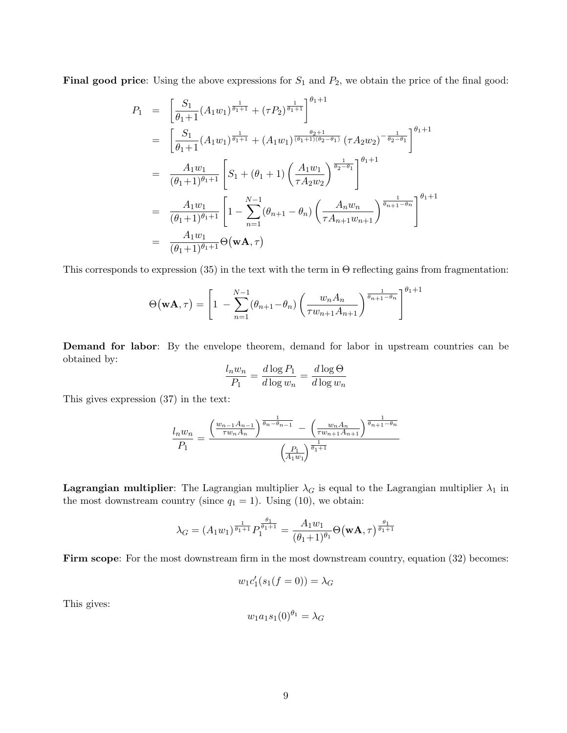**Final good price**: Using the above expressions for $S_1$ and $P_2$, we obtain the price of the final good:

$$
\begin{aligned}
P_1 &= \left[\frac{S_1}{\theta_1+1}(A_1 w_1)^{\frac{1}{\theta_1+1}} + (\tau P_2)^{\frac{1}{\theta_1+1}}\right]^{\theta_1+1} \\
&= \left[\frac{S_1}{\theta_1+1}(A_1 w_1)^{\frac{1}{\theta_1+1}} + (A_1 w_1)^{\frac{\theta_2+1}{(\theta_1+1)(\theta_2-\theta_1)}}\left(\tau A_2 w_2\right)^{-\frac{1}{\theta_2-\theta_1}}\right]^{\theta_1+1} \\
&= \frac{A_1 w_1}{(\theta_1+1)^{\theta_1+1}}\left[S_1 + (\theta_1+1)\left(\frac{A_1 w_1}{\tau A_2 w_2}\right)^{\frac{1}{\theta_2-\theta_1}}\right]^{\theta_1+1} \\
&= \frac{A_1 w_1}{(\theta_1+1)^{\theta_1+1}}\left[1 - \sum_{n=1}^{N-1}(\theta_{n+1}-\theta_n)\left(\frac{A_n w_n}{\tau A_{n+1} w_{n+1}}\right)^{\frac{1}{\theta_{n+1}-\theta_n}}\right]^{\theta_1+1} \\
&= \frac{A_1 w_1}{(\theta_1+1)^{\theta_1+1}}\Theta\big(\mathbf{wA},\tau\big)
\end{aligned}
$$

This corresponds to expression (35) in the text with the term in $\Theta$ reflecting gains from fragmentation:

$$
\Theta\big(\mathbf{wA},\tau\big) = \left[1 - \sum_{n=1}^{N-1}(\theta_{n+1}-\theta_n)\left(\frac{w_n A_n}{\tau w_{n+1} A_{n+1}}\right)^{\frac{1}{\theta_{n+1}-\theta_n}}\right]^{\theta_1+1}
$$

**Demand for labor**: By the envelope theorem, demand for labor in upstream countries can be obtained by:

$$
\frac{l_n w_n}{P_1} = \frac{d\log P_1}{d\log w_n} = \frac{d\log\Theta}{d\log w_n}
$$

This gives expression (37) in the text:

$$
\frac{l_n w_n}{P_1} = \frac{\left(\frac{w_{n-1}A_{n-1}}{\tau w_n A_n}\right)^{\frac{1}{\theta_n-\theta_{n-1}}} - \left(\frac{w_n A_n}{\tau w_{n+1}A_{n+1}}\right)^{\frac{1}{\theta_{n+1}-\theta_n}}}{\left(\frac{P_1}{A_1 w_1}\right)^{\frac{1}{\theta_1+1}}}
$$

**Lagrangian multiplier**: The Lagrangian multiplier $\lambda_G$ is equal to the Lagrangian multiplier $\lambda_1$ in the most downstream country (since $q_1 = 1$). Using (10), we obtain:

$$
\lambda_G = (A_1 w_1)^{\frac{1}{\theta_1+1}} P_1^{\frac{\theta_1}{\theta_1+1}} = \frac{A_1 w_1}{(\theta_1+1)^{\theta_1}}\Theta\big(\mathbf{wA},\tau\big)^{\frac{\theta_1}{\theta_1+1}}
$$

**Firm scope**: For the most downstream firm in the most downstream country, equation (32) becomes:

$$
w_1 c_1'(s_1(f=0)) = \lambda_G
$$

This gives:

$$
w_1 a_1 s_1(0)^{\theta_1} = \lambda_G
$$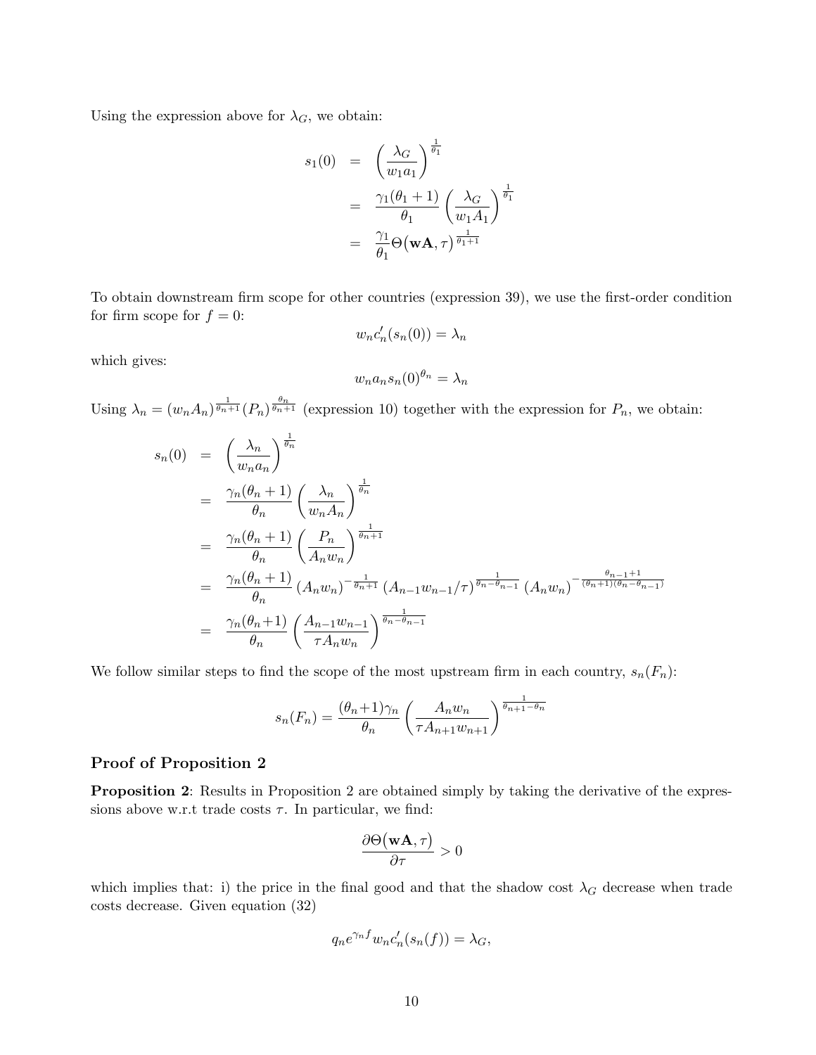Using the expression above for $\lambda_G$, we obtain:

$$
\begin{aligned}
s_1(0) &= \left(\frac{\lambda_G}{w_1 a_1}\right)^{\frac{1}{\theta_1}} \\
&= \frac{\gamma_1(\theta_1+1)}{\theta_1}\left(\frac{\lambda_G}{w_1 A_1}\right)^{\frac{1}{\theta_1}} \\
&= \frac{\gamma_1}{\theta_1}\Theta\big(\mathbf{wA},\tau\big)^{\frac{1}{\theta_1+1}}
\end{aligned}
$$

To obtain downstream firm scope for other countries (expression 39), we use the first-order condition for firm scope for $f = 0$:

$$
w_n c_n'(s_n(0)) = \lambda_n
$$

which gives:

$$
w_n a_n s_n(0)^{\theta_n} = \lambda_n
$$

Using $\lambda_n = (w_n A_n)^{\frac{1}{\theta_n+1}} (P_n)^{\frac{\theta_n}{\theta_n+1}}$ (expression 10) together with the expression for $P_n$, we obtain:

$$
\begin{aligned}
s_n(0) &= \left(\frac{\lambda_n}{w_n a_n}\right)^{\frac{1}{\theta_n}} \\
&= \frac{\gamma_n(\theta_n+1)}{\theta_n}\left(\frac{\lambda_n}{w_n A_n}\right)^{\frac{1}{\theta_n}} \\
&= \frac{\gamma_n(\theta_n+1)}{\theta_n}\left(\frac{P_n}{A_n w_n}\right)^{\frac{1}{\theta_n+1}} \\
&= \frac{\gamma_n(\theta_n+1)}{\theta_n}\left(A_n w_n\right)^{-\frac{1}{\theta_n+1}}\left(A_{n-1}w_{n-1}/\tau\right)^{\frac{1}{\theta_n-\theta_{n-1}}}\left(A_n w_n\right)^{-\frac{\theta_{n-1}+1}{(\theta_n+1)(\theta_n-\theta_{n-1})}} \\
&= \frac{\gamma_n(\theta_n+1)}{\theta_n}\left(\frac{A_{n-1}w_{n-1}}{\tau A_n w_n}\right)^{\frac{1}{\theta_n-\theta_{n-1}}}
\end{aligned}
$$

We follow similar steps to find the scope of the most upstream firm in each country, $s_n(F_n)$:

$$
s_n(F_n) = \frac{(\theta_n+1)\gamma_n}{\theta_n}\left(\frac{A_n w_n}{\tau A_{n+1} w_{n+1}}\right)^{\frac{1}{\theta_{n+1}-\theta_n}}
$$

### Proof of Proposition 2

**Proposition 2**: Results in Proposition 2 are obtained simply by taking the derivative of the expressions above w.r.t trade costs $\tau$. In particular, we find:

$$
\frac{\partial \Theta\big(\mathbf{wA},\tau\big)}{\partial \tau} > 0
$$

which implies that: i) the price in the final good and that the shadow cost $\lambda_G$ decrease when trade costs decrease. Given equation (32)

$$
q_n e^{\gamma_n f} w_n c_n'(s_n(f)) = \lambda_G,
$$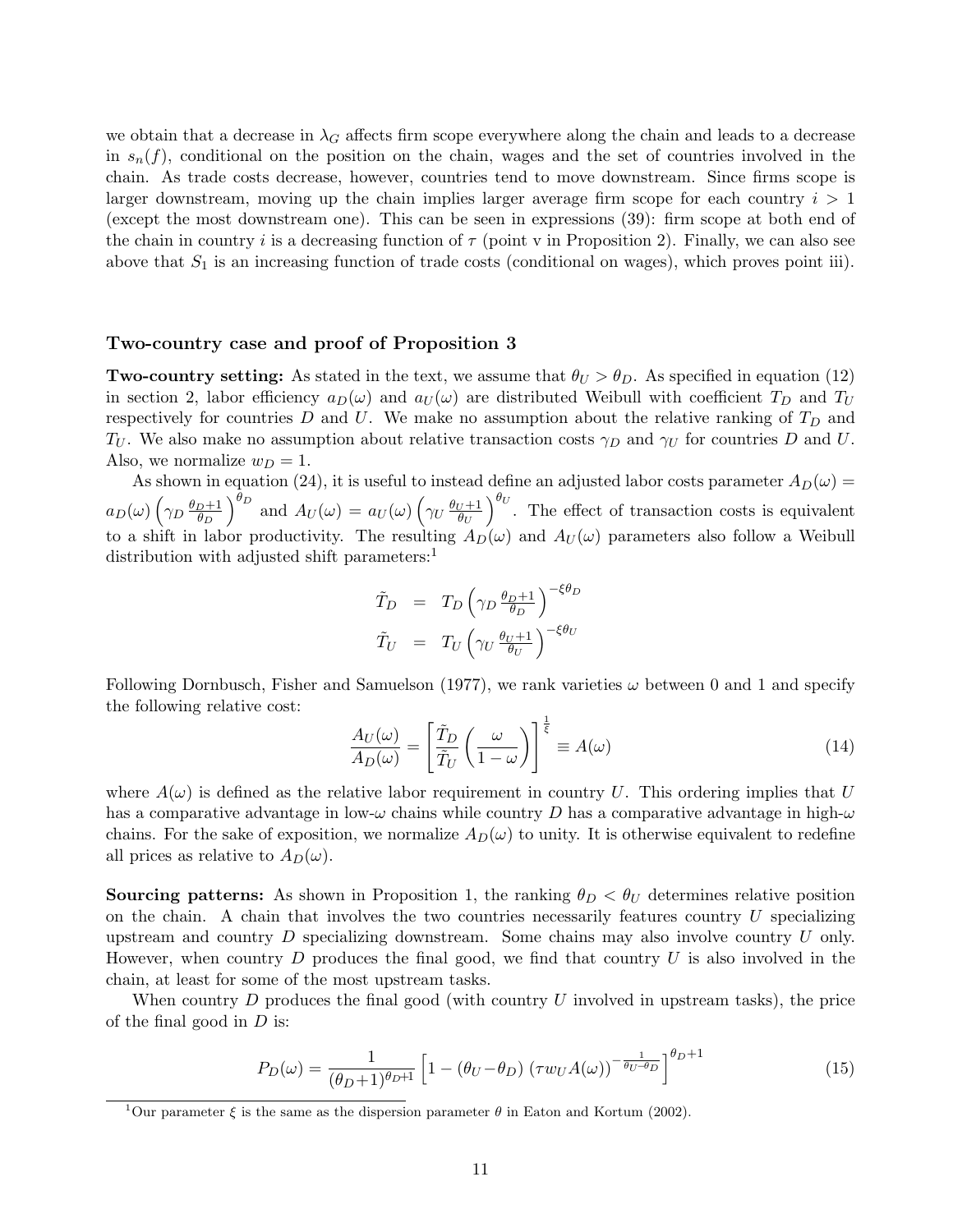we obtain that a decrease in $\lambda_G$ affects firm scope everywhere along the chain and leads to a decrease in $s_n(f)$, conditional on the position on the chain, wages and the set of countries involved in the chain. As trade costs decrease, however, countries tend to move downstream. Since firms scope is larger downstream, moving up the chain implies larger average firm scope for each country $i > 1$ (except the most downstream one). This can be seen in expressions (39): firm scope at both end of the chain in country $i$ is a decreasing function of $\tau$ (point v in Proposition 2). Finally, we can also see above that $S_1$ is an increasing function of trade costs (conditional on wages), which proves point iii).

### Two-country case and proof of Proposition 3

**Two-country setting:** As stated in the text, we assume that $\theta_U > \theta_D$. As specified in equation (12) in section 2, labor efficiency $a_D(\omega)$ and $a_U(\omega)$ are distributed Weibull with coefficient $T_D$ and $T_U$ respectively for countries $D$ and $U$. We make no assumption about the relative ranking of $T_D$ and $T_U$. We also make no assumption about relative transaction costs $\gamma_D$ and $\gamma_U$ for countries $D$ and $U$. Also, we normalize $w_D = 1$.

As shown in equation (24), it is useful to instead define an adjusted labor costs parameter $A_D(\omega) = a_D(\omega)\left(\gamma_D \frac{\theta_D+1}{\theta_D}\right)^{\theta_D}$ and $A_U(\omega) = a_U(\omega)\left(\gamma_U \frac{\theta_U+1}{\theta_U}\right)^{\theta_U}$. The effect of transaction costs is equivalent to a shift in labor productivity. The resulting $A_D(\omega)$ and $A_U(\omega)$ parameters also follow a Weibull distribution with adjusted shift parameters:[1]

$$
\begin{aligned}
\tilde{T}_D &= T_D\left(\gamma_D \tfrac{\theta_D+1}{\theta_D}\right)^{-\xi\theta_D} \\
\tilde{T}_U &= T_U\left(\gamma_U \tfrac{\theta_U+1}{\theta_U}\right)^{-\xi\theta_U}
\end{aligned}
$$

Following Dornbusch, Fisher and Samuelson (1977), we rank varieties $\omega$ between 0 and 1 and specify the following relative cost:

$$
\frac{A_U(\omega)}{A_D(\omega)} = \left[\frac{\tilde{T}_D}{\tilde{T}_U}\left(\frac{\omega}{1-\omega}\right)\right]^{\frac{1}{\xi}} \equiv A(\omega) \tag{14}
$$

where $A(\omega)$ is defined as the relative labor requirement in country $U$. This ordering implies that $U$ has a comparative advantage in low-$\omega$ chains while country $D$ has a comparative advantage in high-$\omega$ chains. For the sake of exposition, we normalize $A_D(\omega)$ to unity. It is otherwise equivalent to redefine all prices as relative to $A_D(\omega)$.

**Sourcing patterns:** As shown in Proposition 1, the ranking $\theta_D < \theta_U$ determines relative position on the chain. A chain that involves the two countries necessarily features country $U$ specializing upstream and country $D$ specializing downstream. Some chains may also involve country $U$ only. However, when country $D$ produces the final good, we find that country $U$ is also involved in the chain, at least for some of the most upstream tasks.

When country $D$ produces the final good (with country $U$ involved in upstream tasks), the price of the final good in $D$ is:

$$
P_D(\omega) = \frac{1}{(\theta_D+1)^{\theta_D+1}}\left[1 - (\theta_U - \theta_D)\,(\tau w_U A(\omega))^{-\frac{1}{\theta_U-\theta_D}}\right]^{\theta_D+1} \tag{15}
$$

[1] Our parameter $\xi$ is the same as the dispersion parameter $\theta$ in Eaton and Kortum (2002).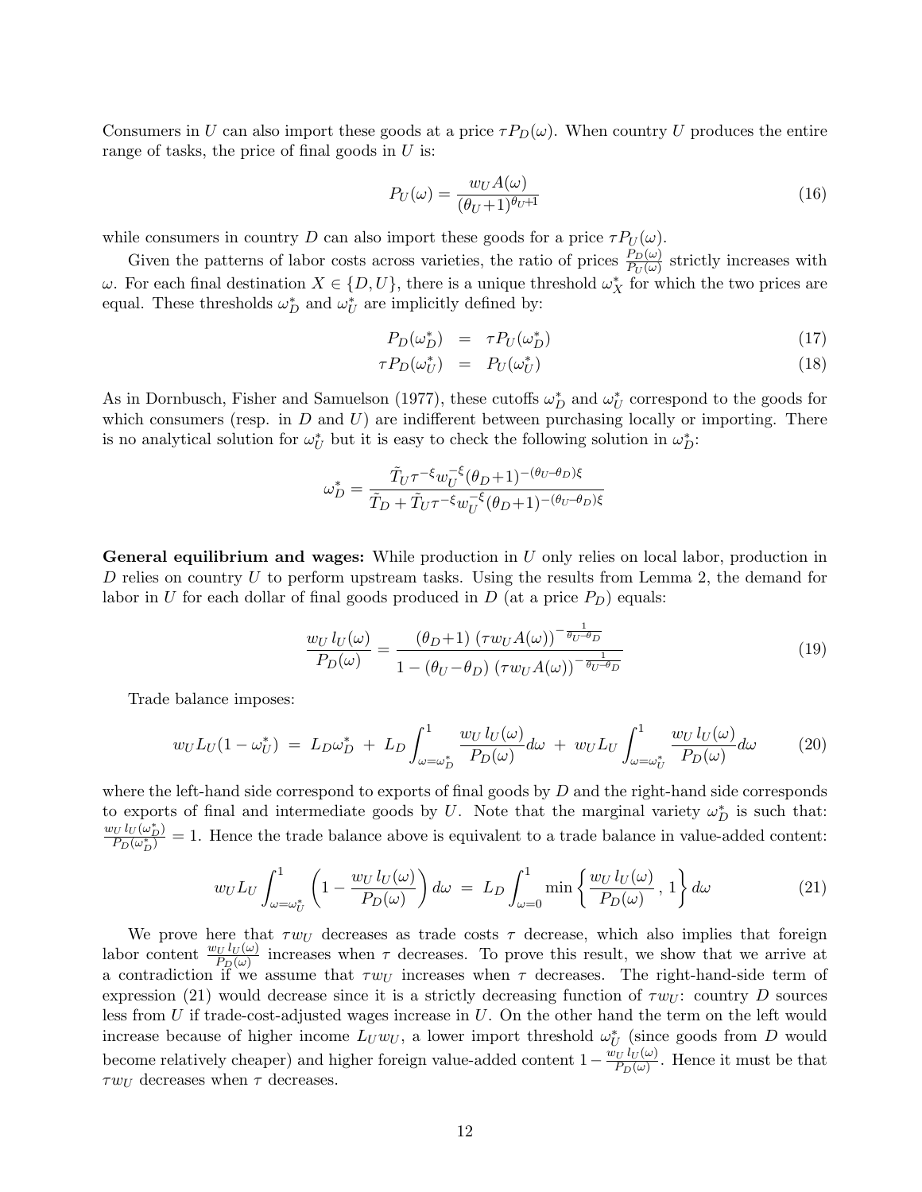Consumers in $U$ can also import these goods at a price $\tau P_D(\omega)$. When country $U$ produces the entire range of tasks, the price of final goods in $U$ is:

$$P_U(\omega) = \frac{w_U A(\omega)}{(\theta_U+1)^{\theta_U+1}} \tag{16}$$

while consumers in country $D$ can also import these goods for a price $\tau P_U(\omega)$.

Given the patterns of labor costs across varieties, the ratio of prices $\frac{P_D(\omega)}{P_U(\omega)}$ strictly increases with $\omega$. For each final destination $X \in \{D, U\}$, there is a unique threshold $\omega^*_X$ for which the two prices are equal. These thresholds $\omega^*_D$ and $\omega^*_U$ are implicitly defined by:

$$P_D(\omega^*_D) \;=\; \tau P_U(\omega^*_D) \tag{17}$$

$$\tau P_D(\omega^*_U) \;=\; P_U(\omega^*_U) \tag{18}$$

As in Dornbusch, Fisher and Samuelson (1977), these cutoffs $\omega^*_D$ and $\omega^*_U$ correspond to the goods for which consumers (resp. in $D$ and $U$) are indifferent between purchasing locally or importing. There is no analytical solution for $\omega^*_U$ but it is easy to check the following solution in $\omega^*_D$:

$$\omega^*_D = \frac{\tilde{T}_U \tau^{-\xi} w_U^{-\xi} (\theta_D+1)^{-(\theta_U-\theta_D)\xi}}{\tilde{T}_D + \tilde{T}_U \tau^{-\xi} w_U^{-\xi} (\theta_D+1)^{-(\theta_U-\theta_D)\xi}}$$

**General equilibrium and wages:** While production in $U$ only relies on local labor, production in $D$ relies on country $U$ to perform upstream tasks. Using the results from Lemma 2, the demand for labor in $U$ for each dollar of final goods produced in $D$ (at a price $P_D$) equals:

$$\frac{w_U\, l_U(\omega)}{P_D(\omega)} = \frac{(\theta_D+1)\; (\tau w_U A(\omega))^{-\frac{1}{\theta_U-\theta_D}}}{1-(\theta_U-\theta_D)\; (\tau w_U A(\omega))^{-\frac{1}{\theta_U-\theta_D}}} \tag{19}$$

Trade balance imposes:

$$w_U L_U (1-\omega^*_U) \;=\; L_D \omega^*_D \;+\; L_D \int_{\omega=\omega^*_D}^{1} \frac{w_U\, l_U(\omega)}{P_D(\omega)} d\omega \;+\; w_U L_U \int_{\omega=\omega^*_U}^{1} \frac{w_U\, l_U(\omega)}{P_D(\omega)} d\omega \tag{20}$$

where the left-hand side correspond to exports of final goods by $D$ and the right-hand side corresponds to exports of final and intermediate goods by $U$. Note that the marginal variety $\omega^*_D$ is such that: $\frac{w_U\, l_U(\omega^*_D)}{P_D(\omega^*_D)} = 1$. Hence the trade balance above is equivalent to a trade balance in value-added content:

$$w_U L_U \int_{\omega=\omega^*_U}^{1} \left(1 - \frac{w_U\, l_U(\omega)}{P_D(\omega)}\right) d\omega \;=\; L_D \int_{\omega=0}^{1} \min\left\{\frac{w_U\, l_U(\omega)}{P_D(\omega)}\,,\,1\right\} d\omega \tag{21}$$

We prove here that $\tau w_U$ decreases as trade costs $\tau$ decrease, which also implies that foreign labor content $\frac{w_U\, l_U(\omega)}{P_D(\omega)}$ increases when $\tau$ decreases. To prove this result, we show that we arrive at a contradiction if we assume that $\tau w_U$ increases when $\tau$ decreases. The right-hand-side term of expression (21) would decrease since it is a strictly decreasing function of $\tau w_U$: country $D$ sources less from $U$ if trade-cost-adjusted wages increase in $U$. On the other hand the term on the left would increase because of higher income $L_U w_U$, a lower import threshold $\omega^*_U$ (since goods from $D$ would become relatively cheaper) and higher foreign value-added content $1 - \frac{w_U\, l_U(\omega)}{P_D(\omega)}$. Hence it must be that $\tau w_U$ decreases when $\tau$ decreases.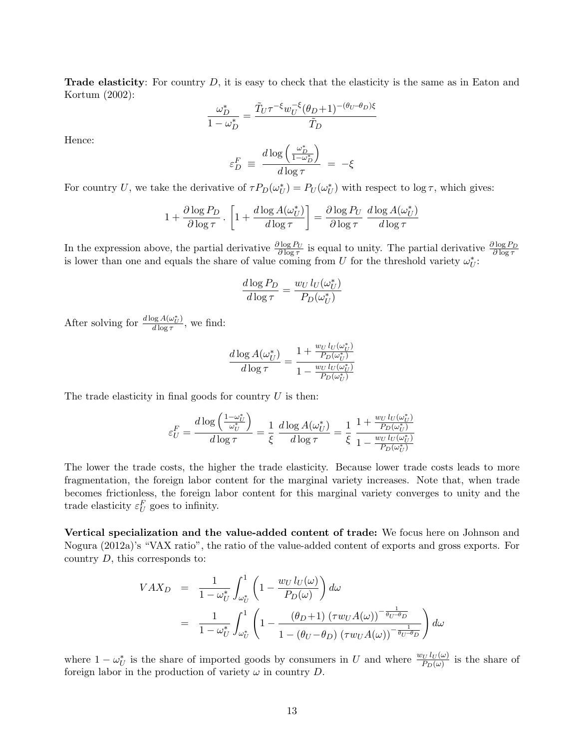**Trade elasticity**: For country $D$, it is easy to check that the elasticity is the same as in Eaton and Kortum (2002):

$$\frac{\omega_D^*}{1-\omega_D^*} = \frac{\tilde{T}_U \tau^{-\xi} w_U^{-\xi} (\theta_D+1)^{-(\theta_U-\theta_D)\xi}}{\tilde{T}_D}$$

Hence:

$$\varepsilon_D^F \;\equiv\; \frac{d\log\left(\frac{\omega_D^*}{1-\omega_D^*}\right)}{d\log\tau} \;=\; -\xi$$

For country $U$, we take the derivative of $\tau P_D(\omega_U^*) = P_U(\omega_U^*)$ with respect to $\log\tau$, which gives:

$$1 + \frac{\partial \log P_D}{\partial \log \tau} \cdot \left[1 + \frac{d\log A(\omega_U^*)}{d\log\tau}\right] = \frac{\partial \log P_U}{\partial \log\tau}\;\frac{d\log A(\omega_U^*)}{d\log\tau}$$

In the expression above, the partial derivative $\frac{\partial \log P_U}{\partial \log \tau}$ is equal to unity. The partial derivative $\frac{\partial \log P_D}{\partial \log \tau}$ is lower than one and equals the share of value coming from $U$ for the threshold variety $\omega_U^*$:

$$\frac{d\log P_D}{d\log\tau} = \frac{w_U\, l_U(\omega_U^*)}{P_D(\omega_U^*)}$$

After solving for $\frac{d\log A(\omega_U^*)}{d\log\tau}$, we find:

$$\frac{d\log A(\omega_U^*)}{d\log\tau} = \frac{1+\frac{w_U\, l_U(\omega_U^*)}{P_D(\omega_U^*)}}{1-\frac{w_U\, l_U(\omega_U^*)}{P_D(\omega_U^*)}}$$

The trade elasticity in final goods for country $U$ is then:

$$\varepsilon_U^F = \frac{d\log\left(\frac{1-\omega_U^*}{\omega_U^*}\right)}{d\log\tau} = \frac{1}{\xi}\;\frac{d\log A(\omega_U^*)}{d\log\tau} = \frac{1}{\xi}\;\frac{1+\frac{w_U\, l_U(\omega_U^*)}{P_D(\omega_U^*)}}{1-\frac{w_U\, l_U(\omega_U^*)}{P_D(\omega_U^*)}}$$

The lower the trade costs, the higher the trade elasticity. Because lower trade costs leads to more fragmentation, the foreign labor content for the marginal variety increases. Note that, when trade becomes frictionless, the foreign labor content for this marginal variety converges to unity and the trade elasticity $\varepsilon_U^F$ goes to infinity.

**Vertical specialization and the value-added content of trade:** We focus here on Johnson and Nogura (2012a)'s "VAX ratio", the ratio of the value-added content of exports and gross exports. For country $D$, this corresponds to:

$$\begin{aligned}
VAX_D &= \frac{1}{1-\omega_U^*}\int_{\omega_U^*}^{1}\left(1-\frac{w_U\, l_U(\omega)}{P_D(\omega)}\right)d\omega \\
&= \frac{1}{1-\omega_U^*}\int_{\omega_U^*}^{1}\left(1-\frac{(\theta_D+1)\,(\tau w_U A(\omega))^{-\frac{1}{\theta_U-\theta_D}}}{1-(\theta_U-\theta_D)\,(\tau w_U A(\omega))^{-\frac{1}{\theta_U-\theta_D}}}\right)d\omega
\end{aligned}$$

where $1-\omega_U^*$ is the share of imported goods by consumers in $U$ and where $\frac{w_U\, l_U(\omega)}{P_D(\omega)}$ is the share of foreign labor in the production of variety $\omega$ in country $D$.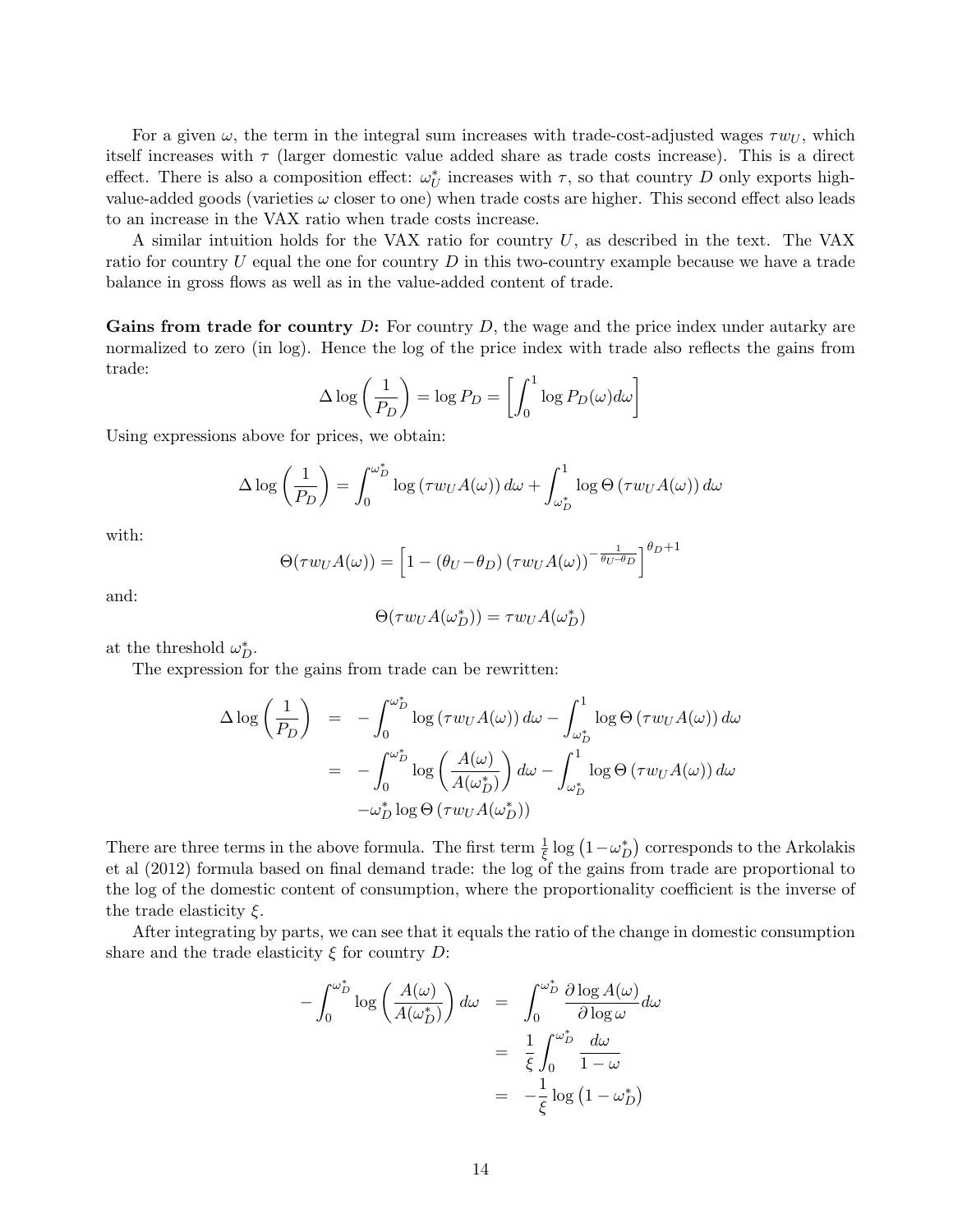For a given $\omega$, the term in the integral sum increases with trade-cost-adjusted wages $\tau w_U$, which itself increases with $\tau$ (larger domestic value added share as trade costs increase). This is a direct effect. There is also a composition effect: $\omega_U^*$ increases with $\tau$, so that country $D$ only exports high-value-added goods (varieties $\omega$ closer to one) when trade costs are higher. This second effect also leads to an increase in the VAX ratio when trade costs increase.

A similar intuition holds for the VAX ratio for country $U$, as described in the text. The VAX ratio for country $U$ equal the one for country $D$ in this two-country example because we have a trade balance in gross flows as well as in the value-added content of trade.

**Gains from trade for country $D$:** For country $D$, the wage and the price index under autarky are normalized to zero (in log). Hence the log of the price index with trade also reflects the gains from trade:

$$\Delta \log\left(\frac{1}{P_D}\right) = \log P_D = \left[\int_0^1 \log P_D(\omega) d\omega\right]$$

Using expressions above for prices, we obtain:

$$\Delta \log\left(\frac{1}{P_D}\right) = \int_0^{\omega_D^*} \log\left(\tau w_U A(\omega)\right) d\omega + \int_{\omega_D^*}^1 \log \Theta\left(\tau w_U A(\omega)\right) d\omega$$

with:

$$\Theta(\tau w_U A(\omega)) = \left[1 - (\theta_U - \theta_D)\left(\tau w_U A(\omega)\right)^{-\frac{1}{\theta_U - \theta_D}}\right]^{\theta_D + 1}$$

and:

$$\Theta(\tau w_U A(\omega_D^*)) = \tau w_U A(\omega_D^*)$$

at the threshold $\omega_D^*$.

The expression for the gains from trade can be rewritten:

$$\begin{aligned}
\Delta \log\left(\frac{1}{P_D}\right) &= -\int_0^{\omega_D^*} \log\left(\tau w_U A(\omega)\right) d\omega - \int_{\omega_D^*}^1 \log \Theta\left(\tau w_U A(\omega)\right) d\omega \\
&= -\int_0^{\omega_D^*} \log\left(\frac{A(\omega)}{A(\omega_D^*)}\right) d\omega - \int_{\omega_D^*}^1 \log \Theta\left(\tau w_U A(\omega)\right) d\omega \\
&\quad -\omega_D^* \log \Theta\left(\tau w_U A(\omega_D^*)\right)
\end{aligned}$$

There are three terms in the above formula. The first term $\frac{1}{\xi}\log\left(1-\omega_D^*\right)$ corresponds to the Arkolakis et al (2012) formula based on final demand trade: the log of the gains from trade are proportional to the log of the domestic content of consumption, where the proportionality coefficient is the inverse of the trade elasticity $\xi$.

After integrating by parts, we can see that it equals the ratio of the change in domestic consumption share and the trade elasticity $\xi$ for country $D$:

$$\begin{aligned}
-\int_0^{\omega_D^*} \log\left(\frac{A(\omega)}{A(\omega_D^*)}\right) d\omega &= \int_0^{\omega_D^*} \frac{\partial \log A(\omega)}{\partial \log \omega} d\omega \\
&= \frac{1}{\xi}\int_0^{\omega_D^*} \frac{d\omega}{1-\omega} \\
&= -\frac{1}{\xi}\log\left(1-\omega_D^*\right)
\end{aligned}$$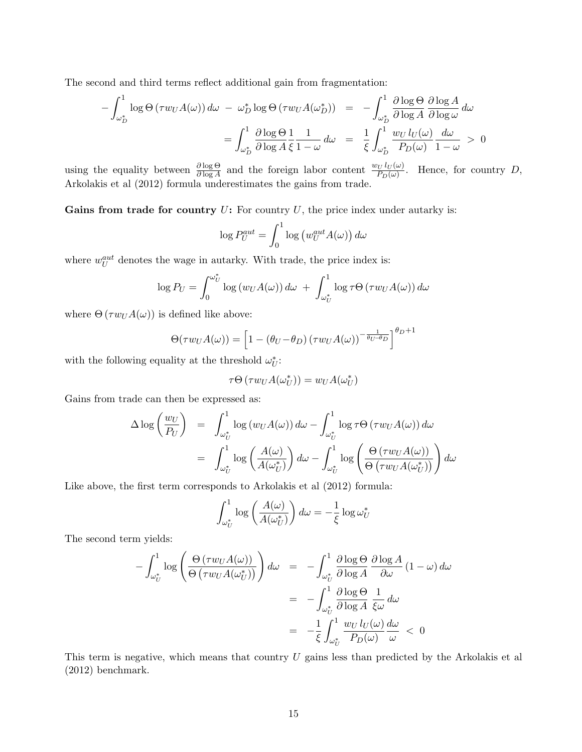The second and third terms reflect additional gain from fragmentation:

$$
\begin{aligned}
-\int_{\omega_D^*}^1 \log \Theta\left(\tau w_U A(\omega)\right) d\omega \;-\; \omega_D^* \log \Theta\left(\tau w_U A(\omega_D^*)\right) &= -\int_{\omega_D^*}^1 \frac{\partial \log \Theta}{\partial \log A} \frac{\partial \log A}{\partial \log \omega}\, d\omega \\
&= \int_{\omega_D^*}^1 \frac{\partial \log \Theta}{\partial \log A} \frac{1}{\xi} \frac{1}{1-\omega}\, d\omega \;=\; \frac{1}{\xi} \int_{\omega_D^*}^1 \frac{w_U\, l_U(\omega)}{P_D(\omega)} \frac{d\omega}{1-\omega} \;>\; 0
\end{aligned}
$$

using the equality between $\frac{\partial \log \Theta}{\partial \log A}$ and the foreign labor content $\frac{w_U\, l_U(\omega)}{P_D(\omega)}$. Hence, for country $D$, Arkolakis et al (2012) formula underestimates the gains from trade.

**Gains from trade for country $U$:** For country $U$, the price index under autarky is:

$$
\log P_U^{aut} = \int_0^1 \log\left(w_U^{aut} A(\omega)\right) d\omega
$$

where $w_U^{aut}$ denotes the wage in autarky. With trade, the price index is:

$$
\log P_U = \int_0^{\omega_U^*} \log\left(w_U A(\omega)\right) d\omega \;+\; \int_{\omega_U^*}^1 \log \tau \Theta\left(\tau w_U A(\omega)\right) d\omega
$$

where $\Theta\left(\tau w_U A(\omega)\right)$ is defined like above:

$$
\Theta(\tau w_U A(\omega)) = \left[1 - \left(\theta_U - \theta_D\right)\left(\tau w_U A(\omega)\right)^{-\frac{1}{\theta_U - \theta_D}}\right]^{\theta_D + 1}
$$

with the following equality at the threshold $\omega_U^*$:

$$
\tau \Theta\left(\tau w_U A(\omega_U^*)\right) = w_U A(\omega_U^*)
$$

Gains from trade can then be expressed as:

$$
\begin{aligned}
\Delta \log\left(\frac{w_U}{P_U}\right) &= \int_{\omega_U^*}^1 \log\left(w_U A(\omega)\right) d\omega - \int_{\omega_U^*}^1 \log \tau \Theta\left(\tau w_U A(\omega)\right) d\omega \\
&= \int_{\omega_U^*}^1 \log\left(\frac{A(\omega)}{A(\omega_U^*)}\right) d\omega - \int_{\omega_U^*}^1 \log\left(\frac{\Theta\left(\tau w_U A(\omega)\right)}{\Theta\left(\tau w_U A(\omega_U^*)\right)}\right) d\omega
\end{aligned}
$$

Like above, the first term corresponds to Arkolakis et al (2012) formula:

$$
\int_{\omega_U^*}^1 \log\left(\frac{A(\omega)}{A(\omega_U^*)}\right) d\omega = -\frac{1}{\xi} \log \omega_U^*
$$

The second term yields:

$$
\begin{aligned}
-\int_{\omega_U^*}^1 \log\left(\frac{\Theta\left(\tau w_U A(\omega)\right)}{\Theta\left(\tau w_U A(\omega_U^*)\right)}\right) d\omega &= -\int_{\omega_U^*}^1 \frac{\partial \log \Theta}{\partial \log A} \frac{\partial \log A}{\partial \omega} (1-\omega)\, d\omega \\
&= -\int_{\omega_U^*}^1 \frac{\partial \log \Theta}{\partial \log A} \frac{1}{\xi \omega}\, d\omega \\
&= -\frac{1}{\xi} \int_{\omega_U^*}^1 \frac{w_U\, l_U(\omega)}{P_D(\omega)} \frac{d\omega}{\omega} \;<\; 0
\end{aligned}
$$

This term is negative, which means that country $U$ gains less than predicted by the Arkolakis et al (2012) benchmark.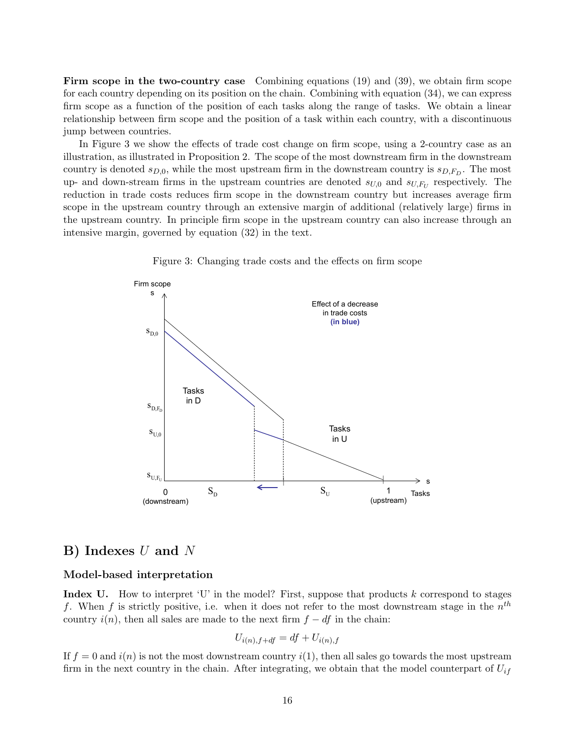**Firm scope in the two-country case** Combining equations (19) and (39), we obtain firm scope for each country depending on its position on the chain. Combining with equation (34), we can express firm scope as a function of the position of each tasks along the range of tasks. We obtain a linear relationship between firm scope and the position of a task within each country, with a discontinuous jump between countries.

In Figure 3 we show the effects of trade cost change on firm scope, using a 2-country case as an illustration, as illustrated in Proposition 2. The scope of the most downstream firm in the downstream country is denoted $s_{D,0}$, while the most upstream firm in the downstream country is $s_{D,F_D}$. The most up- and down-stream firms in the upstream countries are denoted $s_{U,0}$ and $s_{U,F_U}$ respectively. The reduction in trade costs reduces firm scope in the downstream country but increases average firm scope in the upstream country through an extensive margin of additional (relatively large) firms in the upstream country. In principle firm scope in the upstream country can also increase through an intensive margin, governed by equation (32) in the text.

Figure 3: Changing trade costs and the effects on firm scope

## B) Indexes $U$ and $N$

### Model-based interpretation

**Index U.** How to interpret 'U' in the model? First, suppose that products $k$ correspond to stages $f$. When $f$ is strictly positive, i.e. when it does not refer to the most downstream stage in the $n^{th}$ country $i(n)$, then all sales are made to the next firm $f - df$ in the chain:

$$U_{i(n),f+df} = df + U_{i(n),f}$$

If $f = 0$ and $i(n)$ is not the most downstream country $i(1)$, then all sales go towards the most upstream firm in the next country in the chain. After integrating, we obtain that the model counterpart of $U_{if}$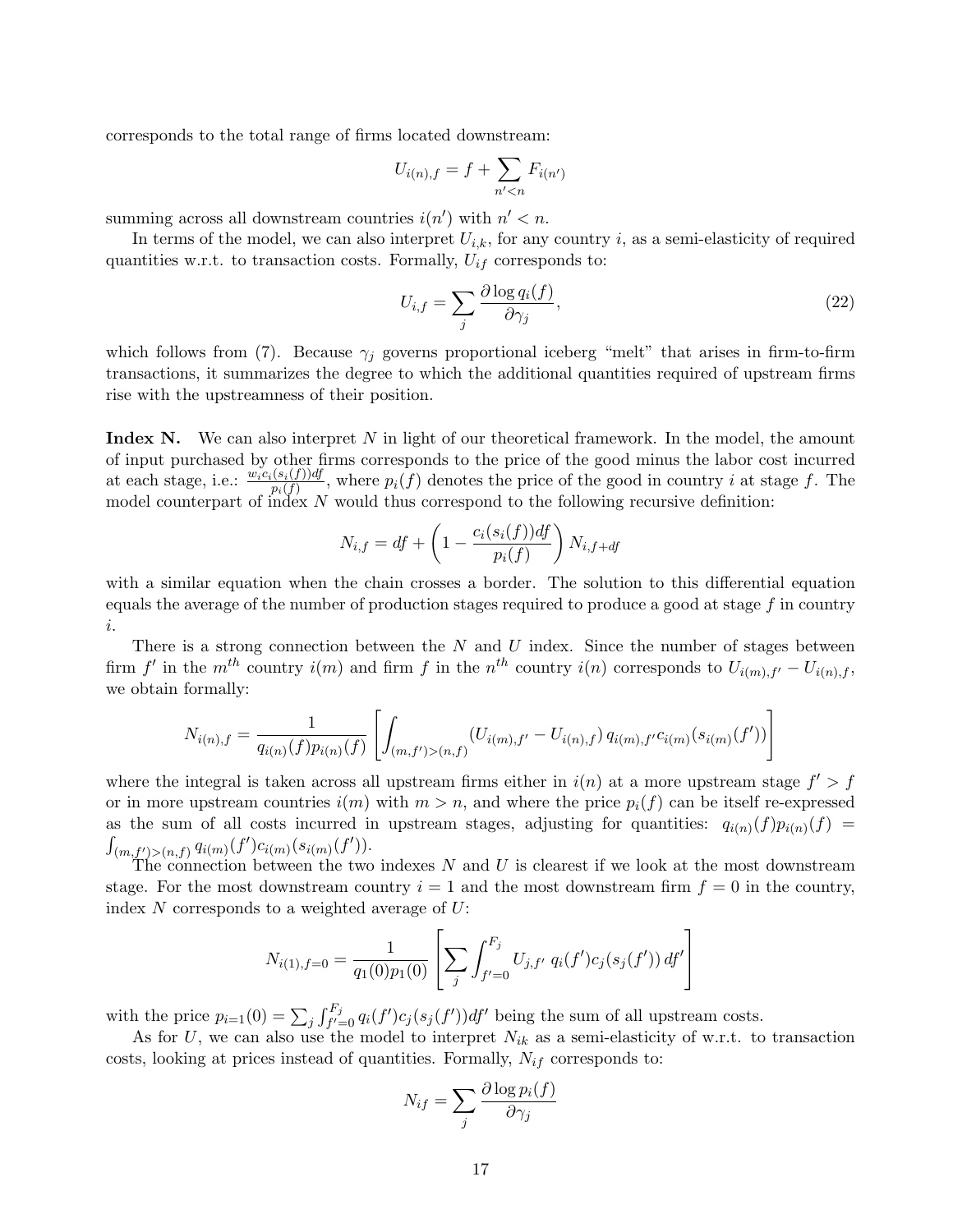corresponds to the total range of firms located downstream:

$$U_{i(n),f} = f + \sum_{n'<n} F_{i(n')}$$

summing across all downstream countries $i(n')$ with $n' < n$.

In terms of the model, we can also interpret $U_{i,k}$, for any country $i$, as a semi-elasticity of required quantities w.r.t. to transaction costs. Formally, $U_{if}$ corresponds to:

$$U_{i,f} = \sum_j \frac{\partial \log q_i(f)}{\partial \gamma_j}, \tag{22}$$

which follows from (7). Because $\gamma_j$ governs proportional iceberg "melt" that arises in firm-to-firm transactions, it summarizes the degree to which the additional quantities required of upstream firms rise with the upstreamness of their position.

**Index N.** We can also interpret $N$ in light of our theoretical framework. In the model, the amount of input purchased by other firms corresponds to the price of the good minus the labor cost incurred at each stage, i.e.: $\frac{w_i c_i(s_i(f))df}{p_i(f)}$, where $p_i(f)$ denotes the price of the good in country $i$ at stage $f$. The model counterpart of index $N$ would thus correspond to the following recursive definition:

$$N_{i,f} = df + \left(1 - \frac{c_i(s_i(f))df}{p_i(f)}\right) N_{i,f+df}$$

with a similar equation when the chain crosses a border. The solution to this differential equation equals the average of the number of production stages required to produce a good at stage $f$ in country $i$.

There is a strong connection between the $N$ and $U$ index. Since the number of stages between firm $f'$ in the $m^{th}$ country $i(m)$ and firm $f$ in the $n^{th}$ country $i(n)$ corresponds to $U_{i(m),f'} - U_{i(n),f}$, we obtain formally:

$$N_{i(n),f} = \frac{1}{q_{i(n)}(f)p_{i(n)}(f)} \left[ \int_{(m,f')>(n,f)} \left(U_{i(m),f'} - U_{i(n),f}\right) q_{i(m),f'} c_{i(m)}(s_{i(m)}(f')) \right]$$

where the integral is taken across all upstream firms either in $i(n)$ at a more upstream stage $f' > f$ or in more upstream countries $i(m)$ with $m > n$, and where the price $p_i(f)$ can be itself re-expressed as the sum of all costs incurred in upstream stages, adjusting for quantities: $q_{i(n)}(f)p_{i(n)}(f) = \int_{(m,f')>(n,f)} q_{i(m)}(f')c_{i(m)}(s_{i(m)}(f'))$.

The connection between the two indexes $N$ and $U$ is clearest if we look at the most downstream stage. For the most downstream country $i = 1$ and the most downstream firm $f = 0$ in the country, index $N$ corresponds to a weighted average of $U$:

$$N_{i(1),f=0} = \frac{1}{q_1(0)p_1(0)} \left[ \sum_j \int_{f'=0}^{F_j} U_{j,f'} \; q_i(f')c_j(s_j(f'))\, df' \right]$$

with the price $p_{i=1}(0) = \sum_j \int_{f'=0}^{F_j} q_i(f')c_j(s_j(f'))df'$ being the sum of all upstream costs.

As for $U$, we can also use the model to interpret $N_{ik}$ as a semi-elasticity of w.r.t. to transaction costs, looking at prices instead of quantities. Formally, $N_{if}$ corresponds to:

$$N_{if} = \sum_j \frac{\partial \log p_i(f)}{\partial \gamma_j}$$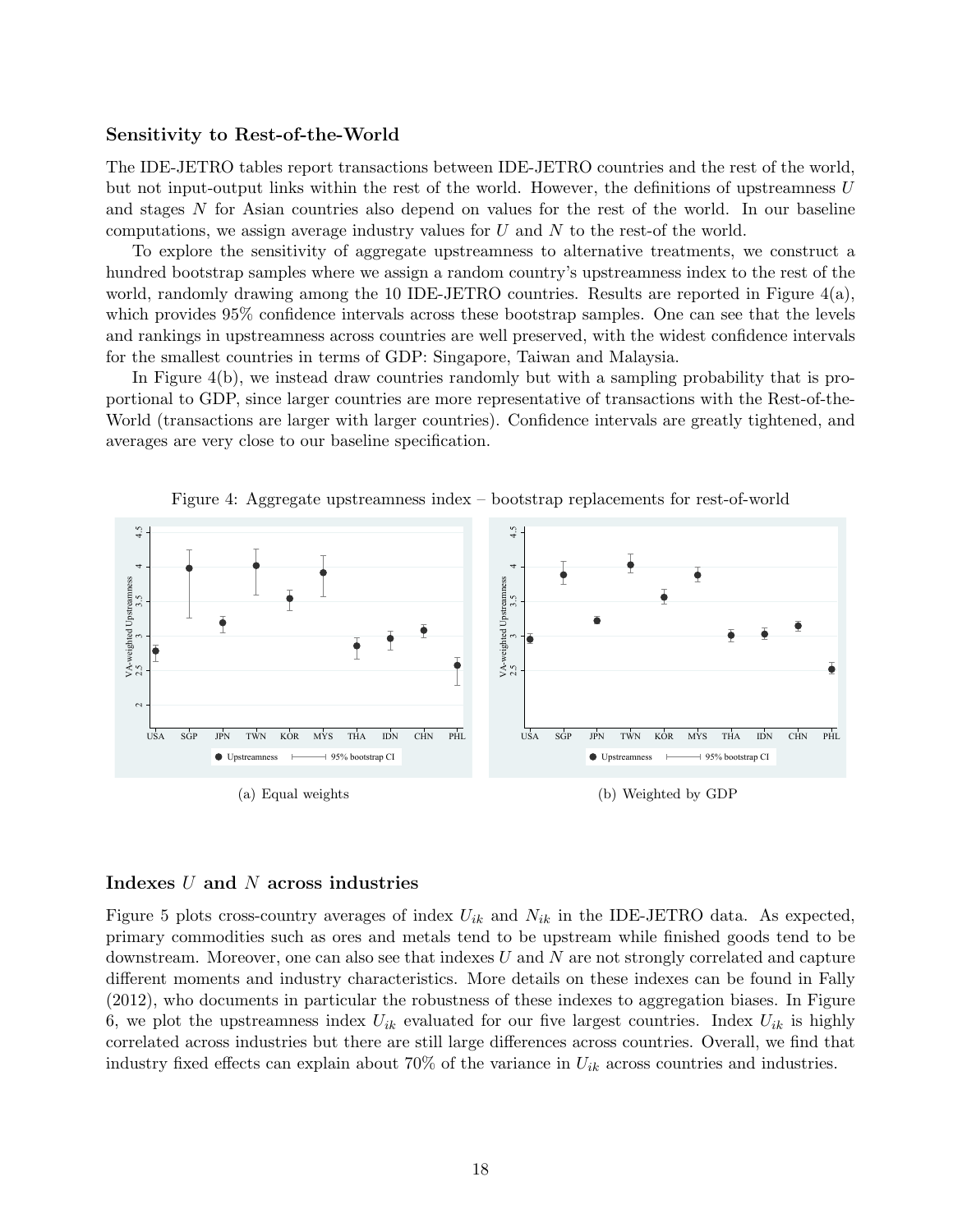### Sensitivity to Rest-of-the-World

The IDE-JETRO tables report transactions between IDE-JETRO countries and the rest of the world, but not input-output links within the rest of the world. However, the definitions of upstreamness $U$ and stages $N$ for Asian countries also depend on values for the rest of the world. In our baseline computations, we assign average industry values for $U$ and $N$ to the rest-of the world.

To explore the sensitivity of aggregate upstreamness to alternative treatments, we construct a hundred bootstrap samples where we assign a random country's upstreamness index to the rest of the world, randomly drawing among the 10 IDE-JETRO countries. Results are reported in Figure 4(a), which provides 95% confidence intervals across these bootstrap samples. One can see that the levels and rankings in upstreamness across countries are well preserved, with the widest confidence intervals for the smallest countries in terms of GDP: Singapore, Taiwan and Malaysia.

In Figure 4(b), we instead draw countries randomly but with a sampling probability that is proportional to GDP, since larger countries are more representative of transactions with the Rest-of-the-World (transactions are larger with larger countries). Confidence intervals are greatly tightened, and averages are very close to our baseline specification.

Figure 4: Aggregate upstreamness index – bootstrap replacements for rest-of-world

(a) Equal weights

(b) Weighted by GDP

### Indexes $U$ and $N$ across industries

Figure 5 plots cross-country averages of index $U_{ik}$ and $N_{ik}$ in the IDE-JETRO data. As expected, primary commodities such as ores and metals tend to be upstream while finished goods tend to be downstream. Moreover, one can also see that indexes $U$ and $N$ are not strongly correlated and capture different moments and industry characteristics. More details on these indexes can be found in Fally (2012), who documents in particular the robustness of these indexes to aggregation biases. In Figure 6, we plot the upstreamness index $U_{ik}$ evaluated for our five largest countries. Index $U_{ik}$ is highly correlated across industries but there are still large differences across countries. Overall, we find that industry fixed effects can explain about 70% of the variance in $U_{ik}$ across countries and industries.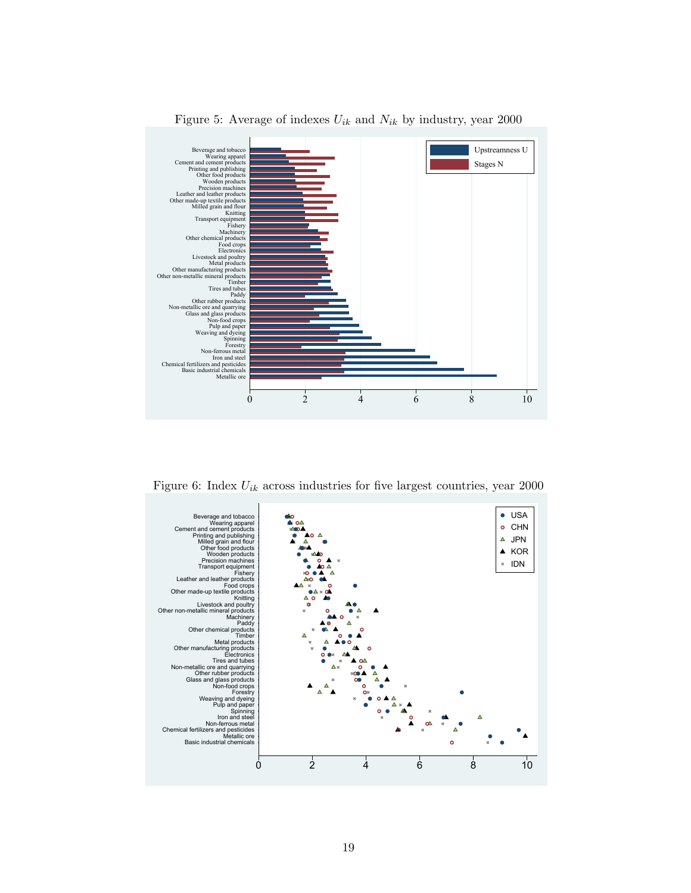Figure 5: Average of indexes $U_{ik}$ and $N_{ik}$ by industry, year 2000

Beverage and tobacco
Wearing apparel
Cement and cement products
Printing and publishing
Other food products
Wooden products
Precision machines
Leather and leather products
Other made-up textile products
Milled grain and flour
Knitting
Transport equipment
Fishery
Machinery
Other chemical products
Food crops
Electronics
Livestock and poultry
Metal products
Other manufacturing products
Other non-metallic mineral products
Timber
Tires and tubes
Paddy
Other rubber products
Non-metallic ore and quarrying
Glass and glass products
Non-food crops
Pulp and paper
Weaving and dyeing
Spinning
Forestry
Non-ferrous metal
Iron and steel
Chemical fertilizers and pesticides
Basic industrial chemicals
Metallic ore

0 2 4 6 8 10

Upstreamness U
Stages N

Figure 6: Index $U_{ik}$ across industries for five largest countries, year 2000

Beverage and tobacco
Wearing apparel
Cement and cement products
Printing and publishing
Milled grain and flour
Other food products
Wooden products
Precision machines
Transport equipment
Fishery
Leather and leather products
Food crops
Other made-up textile products
Knitting
Livestock and poultry
Other non-metallic mineral products
Machinery
Paddy
Other chemical products
Timber
Metal products
Other manufacturing products
Electronics
Tires and tubes
Non-metallic ore and quarrying
Other rubber products
Glass and glass products
Non-food crops
Forestry
Weaving and dyeing
Pulp and paper
Spinning
Iron and steel
Non-ferrous metal
Chemical fertilizers and pesticides
Metallic ore
Basic industrial chemicals

0 2 4 6 8 10

USA
CHN
JPN
KOR
IDN